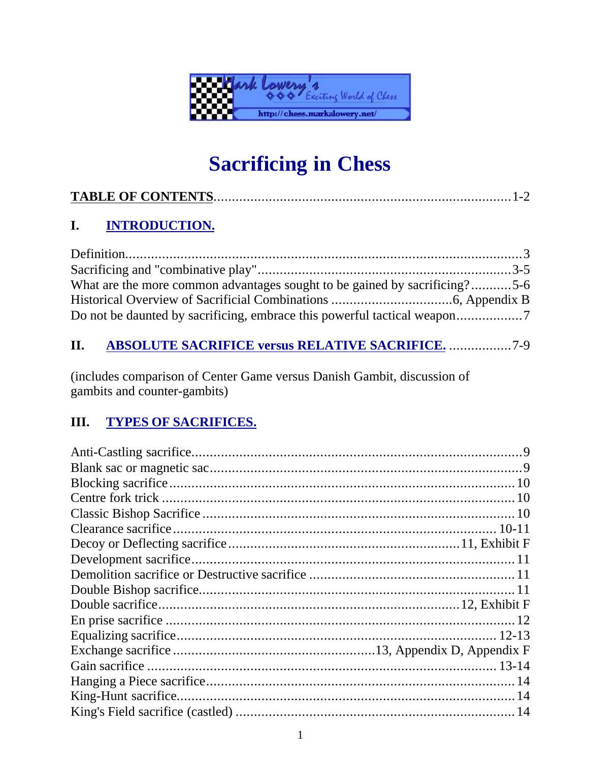# Sacrificing in Chess

**TABLE OF CONTENTS**................................................................................1-2

## I. INTRODUCTION.

Definition..........................................................................................3
Sacrificing and "combinative play".....................................................................3-5
What are the more common advantages sought to be gained by sacrificing?...........5-6
Historical Overview of Sacrificial Combinations ................................6, Appendix B
Do not be daunted by sacrificing, embrace this powerful tactical weapon.................7

## II. ABSOLUTE SACRIFICE versus RELATIVE SACRIFICE. .................7-9

(includes comparison of Center Game versus Danish Gambit, discussion of gambits and counter-gambits)

## III. TYPES OF SACRIFICES.

Anti-Castling sacrifice.........................................................................................9
Blank sac or magnetic sac....................................................................................9
Blocking sacrifice..............................................................................................10
Centre fork trick ...............................................................................................10
Classic Bishop Sacrifice .....................................................................................10
Clearance sacrifice.......................................................................................10-11
Decoy or Deflecting sacrifice...............................................................11, Exhibit F
Development sacrifice........................................................................................11
Demolition sacrifice or Destructive sacrifice .......................................................11
Double Bishop sacrifice......................................................................................11
Double sacrifice.................................................................................12, Exhibit F
En prise sacrifice ..............................................................................................12
Equalizing sacrifice......................................................................................12-13
Exchange sacrifice .......................................................13, Appendix D, Appendix F
Gain sacrifice ...............................................................................................13-14
Hanging a Piece sacrifice....................................................................................14
King-Hunt sacrifice............................................................................................14
King's Field sacrifice (castled) ...........................................................................14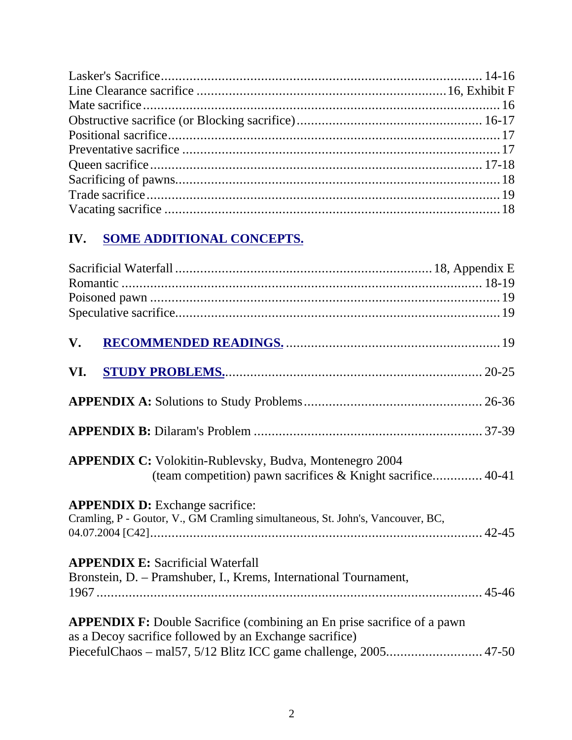Lasker's Sacrifice ........................................................................................ 14-16
Line Clearance sacrifice ..................................................................... 16, Exhibit F
Mate sacrifice .................................................................................................. 16
Obstructive sacrifice (or Blocking sacrifice) ................................................... 16-17
Positional sacrifice ............................................................................................ 17
Preventative sacrifice ........................................................................................ 17
Queen sacrifice .............................................................................................. 17-18
Sacrificing of pawns .......................................................................................... 18
Trade sacrifice .................................................................................................. 19
Vacating sacrifice .............................................................................................. 18

## IV. SOME ADDITIONAL CONCEPTS.

Sacrificial Waterfall ....................................................................... 18, Appendix E
Romantic ....................................................................................................... 18-19
Poisoned pawn .................................................................................................. 19
Speculative sacrifice .......................................................................................... 19

## V. RECOMMENDED READINGS. ........................................................... 19

## VI. STUDY PROBLEMS. ........................................................................ 20-25

**APPENDIX A:** Solutions to Study Problems .............................................. 26-36

**APPENDIX B:** Dilaram's Problem ............................................................. 37-39

**APPENDIX C:** Volokitin-Rublevsky, Budva, Montenegro 2004
(team competition) pawn sacrifices & Knight sacrifice .............. 40-41

**APPENDIX D:** Exchange sacrifice:
Cramling, P - Goutor, V., GM Cramling simultaneous, St. John's, Vancouver, BC, 04.07.2004 [C42] ........................................................................... 42-45

**APPENDIX E:** Sacrificial Waterfall
Bronstein, D. – Pramshuber, I., Krems, International Tournament, 1967 ........................................................................................ 45-46

**APPENDIX F:** Double Sacrifice (combining an En prise sacrifice of a pawn as a Decoy sacrifice followed by an Exchange sacrifice)
PiecefulChaos – mal57, 5/12 Blitz ICC game challenge, 2005 .......................... 47-50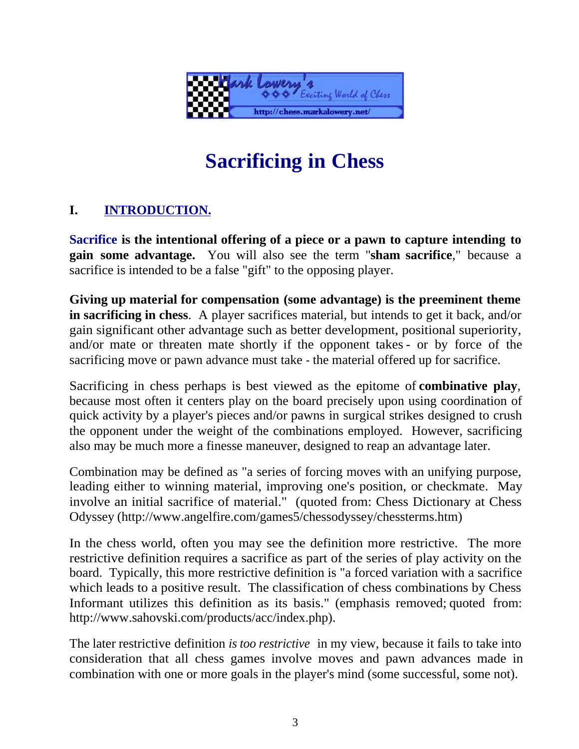# Sacrificing in Chess

## I. INTRODUCTION.

**Sacrifice is the intentional offering of a piece or a pawn to capture intending to gain some advantage.** You will also see the term "**sham sacrifice**," because a sacrifice is intended to be a false "gift" to the opposing player.

**Giving up material for compensation (some advantage) is the preeminent theme in sacrificing in chess**. A player sacrifices material, but intends to get it back, and/or gain significant other advantage such as better development, positional superiority, and/or mate or threaten mate shortly if the opponent takes - or by force of the sacrificing move or pawn advance must take - the material offered up for sacrifice.

Sacrificing in chess perhaps is best viewed as the epitome of **combinative play**, because most often it centers play on the board precisely upon using coordination of quick activity by a player's pieces and/or pawns in surgical strikes designed to crush the opponent under the weight of the combinations employed. However, sacrificing also may be much more a finesse maneuver, designed to reap an advantage later.

Combination may be defined as "a series of forcing moves with an unifying purpose, leading either to winning material, improving one's position, or checkmate. May involve an initial sacrifice of material." (quoted from: Chess Dictionary at Chess Odyssey (http://www.angelfire.com/games5/chessodyssey/chessterms.htm)

In the chess world, often you may see the definition more restrictive. The more restrictive definition requires a sacrifice as part of the series of play activity on the board. Typically, this more restrictive definition is "a forced variation with a sacrifice which leads to a positive result. The classification of chess combinations by Chess Informant utilizes this definition as its basis." (emphasis removed; quoted from: http://www.sahovski.com/products/acc/index.php).

The later restrictive definition *is too restrictive* in my view, because it fails to take into consideration that all chess games involve moves and pawn advances made in combination with one or more goals in the player's mind (some successful, some not).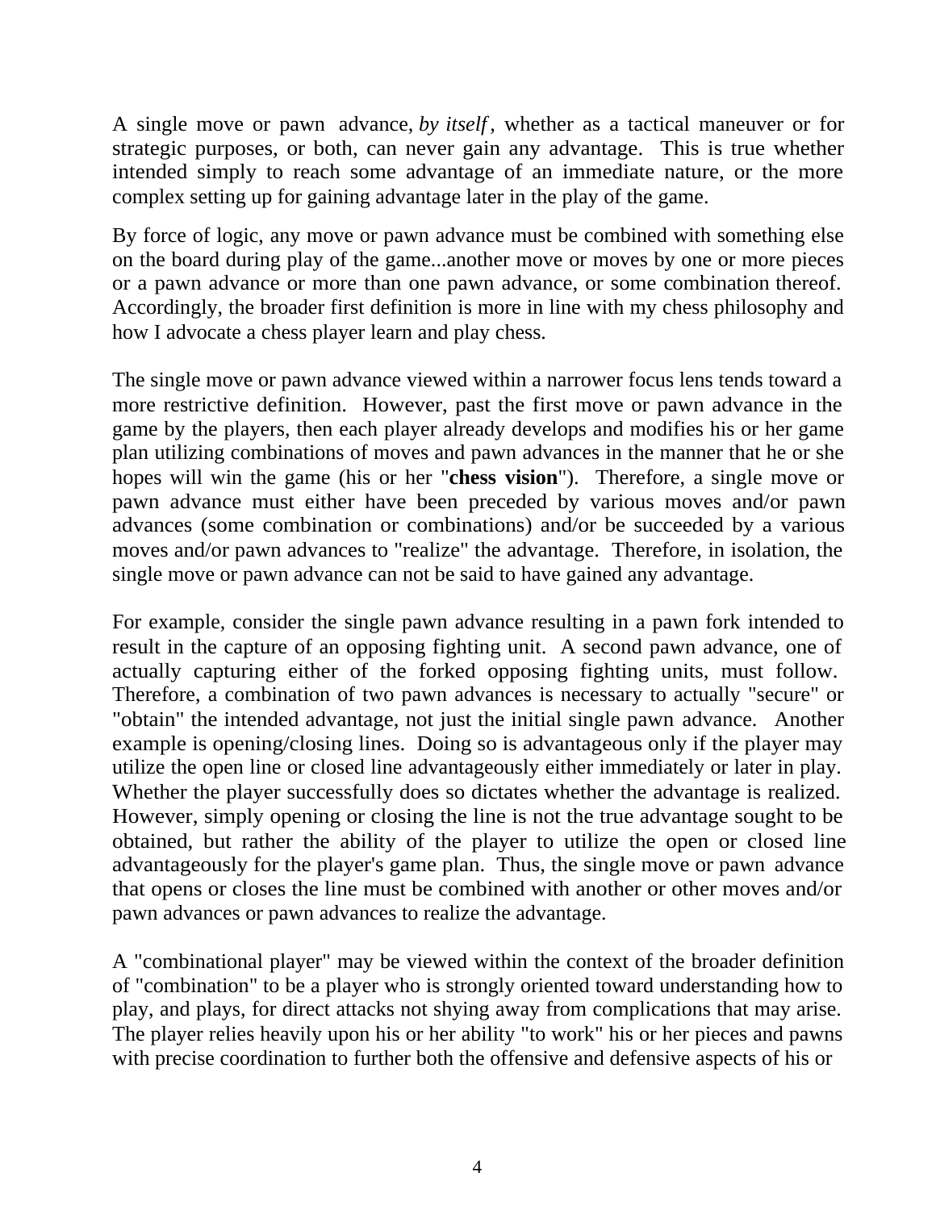A single move or pawn advance, *by itself*, whether as a tactical maneuver or for strategic purposes, or both, can never gain any advantage. This is true whether intended simply to reach some advantage of an immediate nature, or the more complex setting up for gaining advantage later in the play of the game.

By force of logic, any move or pawn advance must be combined with something else on the board during play of the game...another move or moves by one or more pieces or a pawn advance or more than one pawn advance, or some combination thereof. Accordingly, the broader first definition is more in line with my chess philosophy and how I advocate a chess player learn and play chess.

The single move or pawn advance viewed within a narrower focus lens tends toward a more restrictive definition. However, past the first move or pawn advance in the game by the players, then each player already develops and modifies his or her game plan utilizing combinations of moves and pawn advances in the manner that he or she hopes will win the game (his or her "**chess vision**"). Therefore, a single move or pawn advance must either have been preceded by various moves and/or pawn advances (some combination or combinations) and/or be succeeded by a various moves and/or pawn advances to "realize" the advantage. Therefore, in isolation, the single move or pawn advance can not be said to have gained any advantage.

For example, consider the single pawn advance resulting in a pawn fork intended to result in the capture of an opposing fighting unit. A second pawn advance, one of actually capturing either of the forked opposing fighting units, must follow. Therefore, a combination of two pawn advances is necessary to actually "secure" or "obtain" the intended advantage, not just the initial single pawn advance. Another example is opening/closing lines. Doing so is advantageous only if the player may utilize the open line or closed line advantageously either immediately or later in play. Whether the player successfully does so dictates whether the advantage is realized. However, simply opening or closing the line is not the true advantage sought to be obtained, but rather the ability of the player to utilize the open or closed line advantageously for the player's game plan. Thus, the single move or pawn advance that opens or closes the line must be combined with another or other moves and/or pawn advances or pawn advances to realize the advantage.

A "combinational player" may be viewed within the context of the broader definition of "combination" to be a player who is strongly oriented toward understanding how to play, and plays, for direct attacks not shying away from complications that may arise. The player relies heavily upon his or her ability "to work" his or her pieces and pawns with precise coordination to further both the offensive and defensive aspects of his or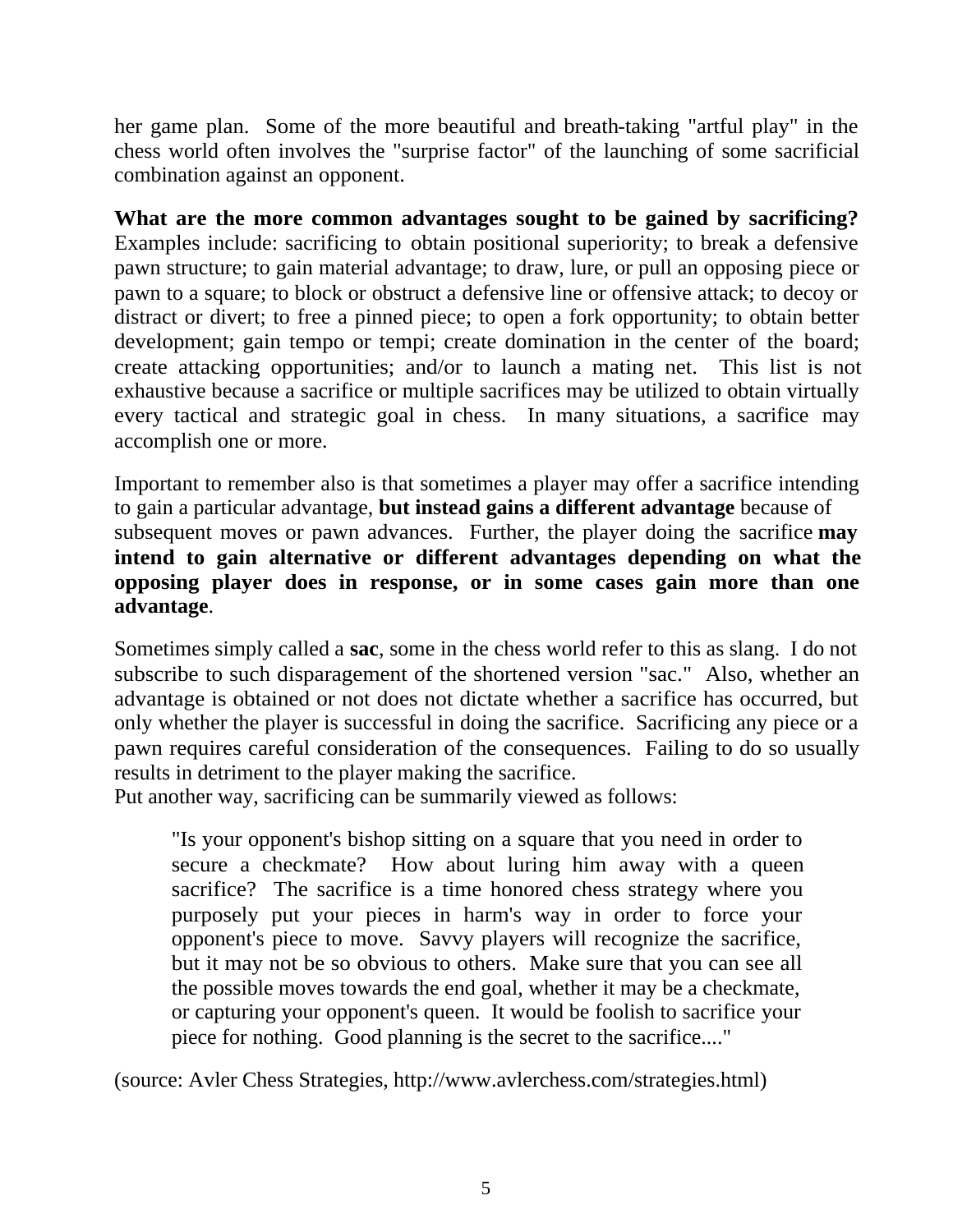her game plan. Some of the more beautiful and breath-taking "artful play" in the chess world often involves the "surprise factor" of the launching of some sacrificial combination against an opponent.

**What are the more common advantages sought to be gained by sacrificing?** Examples include: sacrificing to obtain positional superiority; to break a defensive pawn structure; to gain material advantage; to draw, lure, or pull an opposing piece or pawn to a square; to block or obstruct a defensive line or offensive attack; to decoy or distract or divert; to free a pinned piece; to open a fork opportunity; to obtain better development; gain tempo or tempi; create domination in the center of the board; create attacking opportunities; and/or to launch a mating net. This list is not exhaustive because a sacrifice or multiple sacrifices may be utilized to obtain virtually every tactical and strategic goal in chess. In many situations, a sacrifice may accomplish one or more.

Important to remember also is that sometimes a player may offer a sacrifice intending to gain a particular advantage, **but instead gains a different advantage** because of subsequent moves or pawn advances. Further, the player doing the sacrifice **may intend to gain alternative or different advantages depending on what the opposing player does in response, or in some cases gain more than one advantage**.

Sometimes simply called a **sac**, some in the chess world refer to this as slang. I do not subscribe to such disparagement of the shortened version "sac." Also, whether an advantage is obtained or not does not dictate whether a sacrifice has occurred, but only whether the player is successful in doing the sacrifice. Sacrificing any piece or a pawn requires careful consideration of the consequences. Failing to do so usually results in detriment to the player making the sacrifice.
Put another way, sacrificing can be summarily viewed as follows:

> "Is your opponent's bishop sitting on a square that you need in order to secure a checkmate? How about luring him away with a queen sacrifice? The sacrifice is a time honored chess strategy where you purposely put your pieces in harm's way in order to force your opponent's piece to move. Savvy players will recognize the sacrifice, but it may not be so obvious to others. Make sure that you can see all the possible moves towards the end goal, whether it may be a checkmate, or capturing your opponent's queen. It would be foolish to sacrifice your piece for nothing. Good planning is the secret to the sacrifice...."

(source: Avler Chess Strategies, http://www.avlerchess.com/strategies.html)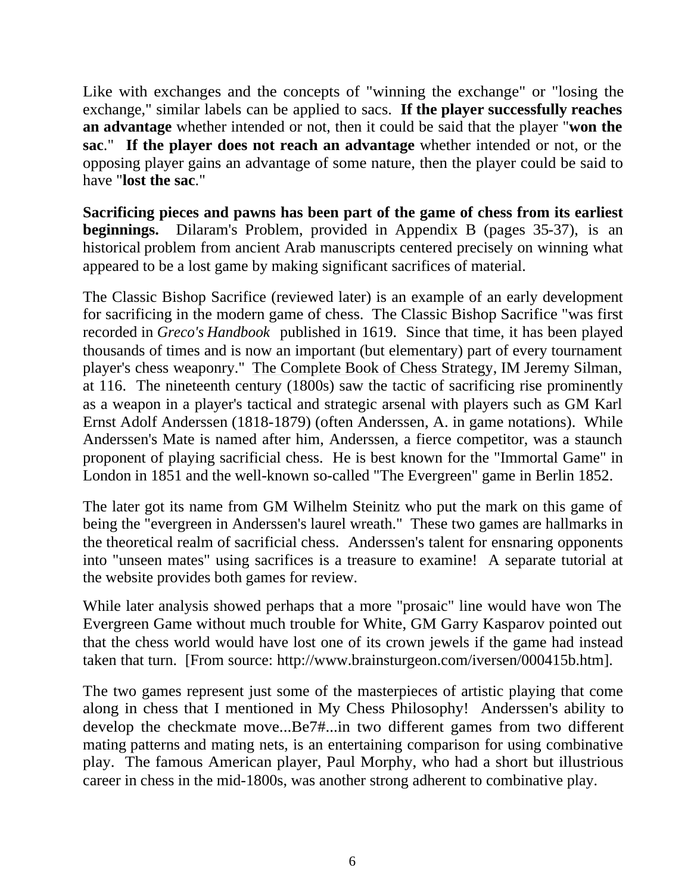Like with exchanges and the concepts of "winning the exchange" or "losing the exchange," similar labels can be applied to sacs. **If the player successfully reaches an advantage** whether intended or not, then it could be said that the player "**won the sac**." **If the player does not reach an advantage** whether intended or not, or the opposing player gains an advantage of some nature, then the player could be said to have "**lost the sac**."

**Sacrificing pieces and pawns has been part of the game of chess from its earliest beginnings.** Dilaram's Problem, provided in Appendix B (pages 35-37), is an historical problem from ancient Arab manuscripts centered precisely on winning what appeared to be a lost game by making significant sacrifices of material.

The Classic Bishop Sacrifice (reviewed later) is an example of an early development for sacrificing in the modern game of chess. The Classic Bishop Sacrifice "was first recorded in *Greco's Handbook* published in 1619. Since that time, it has been played thousands of times and is now an important (but elementary) part of every tournament player's chess weaponry." The Complete Book of Chess Strategy, IM Jeremy Silman, at 116. The nineteenth century (1800s) saw the tactic of sacrificing rise prominently as a weapon in a player's tactical and strategic arsenal with players such as GM Karl Ernst Adolf Anderssen (1818-1879) (often Anderssen, A. in game notations). While Anderssen's Mate is named after him, Anderssen, a fierce competitor, was a staunch proponent of playing sacrificial chess. He is best known for the "Immortal Game" in London in 1851 and the well-known so-called "The Evergreen" game in Berlin 1852.

The later got its name from GM Wilhelm Steinitz who put the mark on this game of being the "evergreen in Anderssen's laurel wreath." These two games are hallmarks in the theoretical realm of sacrificial chess. Anderssen's talent for ensnaring opponents into "unseen mates" using sacrifices is a treasure to examine! A separate tutorial at the website provides both games for review.

While later analysis showed perhaps that a more "prosaic" line would have won The Evergreen Game without much trouble for White, GM Garry Kasparov pointed out that the chess world would have lost one of its crown jewels if the game had instead taken that turn. [From source: http://www.brainsturgeon.com/iversen/000415b.htm].

The two games represent just some of the masterpieces of artistic playing that come along in chess that I mentioned in My Chess Philosophy! Anderssen's ability to develop the checkmate move...Be7#...in two different games from two different mating patterns and mating nets, is an entertaining comparison for using combinative play. The famous American player, Paul Morphy, who had a short but illustrious career in chess in the mid-1800s, was another strong adherent to combinative play.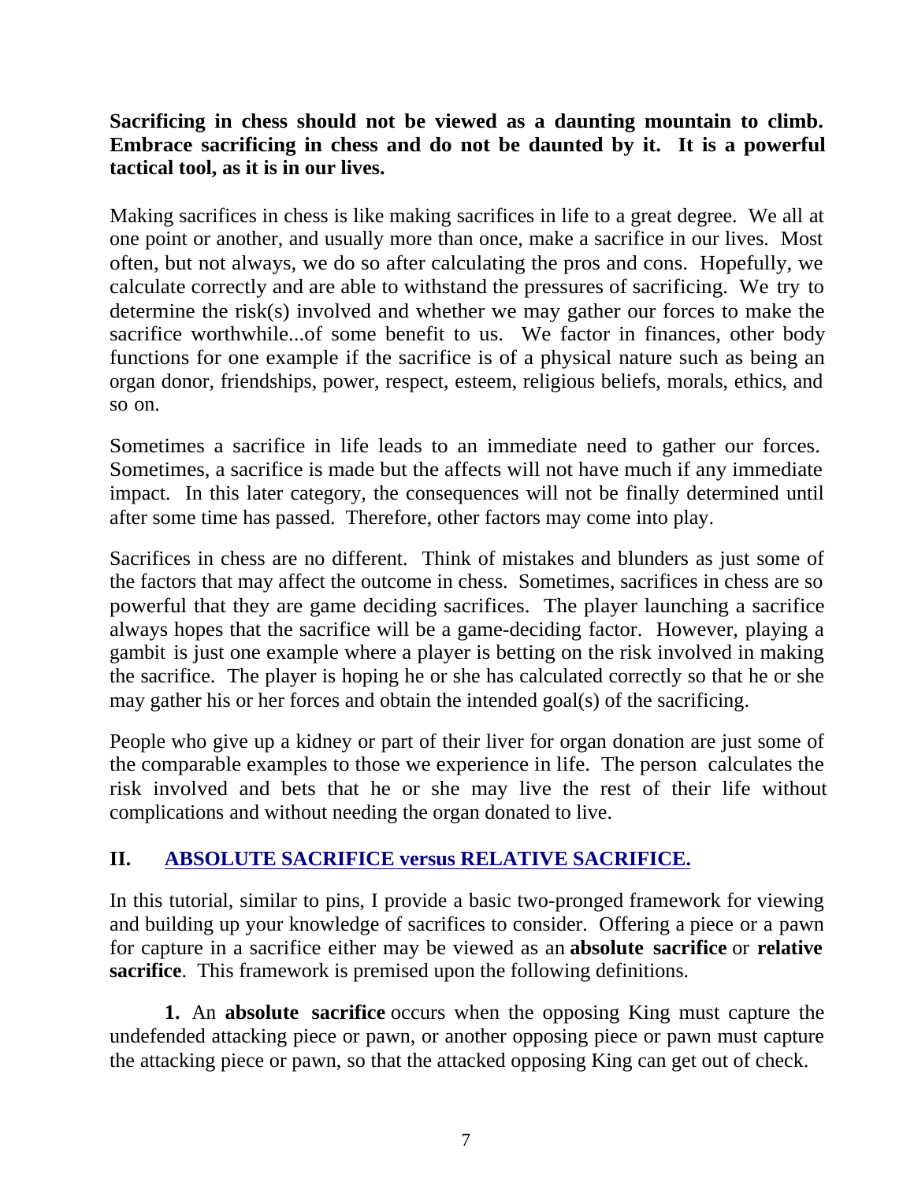**Sacrificing in chess should not be viewed as a daunting mountain to climb. Embrace sacrificing in chess and do not be daunted by it. It is a powerful tactical tool, as it is in our lives.**

Making sacrifices in chess is like making sacrifices in life to a great degree. We all at one point or another, and usually more than once, make a sacrifice in our lives. Most often, but not always, we do so after calculating the pros and cons. Hopefully, we calculate correctly and are able to withstand the pressures of sacrificing. We try to determine the risk(s) involved and whether we may gather our forces to make the sacrifice worthwhile...of some benefit to us. We factor in finances, other body functions for one example if the sacrifice is of a physical nature such as being an organ donor, friendships, power, respect, esteem, religious beliefs, morals, ethics, and so on.

Sometimes a sacrifice in life leads to an immediate need to gather our forces. Sometimes, a sacrifice is made but the affects will not have much if any immediate impact. In this later category, the consequences will not be finally determined until after some time has passed. Therefore, other factors may come into play.

Sacrifices in chess are no different. Think of mistakes and blunders as just some of the factors that may affect the outcome in chess. Sometimes, sacrifices in chess are so powerful that they are game deciding sacrifices. The player launching a sacrifice always hopes that the sacrifice will be a game-deciding factor. However, playing a gambit is just one example where a player is betting on the risk involved in making the sacrifice. The player is hoping he or she has calculated correctly so that he or she may gather his or her forces and obtain the intended goal(s) of the sacrificing.

People who give up a kidney or part of their liver for organ donation are just some of the comparable examples to those we experience in life. The person calculates the risk involved and bets that he or she may live the rest of their life without complications and without needing the organ donated to live.

## II. ABSOLUTE SACRIFICE versus RELATIVE SACRIFICE.

In this tutorial, similar to pins, I provide a basic two-pronged framework for viewing and building up your knowledge of sacrifices to consider. Offering a piece or a pawn for capture in a sacrifice either may be viewed as an **absolute sacrifice** or **relative sacrifice**. This framework is premised upon the following definitions.

**1.** An **absolute sacrifice** occurs when the opposing King must capture the undefended attacking piece or pawn, or another opposing piece or pawn must capture the attacking piece or pawn, so that the attacked opposing King can get out of check.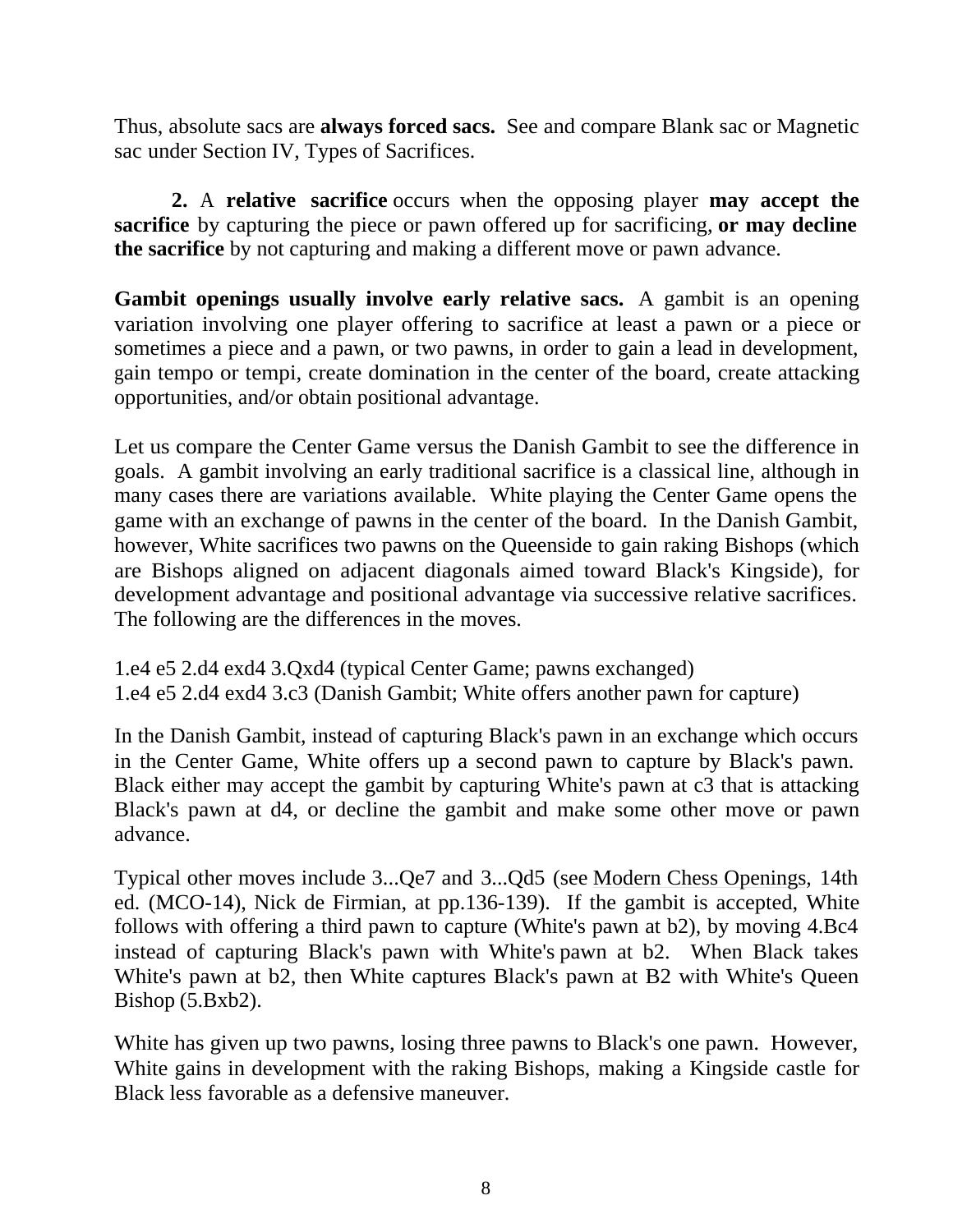Thus, absolute sacs are **always forced sacs.** See and compare Blank sac or Magnetic sac under Section IV, Types of Sacrifices.

**2.** A **relative sacrifice** occurs when the opposing player **may accept the sacrifice** by capturing the piece or pawn offered up for sacrificing, **or may decline the sacrifice** by not capturing and making a different move or pawn advance.

**Gambit openings usually involve early relative sacs.** A gambit is an opening variation involving one player offering to sacrifice at least a pawn or a piece or sometimes a piece and a pawn, or two pawns, in order to gain a lead in development, gain tempo or tempi, create domination in the center of the board, create attacking opportunities, and/or obtain positional advantage.

Let us compare the Center Game versus the Danish Gambit to see the difference in goals. A gambit involving an early traditional sacrifice is a classical line, although in many cases there are variations available. White playing the Center Game opens the game with an exchange of pawns in the center of the board. In the Danish Gambit, however, White sacrifices two pawns on the Queenside to gain raking Bishops (which are Bishops aligned on adjacent diagonals aimed toward Black's Kingside), for development advantage and positional advantage via successive relative sacrifices. The following are the differences in the moves.

1.e4 e5 2.d4 exd4 3.Qxd4 (typical Center Game; pawns exchanged)
1.e4 e5 2.d4 exd4 3.c3 (Danish Gambit; White offers another pawn for capture)

In the Danish Gambit, instead of capturing Black's pawn in an exchange which occurs in the Center Game, White offers up a second pawn to capture by Black's pawn. Black either may accept the gambit by capturing White's pawn at c3 that is attacking Black's pawn at d4, or decline the gambit and make some other move or pawn advance.

Typical other moves include 3...Qe7 and 3...Qd5 (see Modern Chess Openings, 14th ed. (MCO-14), Nick de Firmian, at pp.136-139). If the gambit is accepted, White follows with offering a third pawn to capture (White's pawn at b2), by moving 4.Bc4 instead of capturing Black's pawn with White's pawn at b2. When Black takes White's pawn at b2, then White captures Black's pawn at B2 with White's Queen Bishop (5.Bxb2).

White has given up two pawns, losing three pawns to Black's one pawn. However, White gains in development with the raking Bishops, making a Kingside castle for Black less favorable as a defensive maneuver.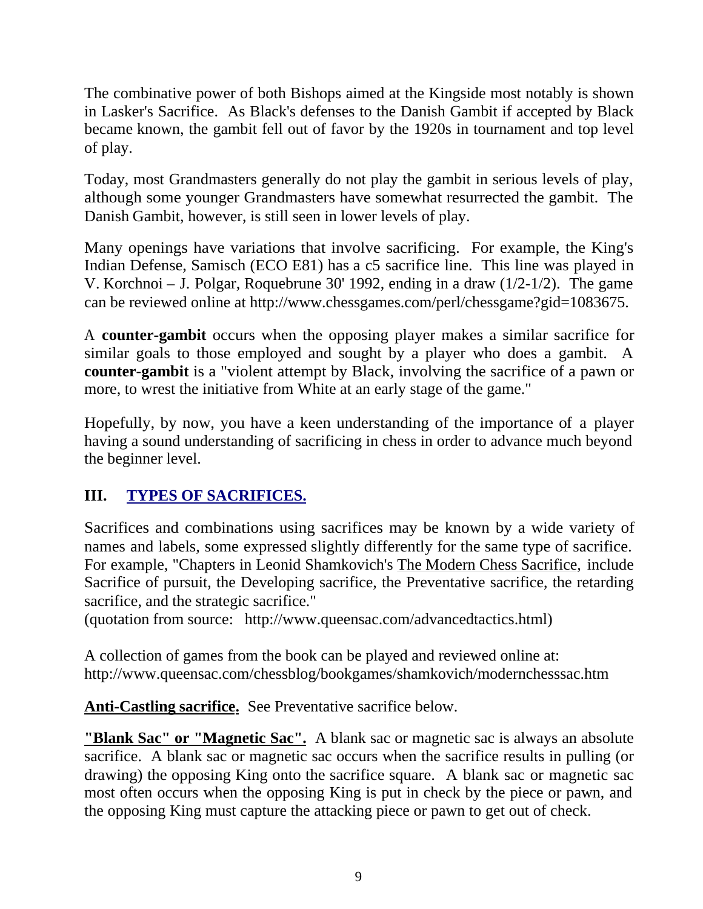The combinative power of both Bishops aimed at the Kingside most notably is shown in Lasker's Sacrifice. As Black's defenses to the Danish Gambit if accepted by Black became known, the gambit fell out of favor by the 1920s in tournament and top level of play.

Today, most Grandmasters generally do not play the gambit in serious levels of play, although some younger Grandmasters have somewhat resurrected the gambit. The Danish Gambit, however, is still seen in lower levels of play.

Many openings have variations that involve sacrificing. For example, the King's Indian Defense, Samisch (ECO E81) has a c5 sacrifice line. This line was played in V. Korchnoi – J. Polgar, Roquebrune 30' 1992, ending in a draw (1/2-1/2). The game can be reviewed online at http://www.chessgames.com/perl/chessgame?gid=1083675.

A **counter-gambit** occurs when the opposing player makes a similar sacrifice for similar goals to those employed and sought by a player who does a gambit. A **counter-gambit** is a "violent attempt by Black, involving the sacrifice of a pawn or more, to wrest the initiative from White at an early stage of the game."

Hopefully, by now, you have a keen understanding of the importance of a player having a sound understanding of sacrificing in chess in order to advance much beyond the beginner level.

## III. TYPES OF SACRIFICES.

Sacrifices and combinations using sacrifices may be known by a wide variety of names and labels, some expressed slightly differently for the same type of sacrifice. For example, "Chapters in Leonid Shamkovich's The Modern Chess Sacrifice, include Sacrifice of pursuit, the Developing sacrifice, the Preventative sacrifice, the retarding sacrifice, and the strategic sacrifice."
(quotation from source: http://www.queensac.com/advancedtactics.html)

A collection of games from the book can be played and reviewed online at:
http://www.queensac.com/chessblog/bookgames/shamkovich/modernchesssac.htm

**Anti-Castling sacrifice.** See Preventative sacrifice below.

**"Blank Sac" or "Magnetic Sac".** A blank sac or magnetic sac is always an absolute sacrifice. A blank sac or magnetic sac occurs when the sacrifice results in pulling (or drawing) the opposing King onto the sacrifice square. A blank sac or magnetic sac most often occurs when the opposing King is put in check by the piece or pawn, and the opposing King must capture the attacking piece or pawn to get out of check.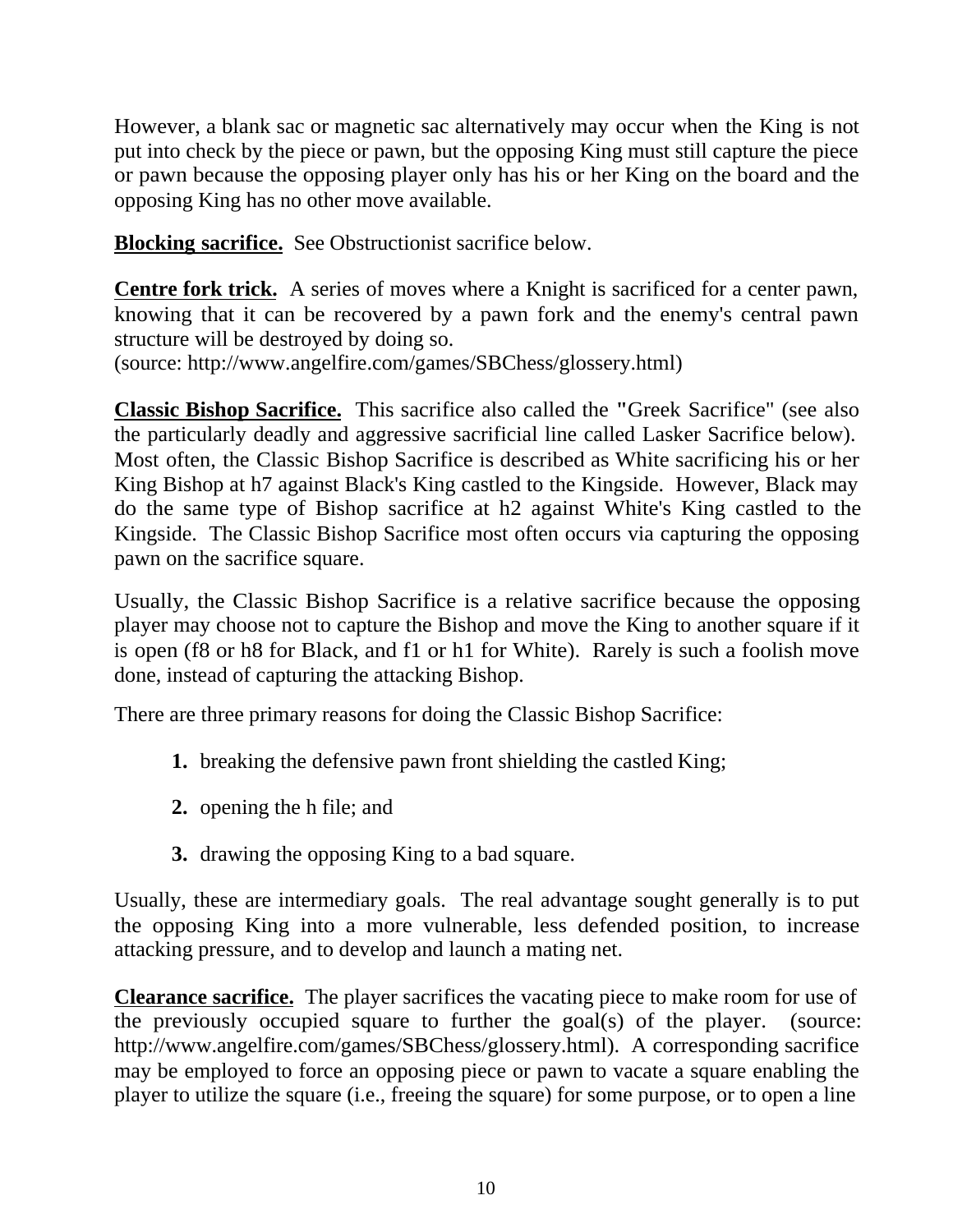However, a blank sac or magnetic sac alternatively may occur when the King is not put into check by the piece or pawn, but the opposing King must still capture the piece or pawn because the opposing player only has his or her King on the board and the opposing King has no other move available.

**Blocking sacrifice.** See Obstructionist sacrifice below.

**Centre fork trick.** A series of moves where a Knight is sacrificed for a center pawn, knowing that it can be recovered by a pawn fork and the enemy's central pawn structure will be destroyed by doing so.
(source: http://www.angelfire.com/games/SBChess/glossery.html)

**Classic Bishop Sacrifice.** This sacrifice also called the "Greek Sacrifice" (see also the particularly deadly and aggressive sacrificial line called Lasker Sacrifice below). Most often, the Classic Bishop Sacrifice is described as White sacrificing his or her King Bishop at h7 against Black's King castled to the Kingside. However, Black may do the same type of Bishop sacrifice at h2 against White's King castled to the Kingside. The Classic Bishop Sacrifice most often occurs via capturing the opposing pawn on the sacrifice square.

Usually, the Classic Bishop Sacrifice is a relative sacrifice because the opposing player may choose not to capture the Bishop and move the King to another square if it is open (f8 or h8 for Black, and f1 or h1 for White). Rarely is such a foolish move done, instead of capturing the attacking Bishop.

There are three primary reasons for doing the Classic Bishop Sacrifice:

1. breaking the defensive pawn front shielding the castled King;
2. opening the h file; and
3. drawing the opposing King to a bad square.

Usually, these are intermediary goals. The real advantage sought generally is to put the opposing King into a more vulnerable, less defended position, to increase attacking pressure, and to develop and launch a mating net.

**Clearance sacrifice.** The player sacrifices the vacating piece to make room for use of the previously occupied square to further the goal(s) of the player. (source: http://www.angelfire.com/games/SBChess/glossery.html). A corresponding sacrifice may be employed to force an opposing piece or pawn to vacate a square enabling the player to utilize the square (i.e., freeing the square) for some purpose, or to open a line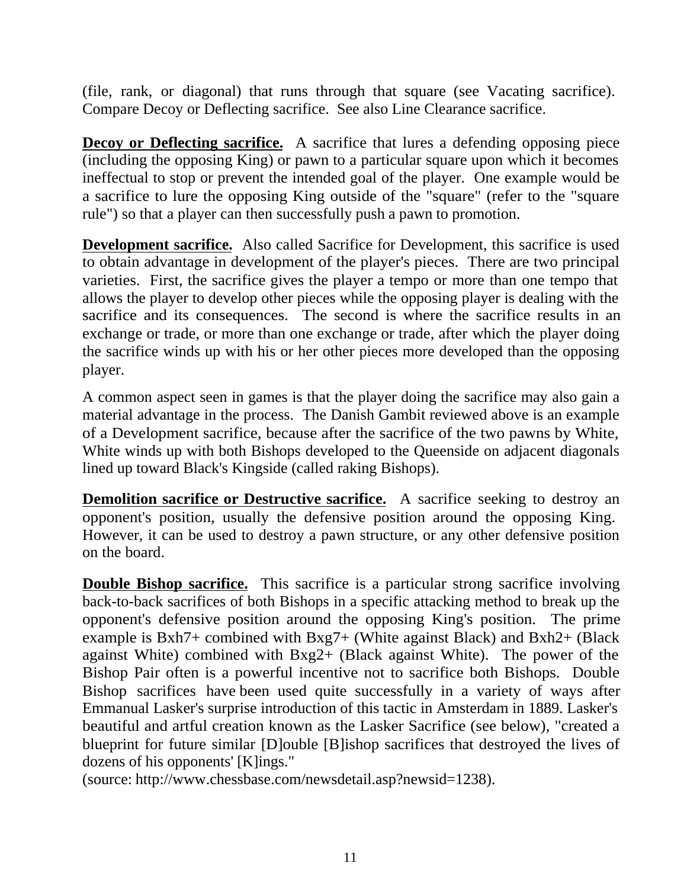(file, rank, or diagonal) that runs through that square (see Vacating sacrifice). Compare Decoy or Deflecting sacrifice. See also Line Clearance sacrifice.

**Decoy or Deflecting sacrifice.** A sacrifice that lures a defending opposing piece (including the opposing King) or pawn to a particular square upon which it becomes ineffectual to stop or prevent the intended goal of the player. One example would be a sacrifice to lure the opposing King outside of the "square" (refer to the "square rule") so that a player can then successfully push a pawn to promotion.

**Development sacrifice.** Also called Sacrifice for Development, this sacrifice is used to obtain advantage in development of the player's pieces. There are two principal varieties. First, the sacrifice gives the player a tempo or more than one tempo that allows the player to develop other pieces while the opposing player is dealing with the sacrifice and its consequences. The second is where the sacrifice results in an exchange or trade, or more than one exchange or trade, after which the player doing the sacrifice winds up with his or her other pieces more developed than the opposing player.

A common aspect seen in games is that the player doing the sacrifice may also gain a material advantage in the process. The Danish Gambit reviewed above is an example of a Development sacrifice, because after the sacrifice of the two pawns by White, White winds up with both Bishops developed to the Queenside on adjacent diagonals lined up toward Black's Kingside (called raking Bishops).

**Demolition sacrifice or Destructive sacrifice.** A sacrifice seeking to destroy an opponent's position, usually the defensive position around the opposing King. However, it can be used to destroy a pawn structure, or any other defensive position on the board.

**Double Bishop sacrifice.** This sacrifice is a particular strong sacrifice involving back-to-back sacrifices of both Bishops in a specific attacking method to break up the opponent's defensive position around the opposing King's position. The prime example is Bxh7+ combined with Bxg7+ (White against Black) and Bxh2+ (Black against White) combined with Bxg2+ (Black against White). The power of the Bishop Pair often is a powerful incentive not to sacrifice both Bishops. Double Bishop sacrifices have been used quite successfully in a variety of ways after Emmanual Lasker's surprise introduction of this tactic in Amsterdam in 1889. Lasker's beautiful and artful creation known as the Lasker Sacrifice (see below), "created a blueprint for future similar [D]ouble [B]ishop sacrifices that destroyed the lives of dozens of his opponents' [K]ings."
(source: http://www.chessbase.com/newsdetail.asp?newsid=1238).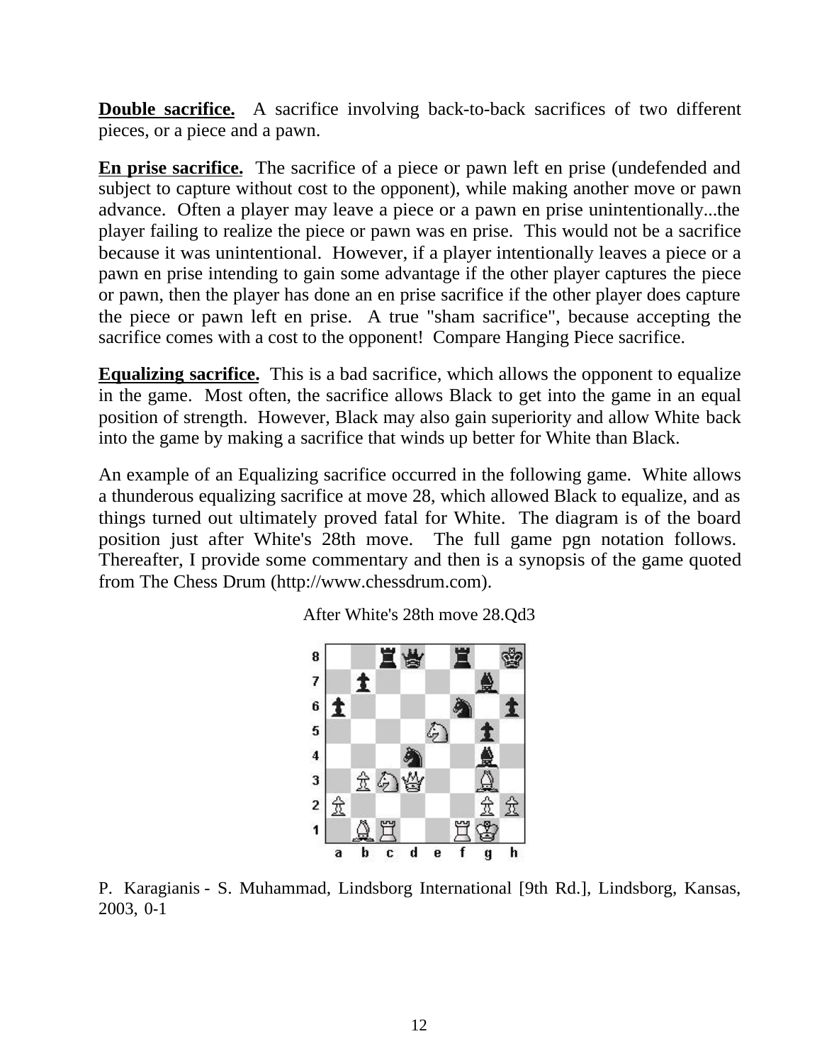**Double sacrifice.** A sacrifice involving back-to-back sacrifices of two different pieces, or a piece and a pawn.

**En prise sacrifice.** The sacrifice of a piece or pawn left en prise (undefended and subject to capture without cost to the opponent), while making another move or pawn advance. Often a player may leave a piece or a pawn en prise unintentionally...the player failing to realize the piece or pawn was en prise. This would not be a sacrifice because it was unintentional. However, if a player intentionally leaves a piece or a pawn en prise intending to gain some advantage if the other player captures the piece or pawn, then the player has done an en prise sacrifice if the other player does capture the piece or pawn left en prise. A true "sham sacrifice", because accepting the sacrifice comes with a cost to the opponent! Compare Hanging Piece sacrifice.

**Equalizing sacrifice.** This is a bad sacrifice, which allows the opponent to equalize in the game. Most often, the sacrifice allows Black to get into the game in an equal position of strength. However, Black may also gain superiority and allow White back into the game by making a sacrifice that winds up better for White than Black.

An example of an Equalizing sacrifice occurred in the following game. White allows a thunderous equalizing sacrifice at move 28, which allowed Black to equalize, and as things turned out ultimately proved fatal for White. The diagram is of the board position just after White's 28th move. The full game pgn notation follows. Thereafter, I provide some commentary and then is a synopsis of the game quoted from The Chess Drum (http://www.chessdrum.com).

After White's 28th move 28.Qd3

P. Karagianis - S. Muhammad, Lindsborg International [9th Rd.], Lindsborg, Kansas, 2003, 0-1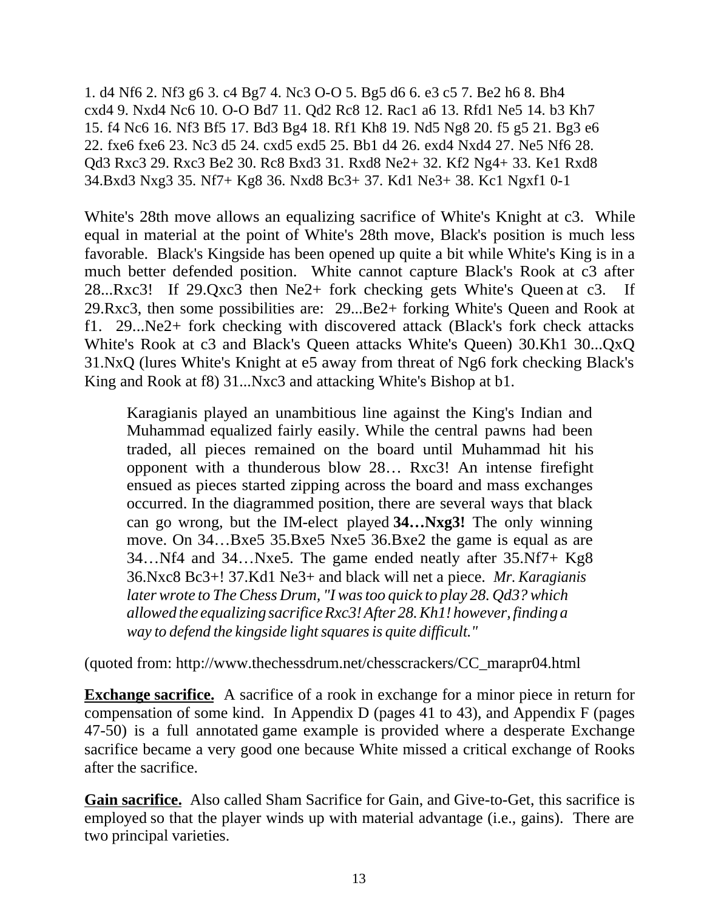1. d4 Nf6 2. Nf3 g6 3. c4 Bg7 4. Nc3 O-O 5. Bg5 d6 6. e3 c5 7. Be2 h6 8. Bh4 cxd4 9. Nxd4 Nc6 10. O-O Bd7 11. Qd2 Rc8 12. Rac1 a6 13. Rfd1 Ne5 14. b3 Kh7 15. f4 Nc6 16. Nf3 Bf5 17. Bd3 Bg4 18. Rf1 Kh8 19. Nd5 Ng8 20. f5 g5 21. Bg3 e6 22. fxe6 fxe6 23. Nc3 d5 24. cxd5 exd5 25. Bb1 d4 26. exd4 Nxd4 27. Ne5 Nf6 28. Qd3 Rxc3 29. Rxc3 Be2 30. Rc8 Bxd3 31. Rxd8 Ne2+ 32. Kf2 Ng4+ 33. Ke1 Rxd8 34.Bxd3 Nxg3 35. Nf7+ Kg8 36. Nxd8 Bc3+ 37. Kd1 Ne3+ 38. Kc1 Ngxf1 0-1

White's 28th move allows an equalizing sacrifice of White's Knight at c3. While equal in material at the point of White's 28th move, Black's position is much less favorable. Black's Kingside has been opened up quite a bit while White's King is in a much better defended position. White cannot capture Black's Rook at c3 after 28...Rxc3! If 29.Qxc3 then Ne2+ fork checking gets White's Queen at c3. If 29.Rxc3, then some possibilities are: 29...Be2+ forking White's Queen and Rook at f1. 29...Ne2+ fork checking with discovered attack (Black's fork check attacks White's Rook at c3 and Black's Queen attacks White's Queen) 30.Kh1 30...QxQ 31.NxQ (lures White's Knight at e5 away from threat of Ng6 fork checking Black's King and Rook at f8) 31...Nxc3 and attacking White's Bishop at b1.

> Karagianis played an unambitious line against the King's Indian and Muhammad equalized fairly easily. While the central pawns had been traded, all pieces remained on the board until Muhammad hit his opponent with a thunderous blow 28… Rxc3! An intense firefight ensued as pieces started zipping across the board and mass exchanges occurred. In the diagrammed position, there are several ways that black can go wrong, but the IM-elect played **34…Nxg3!** The only winning move. On 34…Bxe5 35.Bxe5 Nxe5 36.Bxe2 the game is equal as are 34…Nf4 and 34…Nxe5. The game ended neatly after 35.Nf7+ Kg8 36.Nxc8 Bc3+! 37.Kd1 Ne3+ and black will net a piece. *Mr. Karagianis later wrote to The Chess Drum, "I was too quick to play 28. Qd3? which allowed the equalizing sacrifice Rxc3! After 28. Kh1! however, finding a way to defend the kingside light squares is quite difficult."*

(quoted from: http://www.thechessdrum.net/chesscrackers/CC_marapr04.html

**Exchange sacrifice.** A sacrifice of a rook in exchange for a minor piece in return for compensation of some kind. In Appendix D (pages 41 to 43), and Appendix F (pages 47-50) is a full annotated game example is provided where a desperate Exchange sacrifice became a very good one because White missed a critical exchange of Rooks after the sacrifice.

**Gain sacrifice.** Also called Sham Sacrifice for Gain, and Give-to-Get, this sacrifice is employed so that the player winds up with material advantage (i.e., gains). There are two principal varieties.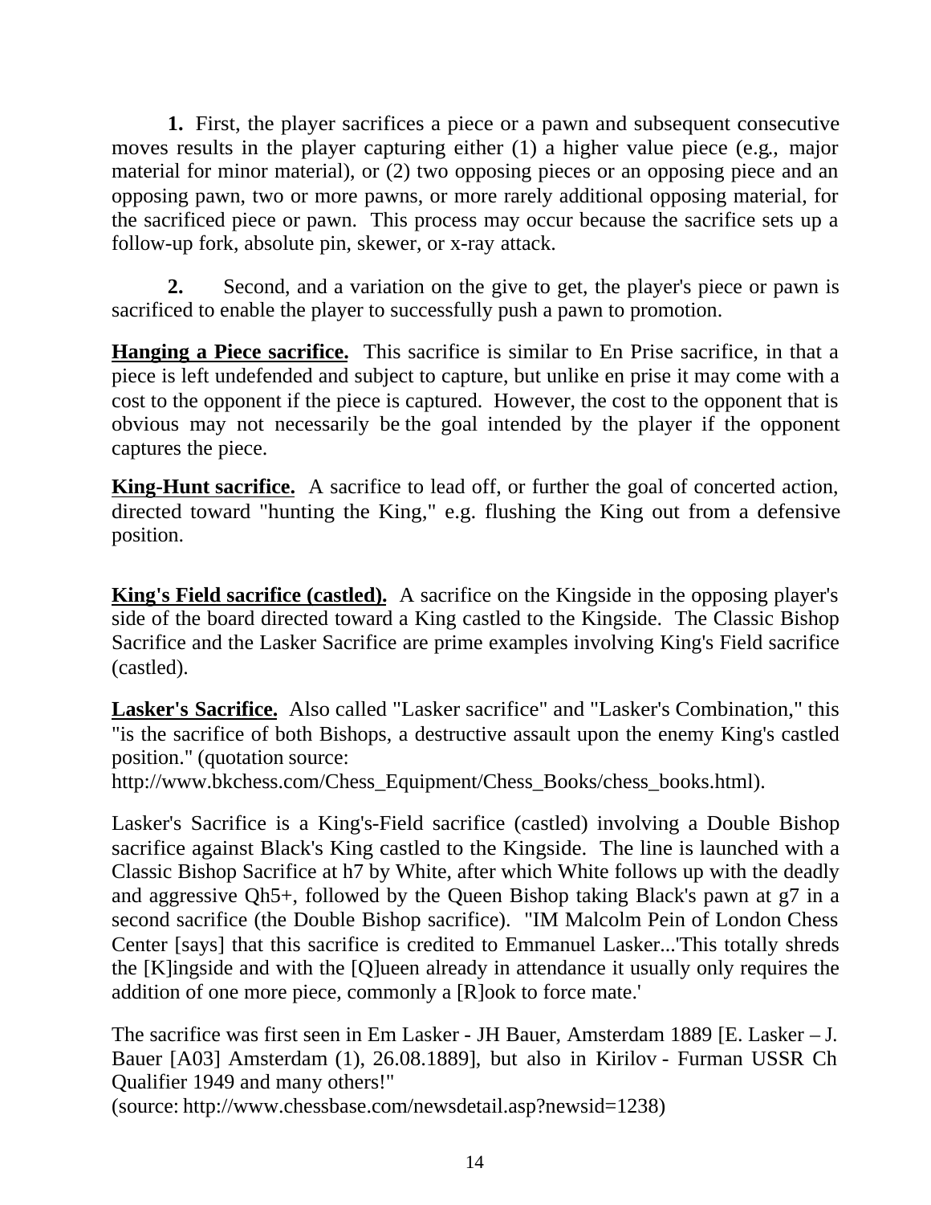**1.** First, the player sacrifices a piece or a pawn and subsequent consecutive moves results in the player capturing either (1) a higher value piece (e.g., major material for minor material), or (2) two opposing pieces or an opposing piece and an opposing pawn, two or more pawns, or more rarely additional opposing material, for the sacrificed piece or pawn. This process may occur because the sacrifice sets up a follow-up fork, absolute pin, skewer, or x-ray attack.

**2.** Second, and a variation on the give to get, the player's piece or pawn is sacrificed to enable the player to successfully push a pawn to promotion.

**<u>Hanging a Piece sacrifice.</u>** This sacrifice is similar to En Prise sacrifice, in that a piece is left undefended and subject to capture, but unlike en prise it may come with a cost to the opponent if the piece is captured. However, the cost to the opponent that is obvious may not necessarily be the goal intended by the player if the opponent captures the piece.

**<u>King-Hunt sacrifice.</u>** A sacrifice to lead off, or further the goal of concerted action, directed toward "hunting the King," e.g. flushing the King out from a defensive position.

**<u>King's Field sacrifice (castled).</u>** A sacrifice on the Kingside in the opposing player's side of the board directed toward a King castled to the Kingside. The Classic Bishop Sacrifice and the Lasker Sacrifice are prime examples involving King's Field sacrifice (castled).

**<u>Lasker's Sacrifice.</u>** Also called "Lasker sacrifice" and "Lasker's Combination," this "is the sacrifice of both Bishops, a destructive assault upon the enemy King's castled position." (quotation source: http://www.bkchess.com/Chess_Equipment/Chess_Books/chess_books.html).

Lasker's Sacrifice is a King's-Field sacrifice (castled) involving a Double Bishop sacrifice against Black's King castled to the Kingside. The line is launched with a Classic Bishop Sacrifice at h7 by White, after which White follows up with the deadly and aggressive Qh5+, followed by the Queen Bishop taking Black's pawn at g7 in a second sacrifice (the Double Bishop sacrifice). "IM Malcolm Pein of London Chess Center [says] that this sacrifice is credited to Emmanuel Lasker...'This totally shreds the [K]ingside and with the [Q]ueen already in attendance it usually only requires the addition of one more piece, commonly a [R]ook to force mate.'

The sacrifice was first seen in Em Lasker - JH Bauer, Amsterdam 1889 [E. Lasker – J. Bauer [A03] Amsterdam (1), 26.08.1889], but also in Kirilov - Furman USSR Ch Qualifier 1949 and many others!"
(source: http://www.chessbase.com/newsdetail.asp?newsid=1238)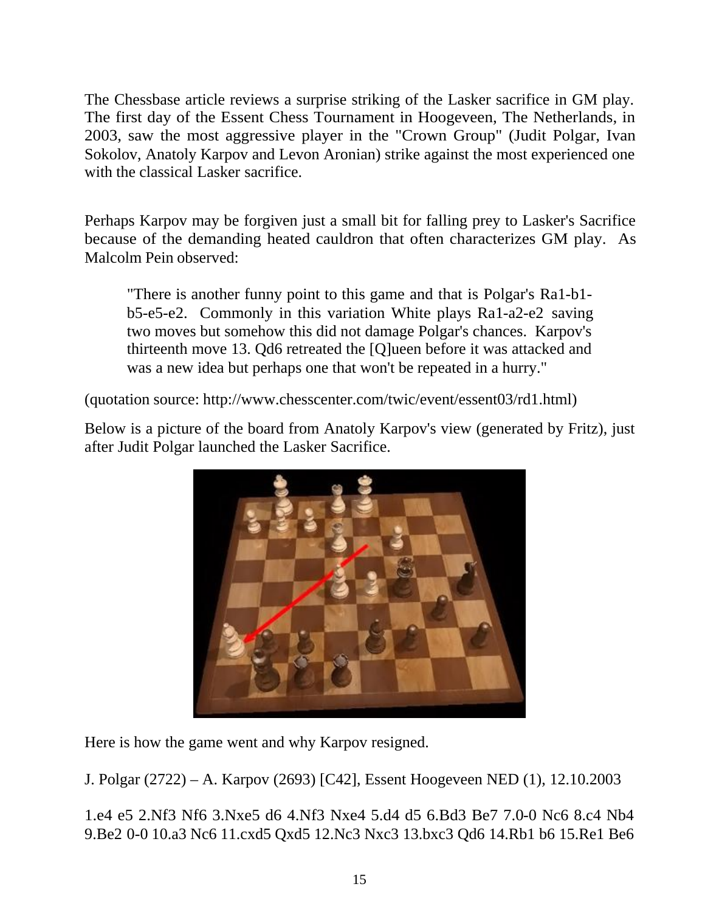The Chessbase article reviews a surprise striking of the Lasker sacrifice in GM play. The first day of the Essent Chess Tournament in Hoogeveen, The Netherlands, in 2003, saw the most aggressive player in the "Crown Group" (Judit Polgar, Ivan Sokolov, Anatoly Karpov and Levon Aronian) strike against the most experienced one with the classical Lasker sacrifice.

Perhaps Karpov may be forgiven just a small bit for falling prey to Lasker's Sacrifice because of the demanding heated cauldron that often characterizes GM play. As Malcolm Pein observed:

> "There is another funny point to this game and that is Polgar's Ra1-b1-b5-e5-e2. Commonly in this variation White plays Ra1-a2-e2 saving two moves but somehow this did not damage Polgar's chances. Karpov's thirteenth move 13. Qd6 retreated the [Q]ueen before it was attacked and was a new idea but perhaps one that won't be repeated in a hurry."

(quotation source: http://www.chesscenter.com/twic/event/essent03/rd1.html)

Below is a picture of the board from Anatoly Karpov's view (generated by Fritz), just after Judit Polgar launched the Lasker Sacrifice.

Here is how the game went and why Karpov resigned.

J. Polgar (2722) – A. Karpov (2693) [C42], Essent Hoogeveen NED (1), 12.10.2003

1.e4 e5 2.Nf3 Nf6 3.Nxe5 d6 4.Nf3 Nxe4 5.d4 d5 6.Bd3 Be7 7.0-0 Nc6 8.c4 Nb4 9.Be2 0-0 10.a3 Nc6 11.cxd5 Qxd5 12.Nc3 Nxc3 13.bxc3 Qd6 14.Rb1 b6 15.Re1 Be6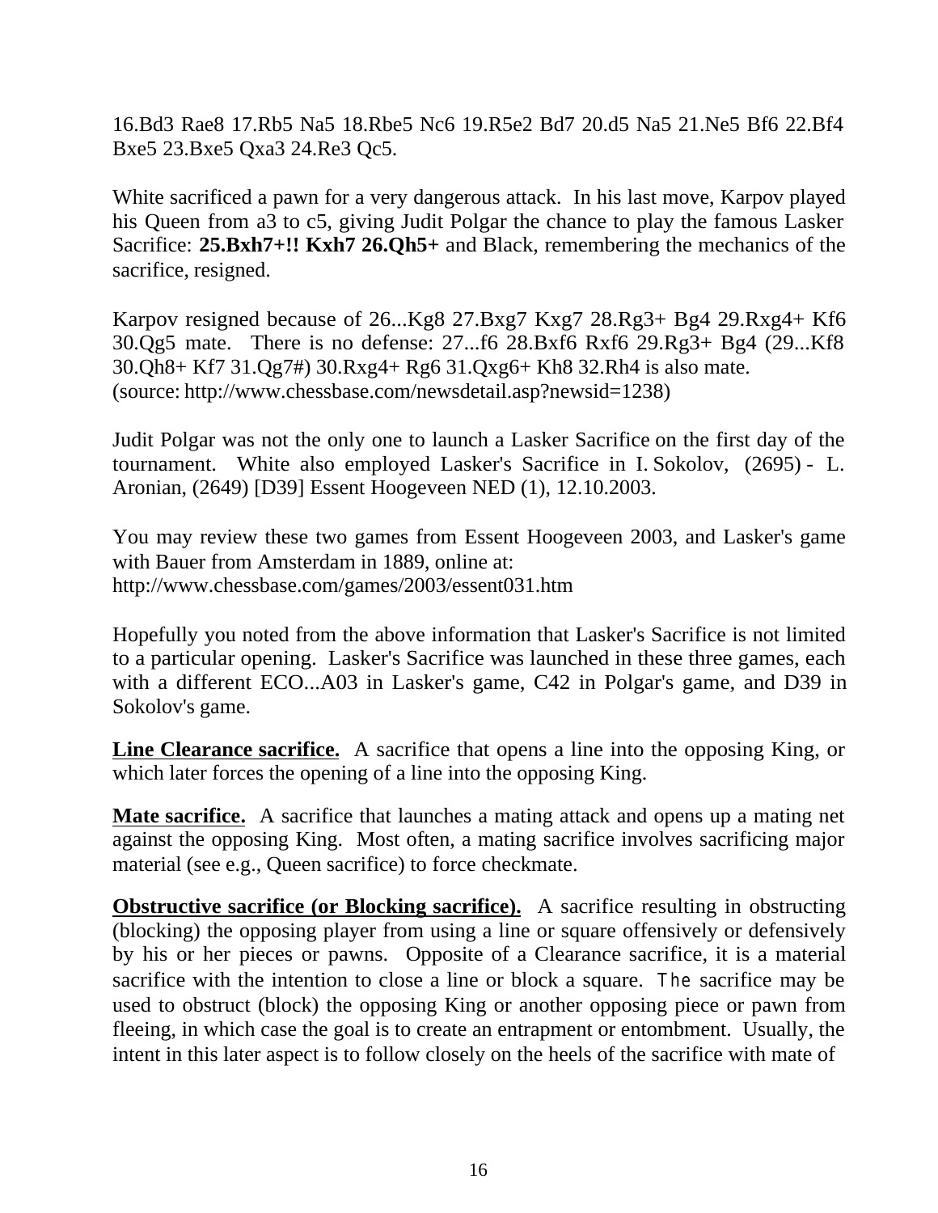16.Bd3 Rae8 17.Rb5 Na5 18.Rbe5 Nc6 19.R5e2 Bd7 20.d5 Na5 21.Ne5 Bf6 22.Bf4 Bxe5 23.Bxe5 Qxa3 24.Re3 Qc5.

White sacrificed a pawn for a very dangerous attack. In his last move, Karpov played his Queen from a3 to c5, giving Judit Polgar the chance to play the famous Lasker Sacrifice: **25.Bxh7+!! Kxh7 26.Qh5+** and Black, remembering the mechanics of the sacrifice, resigned.

Karpov resigned because of 26...Kg8 27.Bxg7 Kxg7 28.Rg3+ Bg4 29.Rxg4+ Kf6 30.Qg5 mate. There is no defense: 27...f6 28.Bxf6 Rxf6 29.Rg3+ Bg4 (29...Kf8 30.Qh8+ Kf7 31.Qg7#) 30.Rxg4+ Rg6 31.Qxg6+ Kh8 32.Rh4 is also mate.
(source: http://www.chessbase.com/newsdetail.asp?newsid=1238)

Judit Polgar was not the only one to launch a Lasker Sacrifice on the first day of the tournament. White also employed Lasker's Sacrifice in I. Sokolov, (2695) - L. Aronian, (2649) [D39] Essent Hoogeveen NED (1), 12.10.2003.

You may review these two games from Essent Hoogeveen 2003, and Lasker's game with Bauer from Amsterdam in 1889, online at:
http://www.chessbase.com/games/2003/essent031.htm

Hopefully you noted from the above information that Lasker's Sacrifice is not limited to a particular opening. Lasker's Sacrifice was launched in these three games, each with a different ECO...A03 in Lasker's game, C42 in Polgar's game, and D39 in Sokolov's game.

**Line Clearance sacrifice.** A sacrifice that opens a line into the opposing King, or which later forces the opening of a line into the opposing King.

**Mate sacrifice.** A sacrifice that launches a mating attack and opens up a mating net against the opposing King. Most often, a mating sacrifice involves sacrificing major material (see e.g., Queen sacrifice) to force checkmate.

**Obstructive sacrifice (or Blocking sacrifice).** A sacrifice resulting in obstructing (blocking) the opposing player from using a line or square offensively or defensively by his or her pieces or pawns. Opposite of a Clearance sacrifice, it is a material sacrifice with the intention to close a line or block a square. The sacrifice may be used to obstruct (block) the opposing King or another opposing piece or pawn from fleeing, in which case the goal is to create an entrapment or entombment. Usually, the intent in this later aspect is to follow closely on the heels of the sacrifice with mate of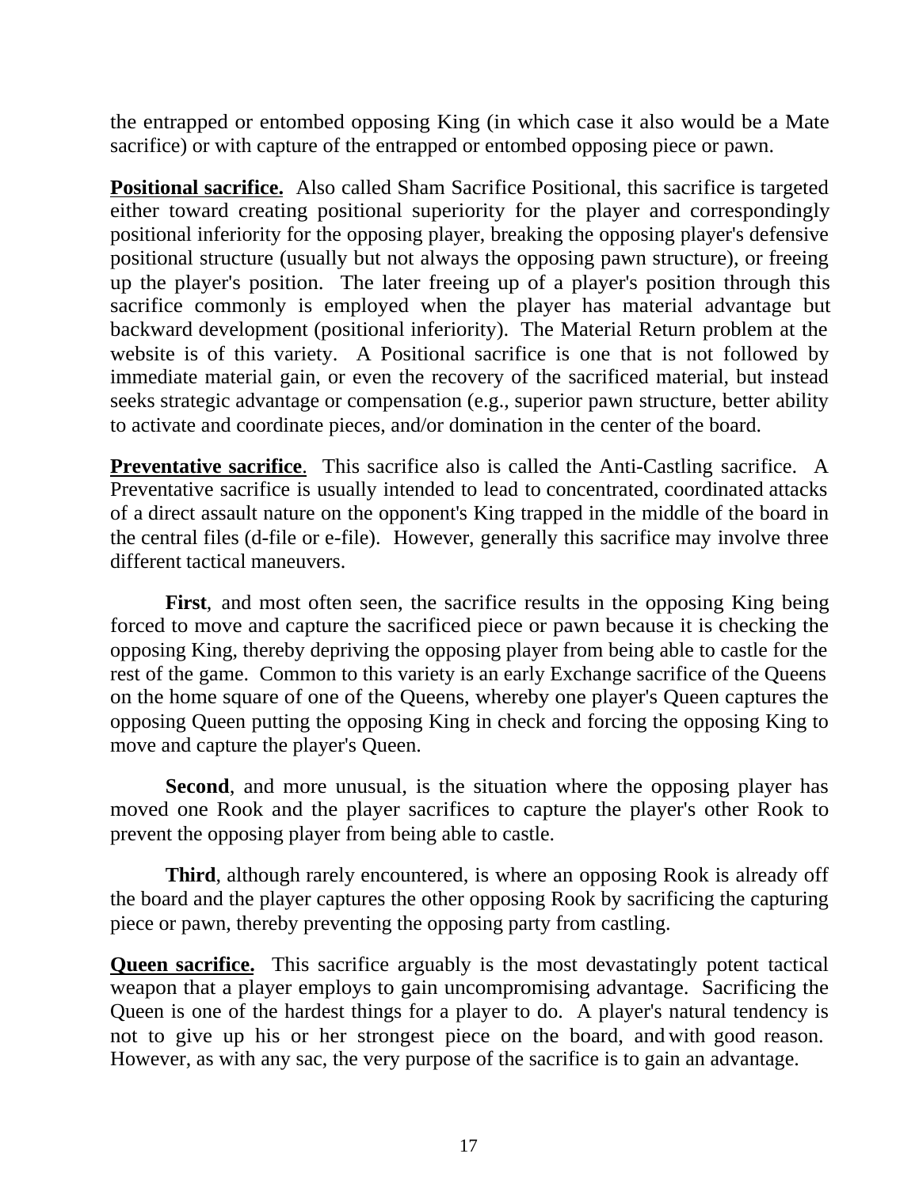the entrapped or entombed opposing King (in which case it also would be a Mate sacrifice) or with capture of the entrapped or entombed opposing piece or pawn.

**<u>Positional sacrifice.</u>** Also called Sham Sacrifice Positional, this sacrifice is targeted either toward creating positional superiority for the player and correspondingly positional inferiority for the opposing player, breaking the opposing player's defensive positional structure (usually but not always the opposing pawn structure), or freeing up the player's position. The later freeing up of a player's position through this sacrifice commonly is employed when the player has material advantage but backward development (positional inferiority). The Material Return problem at the website is of this variety. A Positional sacrifice is one that is not followed by immediate material gain, or even the recovery of the sacrificed material, but instead seeks strategic advantage or compensation (e.g., superior pawn structure, better ability to activate and coordinate pieces, and/or domination in the center of the board.

**<u>Preventative sacrifice</u>**. This sacrifice also is called the Anti-Castling sacrifice. A Preventative sacrifice is usually intended to lead to concentrated, coordinated attacks of a direct assault nature on the opponent's King trapped in the middle of the board in the central files (d-file or e-file). However, generally this sacrifice may involve three different tactical maneuvers.

**First**, and most often seen, the sacrifice results in the opposing King being forced to move and capture the sacrificed piece or pawn because it is checking the opposing King, thereby depriving the opposing player from being able to castle for the rest of the game. Common to this variety is an early Exchange sacrifice of the Queens on the home square of one of the Queens, whereby one player's Queen captures the opposing Queen putting the opposing King in check and forcing the opposing King to move and capture the player's Queen.

**Second**, and more unusual, is the situation where the opposing player has moved one Rook and the player sacrifices to capture the player's other Rook to prevent the opposing player from being able to castle.

**Third**, although rarely encountered, is where an opposing Rook is already off the board and the player captures the other opposing Rook by sacrificing the capturing piece or pawn, thereby preventing the opposing party from castling.

**<u>Queen sacrifice.</u>** This sacrifice arguably is the most devastatingly potent tactical weapon that a player employs to gain uncompromising advantage. Sacrificing the Queen is one of the hardest things for a player to do. A player's natural tendency is not to give up his or her strongest piece on the board, and with good reason. However, as with any sac, the very purpose of the sacrifice is to gain an advantage.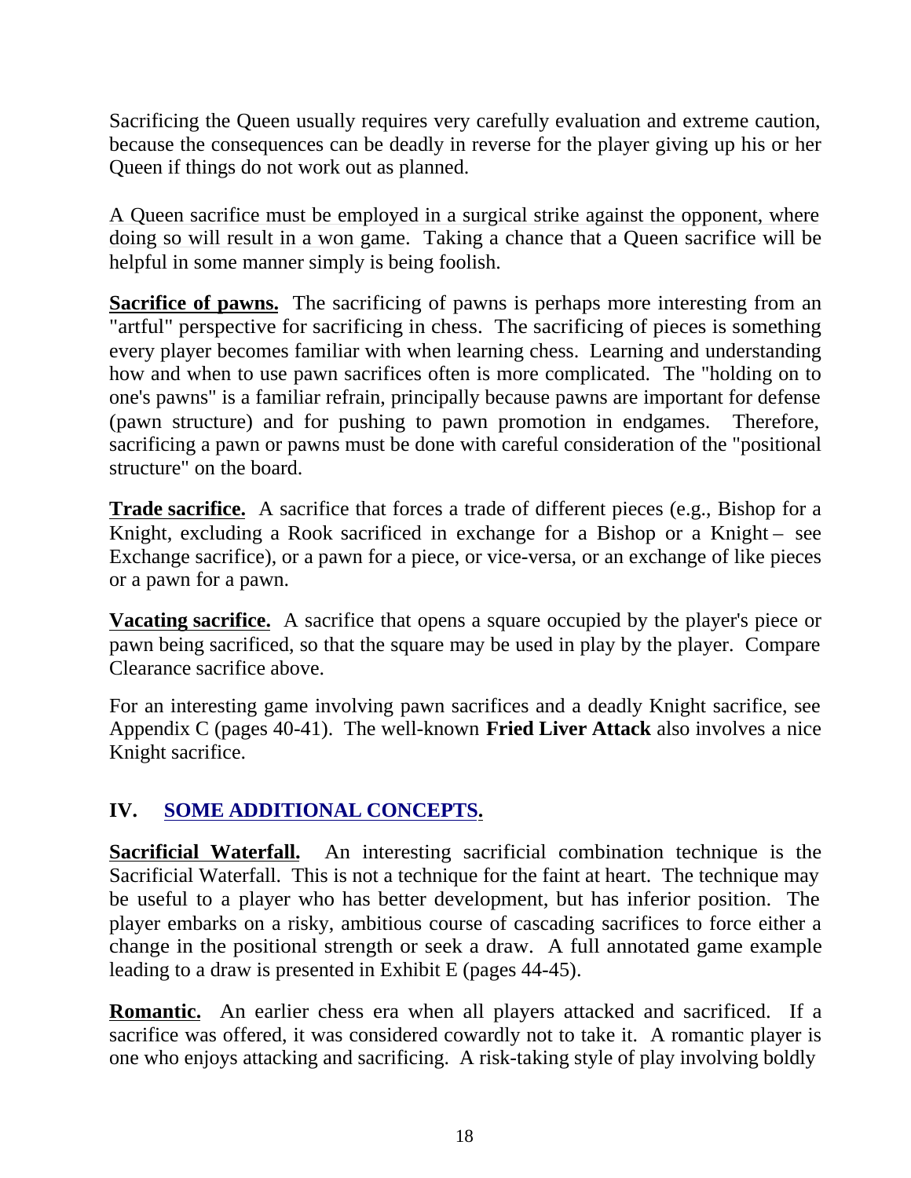Sacrificing the Queen usually requires very carefully evaluation and extreme caution, because the consequences can be deadly in reverse for the player giving up his or her Queen if things do not work out as planned.

A Queen sacrifice must be employed in a surgical strike against the opponent, where doing so will result in a won game. Taking a chance that a Queen sacrifice will be helpful in some manner simply is being foolish.

**Sacrifice of pawns.** The sacrificing of pawns is perhaps more interesting from an "artful" perspective for sacrificing in chess. The sacrificing of pieces is something every player becomes familiar with when learning chess. Learning and understanding how and when to use pawn sacrifices often is more complicated. The "holding on to one's pawns" is a familiar refrain, principally because pawns are important for defense (pawn structure) and for pushing to pawn promotion in endgames. Therefore, sacrificing a pawn or pawns must be done with careful consideration of the "positional structure" on the board.

**Trade sacrifice.** A sacrifice that forces a trade of different pieces (e.g., Bishop for a Knight, excluding a Rook sacrificed in exchange for a Bishop or a Knight – see Exchange sacrifice), or a pawn for a piece, or vice-versa, or an exchange of like pieces or a pawn for a pawn.

**Vacating sacrifice.** A sacrifice that opens a square occupied by the player's piece or pawn being sacrificed, so that the square may be used in play by the player. Compare Clearance sacrifice above.

For an interesting game involving pawn sacrifices and a deadly Knight sacrifice, see Appendix C (pages 40-41). The well-known **Fried Liver Attack** also involves a nice Knight sacrifice.

## IV. SOME ADDITIONAL CONCEPTS.

**Sacrificial Waterfall.** An interesting sacrificial combination technique is the Sacrificial Waterfall. This is not a technique for the faint at heart. The technique may be useful to a player who has better development, but has inferior position. The player embarks on a risky, ambitious course of cascading sacrifices to force either a change in the positional strength or seek a draw. A full annotated game example leading to a draw is presented in Exhibit E (pages 44-45).

**Romantic.** An earlier chess era when all players attacked and sacrificed. If a sacrifice was offered, it was considered cowardly not to take it. A romantic player is one who enjoys attacking and sacrificing. A risk-taking style of play involving boldly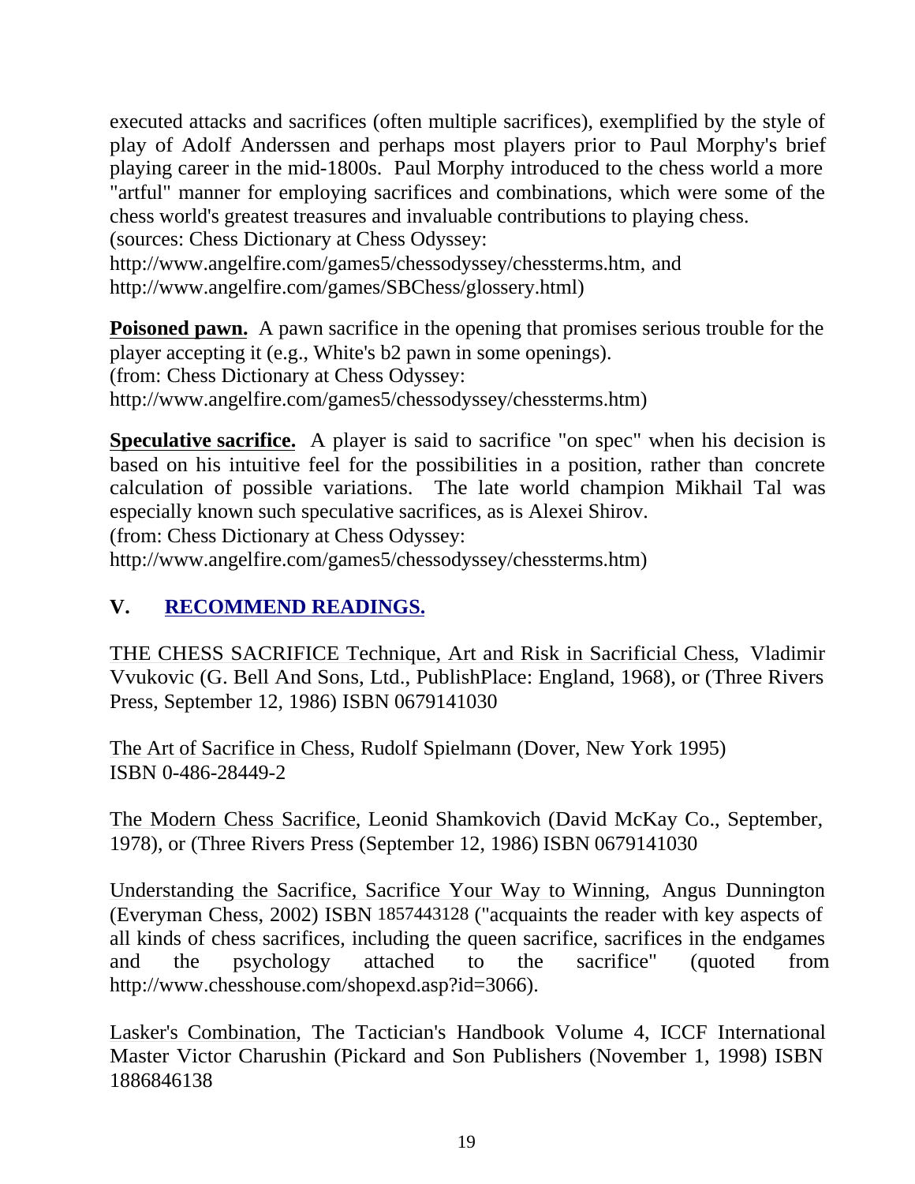executed attacks and sacrifices (often multiple sacrifices), exemplified by the style of play of Adolf Anderssen and perhaps most players prior to Paul Morphy's brief playing career in the mid-1800s. Paul Morphy introduced to the chess world a more "artful" manner for employing sacrifices and combinations, which were some of the chess world's greatest treasures and invaluable contributions to playing chess.
(sources: Chess Dictionary at Chess Odyssey:
http://www.angelfire.com/games5/chessodyssey/chessterms.htm, and
http://www.angelfire.com/games/SBChess/glossery.html)

**Poisoned pawn.** A pawn sacrifice in the opening that promises serious trouble for the player accepting it (e.g., White's b2 pawn in some openings).
(from: Chess Dictionary at Chess Odyssey:
http://www.angelfire.com/games5/chessodyssey/chessterms.htm)

**Speculative sacrifice.** A player is said to sacrifice "on spec" when his decision is based on his intuitive feel for the possibilities in a position, rather than concrete calculation of possible variations. The late world champion Mikhail Tal was especially known such speculative sacrifices, as is Alexei Shirov.
(from: Chess Dictionary at Chess Odyssey:
http://www.angelfire.com/games5/chessodyssey/chessterms.htm)

## V. RECOMMEND READINGS.

THE CHESS SACRIFICE Technique, Art and Risk in Sacrificial Chess, Vladimir Vvukovic (G. Bell And Sons, Ltd., PublishPlace: England, 1968), or (Three Rivers Press, September 12, 1986) ISBN 0679141030

The Art of Sacrifice in Chess, Rudolf Spielmann (Dover, New York 1995)
ISBN 0-486-28449-2

The Modern Chess Sacrifice, Leonid Shamkovich (David McKay Co., September, 1978), or (Three Rivers Press (September 12, 1986) ISBN 0679141030

Understanding the Sacrifice, Sacrifice Your Way to Winning, Angus Dunnington (Everyman Chess, 2002) ISBN 1857443128 ("acquaints the reader with key aspects of all kinds of chess sacrifices, including the queen sacrifice, sacrifices in the endgames and the psychology attached to the sacrifice" (quoted from http://www.chesshouse.com/shopexd.asp?id=3066).

Lasker's Combination, The Tactician's Handbook Volume 4, ICCF International Master Victor Charushin (Pickard and Son Publishers (November 1, 1998) ISBN 1886846138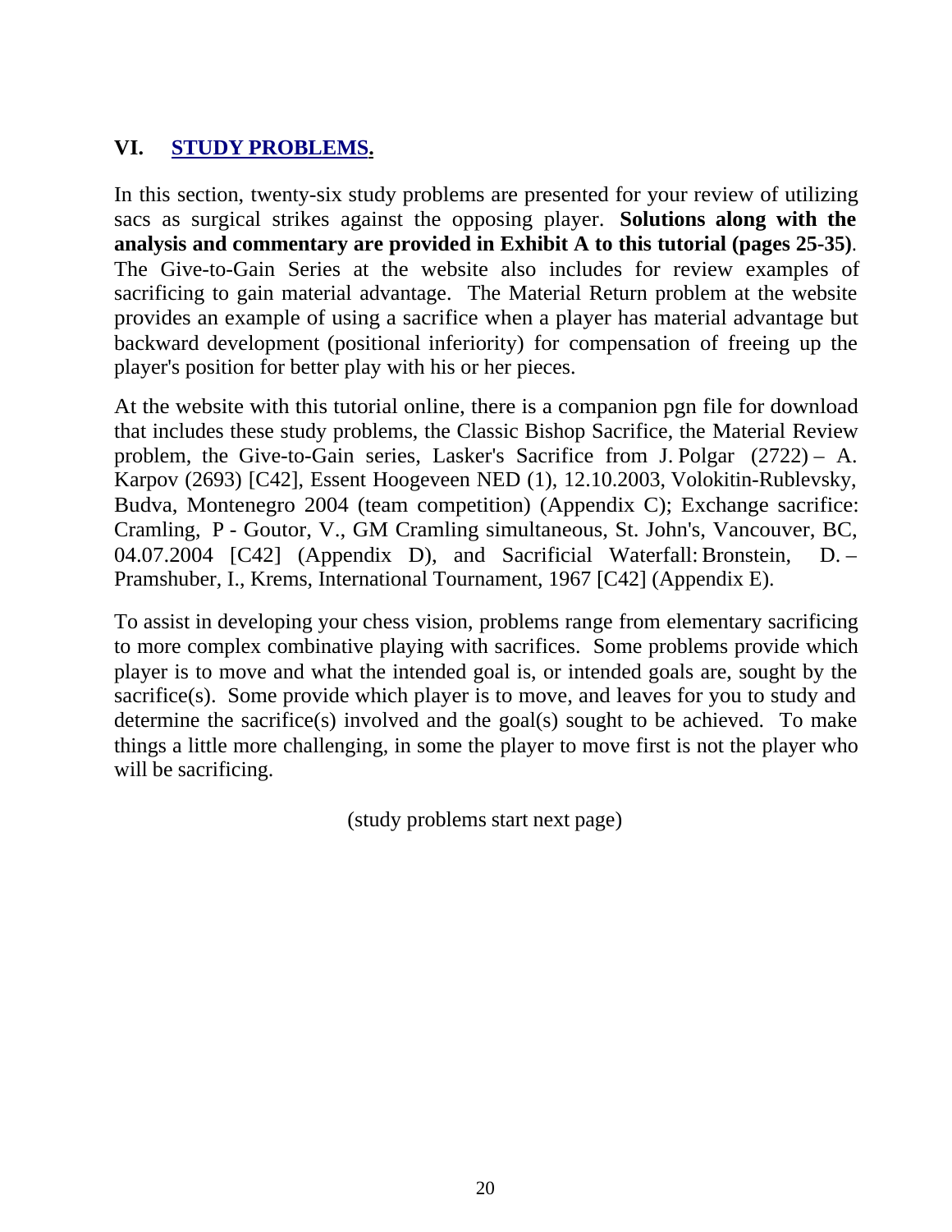## VI. STUDY PROBLEMS.

In this section, twenty-six study problems are presented for your review of utilizing sacs as surgical strikes against the opposing player. **Solutions along with the analysis and commentary are provided in Exhibit A to this tutorial (pages 25-35)**. The Give-to-Gain Series at the website also includes for review examples of sacrificing to gain material advantage. The Material Return problem at the website provides an example of using a sacrifice when a player has material advantage but backward development (positional inferiority) for compensation of freeing up the player's position for better play with his or her pieces.

At the website with this tutorial online, there is a companion pgn file for download that includes these study problems, the Classic Bishop Sacrifice, the Material Review problem, the Give-to-Gain series, Lasker's Sacrifice from J. Polgar (2722) – A. Karpov (2693) [C42], Essent Hoogeveen NED (1), 12.10.2003, Volokitin-Rublevsky, Budva, Montenegro 2004 (team competition) (Appendix C); Exchange sacrifice: Cramling, P - Goutor, V., GM Cramling simultaneous, St. John's, Vancouver, BC, 04.07.2004 [C42] (Appendix D), and Sacrificial Waterfall: Bronstein, D. – Pramshuber, I., Krems, International Tournament, 1967 [C42] (Appendix E).

To assist in developing your chess vision, problems range from elementary sacrificing to more complex combinative playing with sacrifices. Some problems provide which player is to move and what the intended goal is, or intended goals are, sought by the sacrifice(s). Some provide which player is to move, and leaves for you to study and determine the sacrifice(s) involved and the goal(s) sought to be achieved. To make things a little more challenging, in some the player to move first is not the player who will be sacrificing.

(study problems start next page)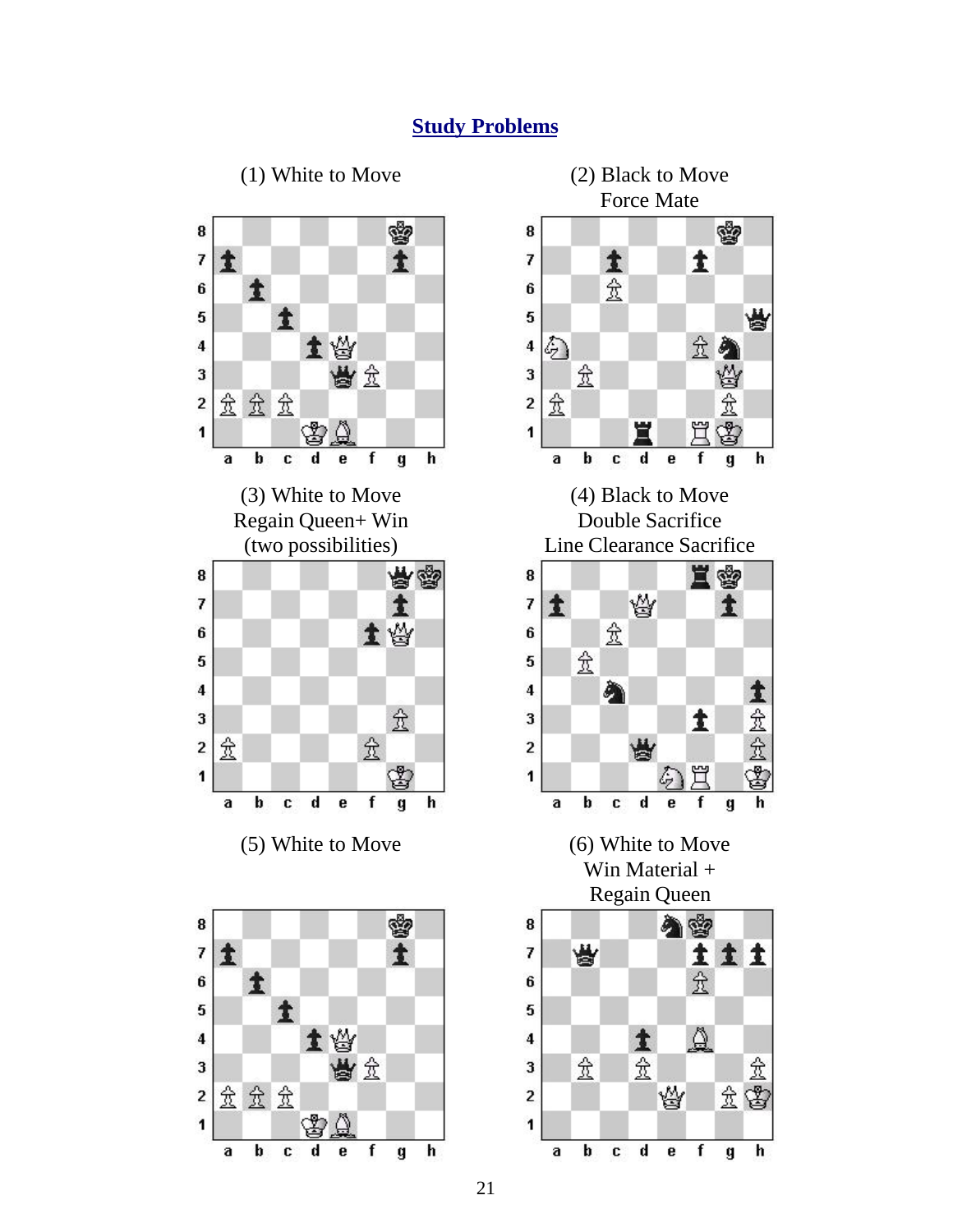## Study Problems

(1) White to Move

(2) Black to Move
Force Mate

(3) White to Move
Regain Queen+ Win
(two possibilities)

(4) Black to Move
Double Sacrifice
Line Clearance Sacrifice

(5) White to Move

(6) White to Move
Win Material +
Regain Queen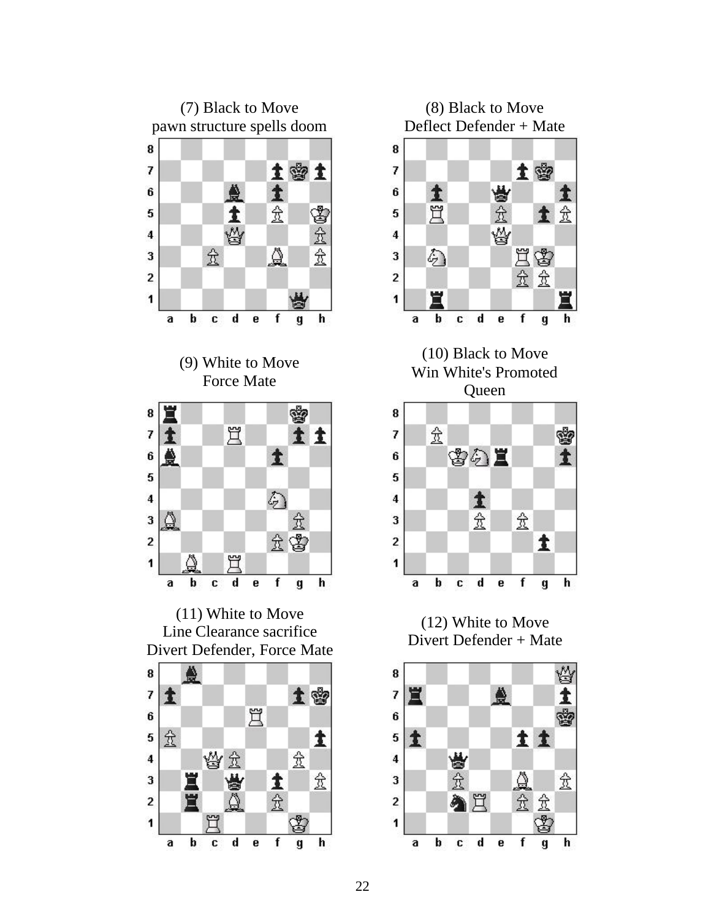(7) Black to Move
pawn structure spells doom

(8) Black to Move
Deflect Defender + Mate

(9) White to Move
Force Mate

(10) Black to Move
Win White's Promoted Queen

(11) White to Move
Line Clearance sacrifice
Divert Defender, Force Mate

(12) White to Move
Divert Defender + Mate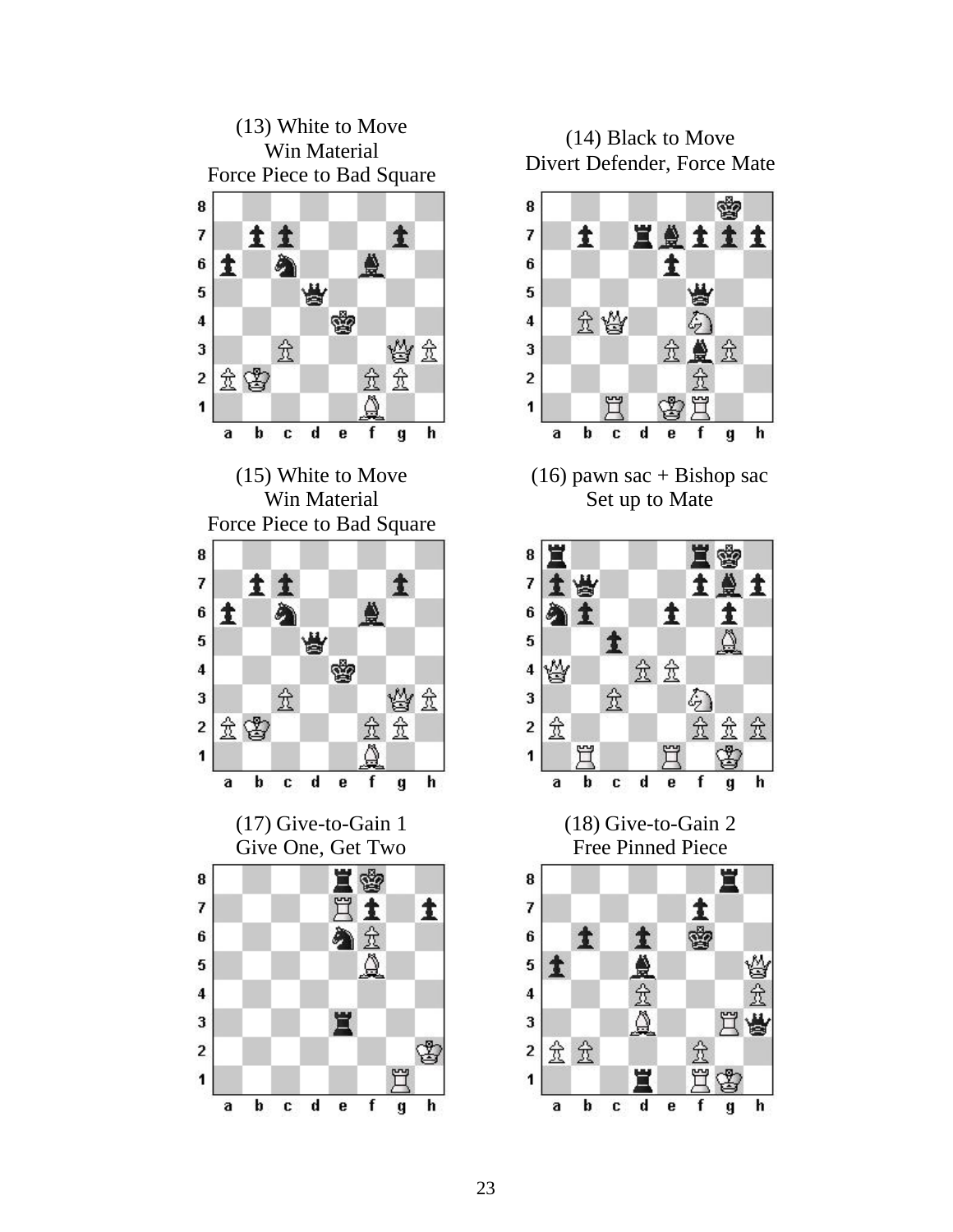(13) White to Move
Win Material
Force Piece to Bad Square

(14) Black to Move
Divert Defender, Force Mate

(15) White to Move
Win Material
Force Piece to Bad Square

(16) pawn sac + Bishop sac
Set up to Mate

(17) Give-to-Gain 1
Give One, Get Two

(18) Give-to-Gain 2
Free Pinned Piece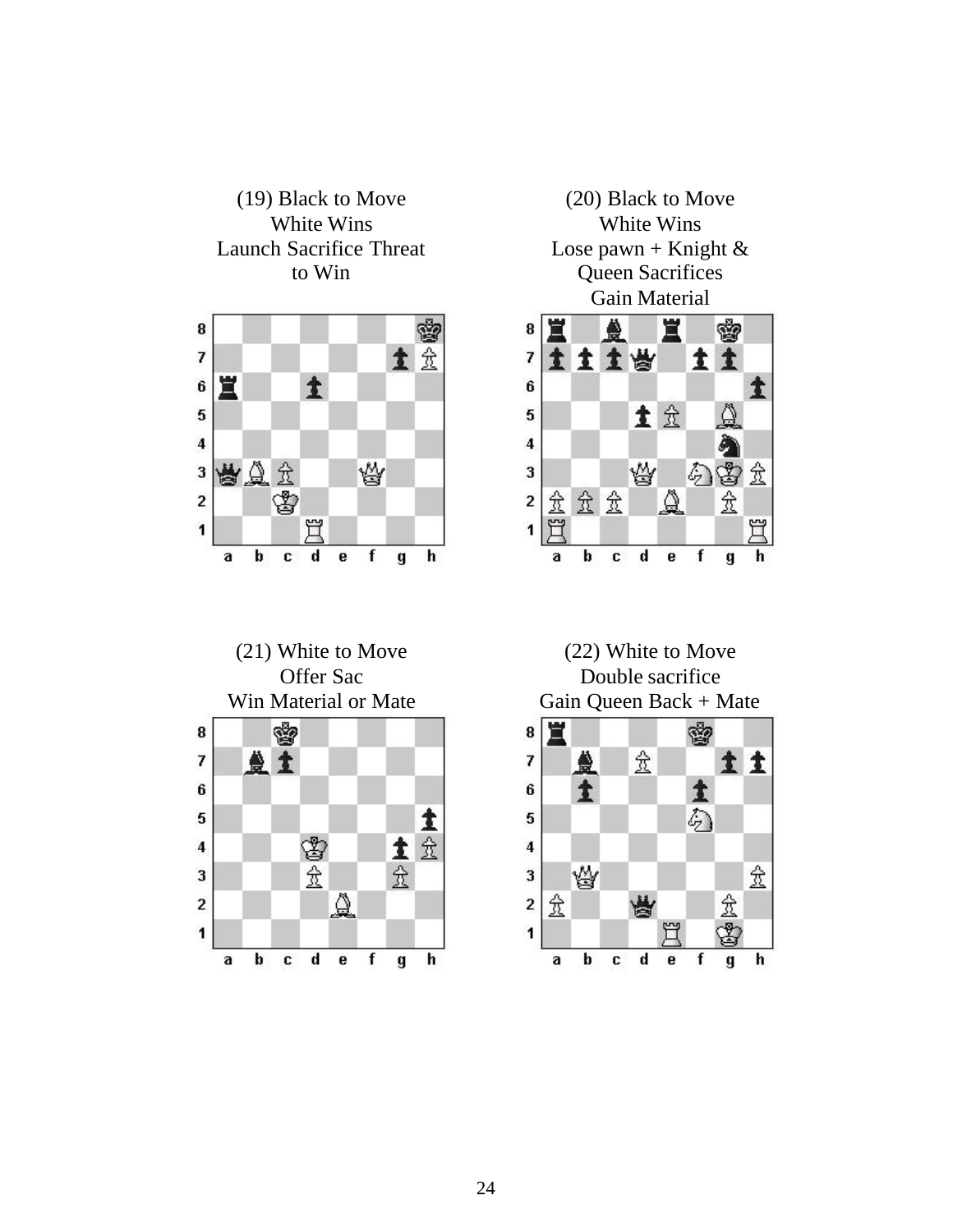(19) Black to Move
White Wins
Launch Sacrifice Threat
to Win

(20) Black to Move
White Wins
Lose pawn + Knight &
Queen Sacrifices
Gain Material

(21) White to Move
Offer Sac
Win Material or Mate

(22) White to Move
Double sacrifice
Gain Queen Back + Mate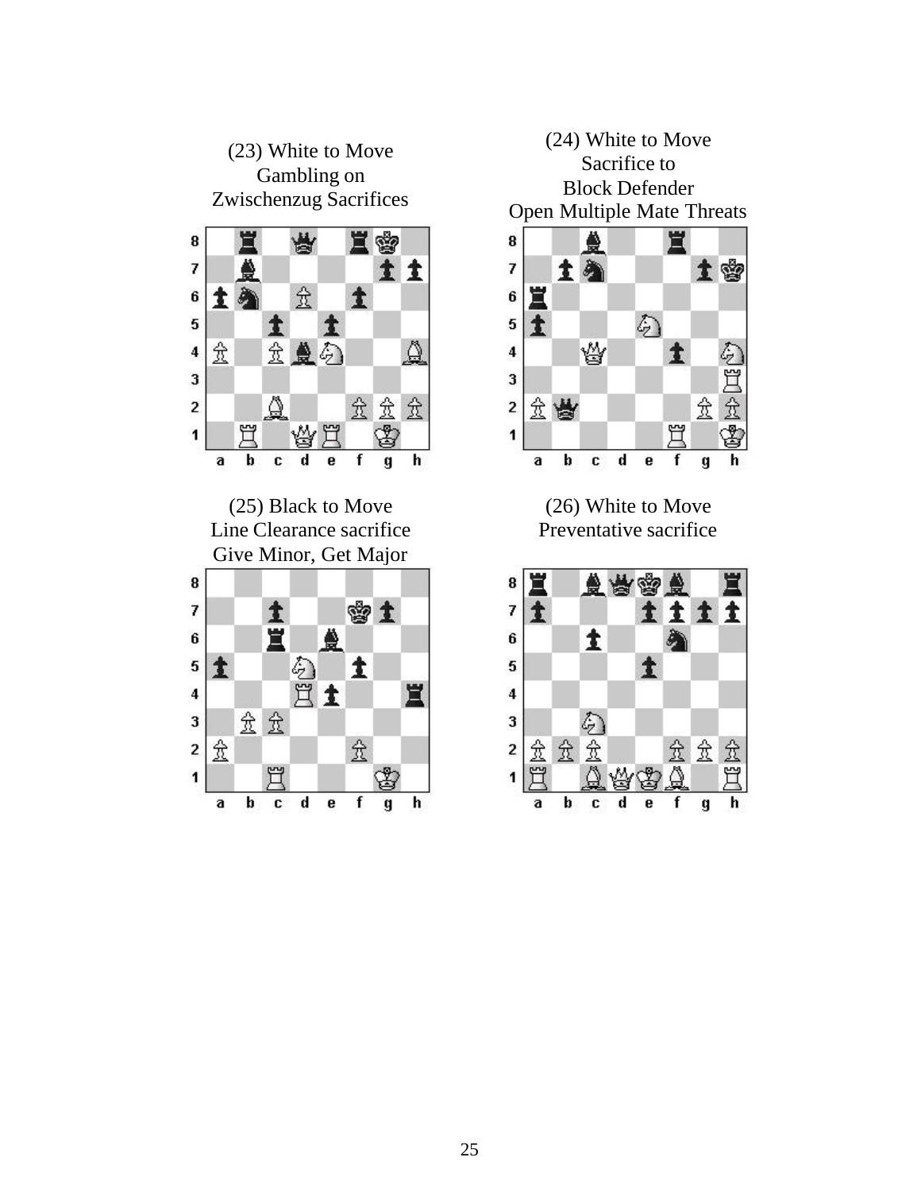(23) White to Move
Gambling on
Zwischenzug Sacrifices

(24) White to Move
Sacrifice to
Block Defender
Open Multiple Mate Threats

(25) Black to Move
Line Clearance sacrifice
Give Minor, Get Major

(26) White to Move
Preventative sacrifice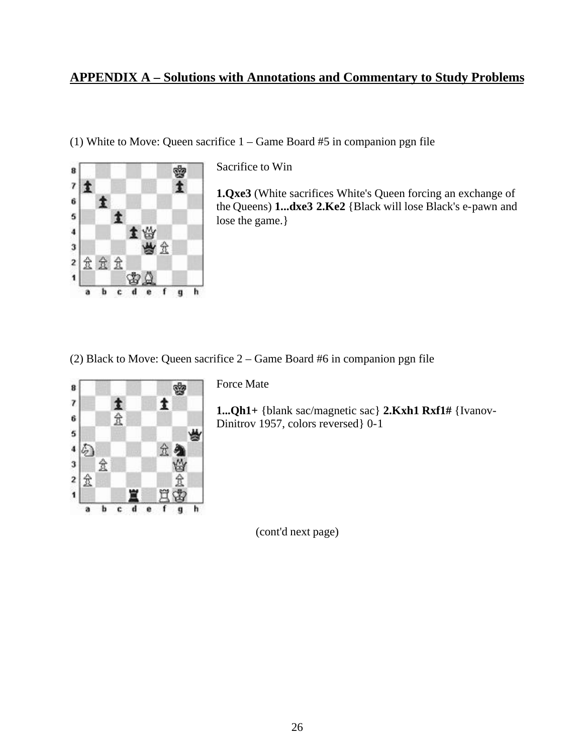## APPENDIX A – Solutions with Annotations and Commentary to Study Problems

(1) White to Move: Queen sacrifice 1 – Game Board #5 in companion pgn file

Sacrifice to Win

**1.Qxe3** (White sacrifices White's Queen forcing an exchange of the Queens) **1...dxe3 2.Ke2** {Black will lose Black's e-pawn and lose the game.}

(2) Black to Move: Queen sacrifice 2 – Game Board #6 in companion pgn file

Force Mate

**1...Qh1+** {blank sac/magnetic sac} **2.Kxh1 Rxf1#** {Ivanov-Dinitrov 1957, colors reversed} 0-1

(cont'd next page)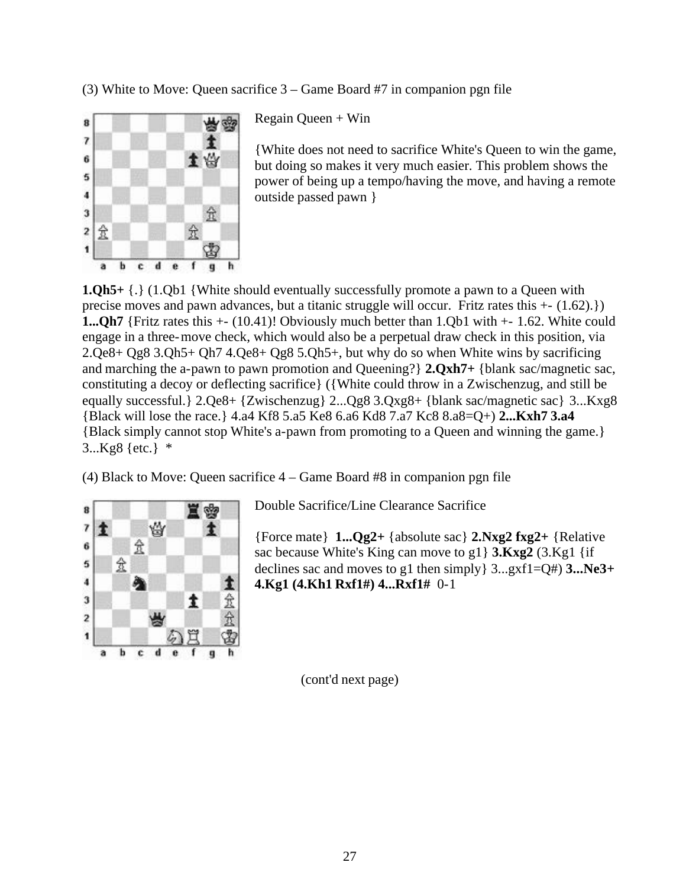(3) White to Move: Queen sacrifice 3 – Game Board #7 in companion pgn file

Regain Queen + Win

{White does not need to sacrifice White's Queen to win the game, but doing so makes it very much easier. This problem shows the power of being up a tempo/having the move, and having a remote outside passed pawn }

**1.Qh5+** {.} (1.Qb1 {White should eventually successfully promote a pawn to a Queen with precise moves and pawn advances, but a titanic struggle will occur. Fritz rates this +- (1.62).}) **1...Qh7** {Fritz rates this +- (10.41)! Obviously much better than 1.Qb1 with +- 1.62. White could engage in a three-move check, which would also be a perpetual draw check in this position, via 2.Qe8+ Qg8 3.Qh5+ Qh7 4.Qe8+ Qg8 5.Qh5+, but why do so when White wins by sacrificing and marching the a-pawn to pawn promotion and Queening?} **2.Qxh7+** {blank sac/magnetic sac, constituting a decoy or deflecting sacrifice} ({White could throw in a Zwischenzug, and still be equally successful.} 2.Qe8+ {Zwischenzug} 2...Qg8 3.Qxg8+ {blank sac/magnetic sac} 3...Kxg8 {Black will lose the race.} 4.a4 Kf8 5.a5 Ke8 6.a6 Kd8 7.a7 Kc8 8.a8=Q+) **2...Kxh7 3.a4** {Black simply cannot stop White's a-pawn from promoting to a Queen and winning the game.} 3...Kg8 {etc.} *

(4) Black to Move: Queen sacrifice 4 – Game Board #8 in companion pgn file

Double Sacrifice/Line Clearance Sacrifice

{Force mate} **1...Qg2+** {absolute sac} **2.Nxg2 fxg2+** {Relative sac because White's King can move to g1} **3.Kxg2** (3.Kg1 {if declines sac and moves to g1 then simply} 3...gxf1=Q#) **3...Ne3+ 4.Kg1 (4.Kh1 Rxf1#) 4...Rxf1#** 0-1

(cont'd next page)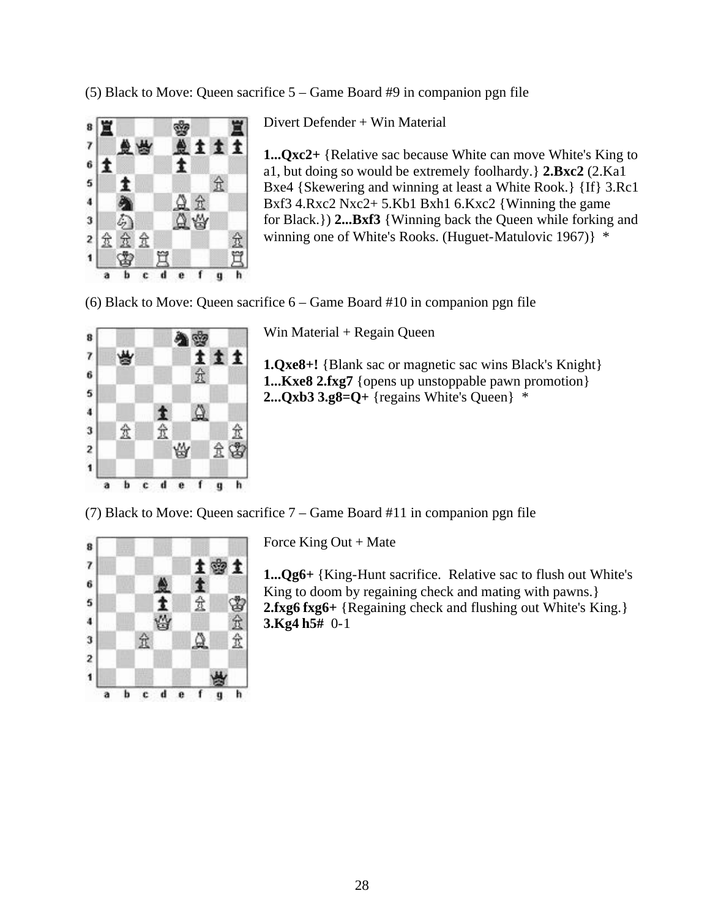(5) Black to Move: Queen sacrifice 5 – Game Board #9 in companion pgn file

Divert Defender + Win Material

**1...Qxc2+** {Relative sac because White can move White's King to a1, but doing so would be extremely foolhardy.} **2.Bxc2** (2.Ka1 Bxe4 {Skewering and winning at least a White Rook.} {If} 3.Rc1 Bxf3 4.Rxc2 Nxc2+ 5.Kb1 Bxh1 6.Kxc2 {Winning the game for Black.}) **2...Bxf3** {Winning back the Queen while forking and winning one of White's Rooks. (Huguet-Matulovic 1967)} *

(6) Black to Move: Queen sacrifice 6 – Game Board #10 in companion pgn file

Win Material + Regain Queen

**1.Qxe8+!** {Blank sac or magnetic sac wins Black's Knight} **1...Kxe8 2.fxg7** {opens up unstoppable pawn promotion} **2...Qxb3 3.g8=Q+** {regains White's Queen} *

(7) Black to Move: Queen sacrifice 7 – Game Board #11 in companion pgn file

Force King Out + Mate

**1...Qg6+** {King-Hunt sacrifice. Relative sac to flush out White's King to doom by regaining check and mating with pawns.} **2.fxg6 fxg6+** {Regaining check and flushing out White's King.} **3.Kg4 h5#** 0-1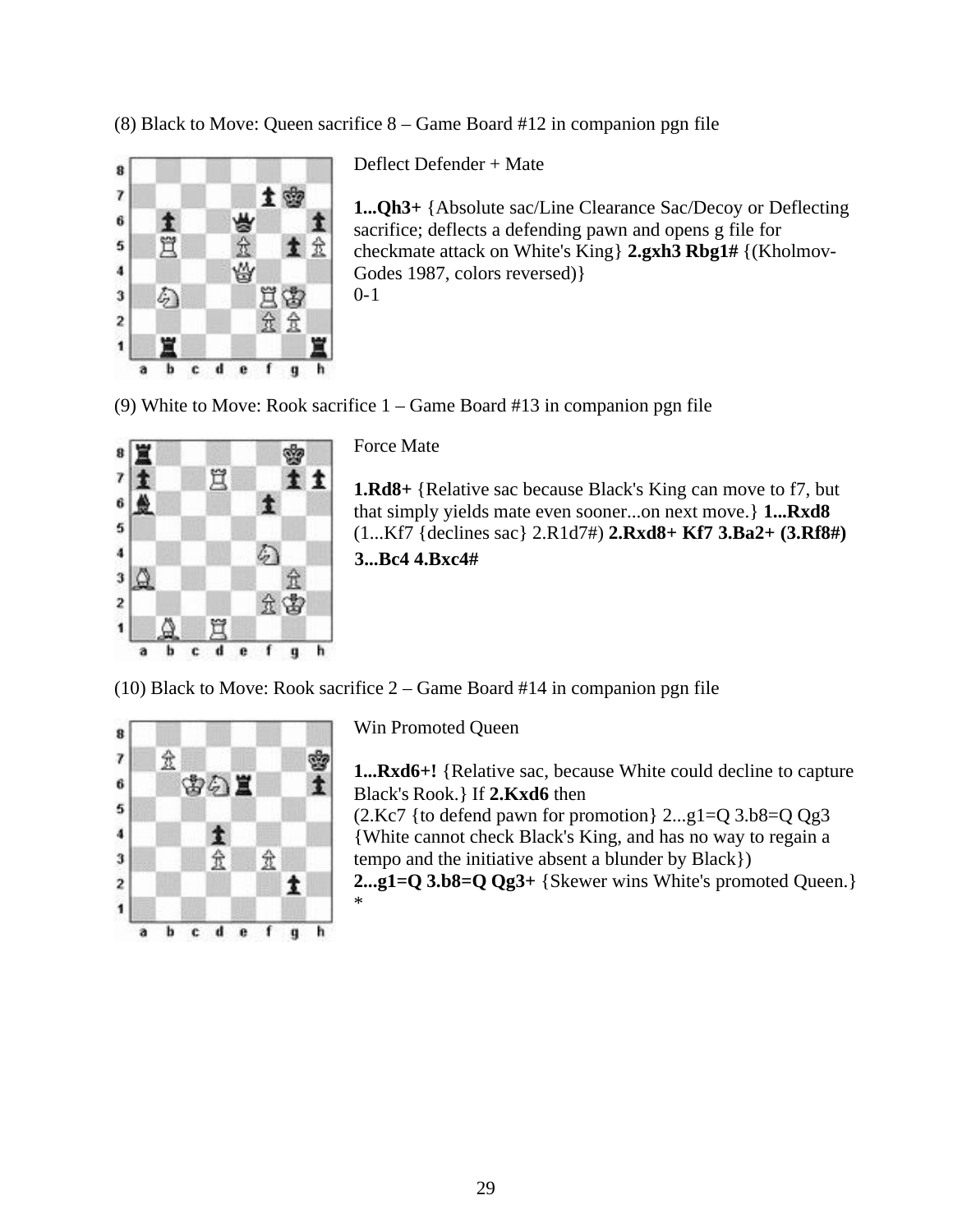(8) Black to Move: Queen sacrifice 8 – Game Board #12 in companion pgn file

Deflect Defender + Mate

**1...Qh3+** {Absolute sac/Line Clearance Sac/Decoy or Deflecting sacrifice; deflects a defending pawn and opens g file for checkmate attack on White's King} **2.gxh3 Rbg1#** {(Kholmov-Godes 1987, colors reversed)}
0-1

(9) White to Move: Rook sacrifice 1 – Game Board #13 in companion pgn file

Force Mate

**1.Rd8+** {Relative sac because Black's King can move to f7, but that simply yields mate even sooner...on next move.} **1...Rxd8** (1...Kf7 {declines sac} 2.R1d7#) **2.Rxd8+ Kf7 3.Ba2+ (3.Rf8#) 3...Bc4 4.Bxc4#**

(10) Black to Move: Rook sacrifice 2 – Game Board #14 in companion pgn file

Win Promoted Queen

**1...Rxd6+!** {Relative sac, because White could decline to capture Black's Rook.} If **2.Kxd6** then
(2.Kc7 {to defend pawn for promotion} 2...g1=Q 3.b8=Q Qg3 {White cannot check Black's King, and has no way to regain a tempo and the initiative absent a blunder by Black})
**2...g1=Q 3.b8=Q Qg3+** {Skewer wins White's promoted Queen.}
*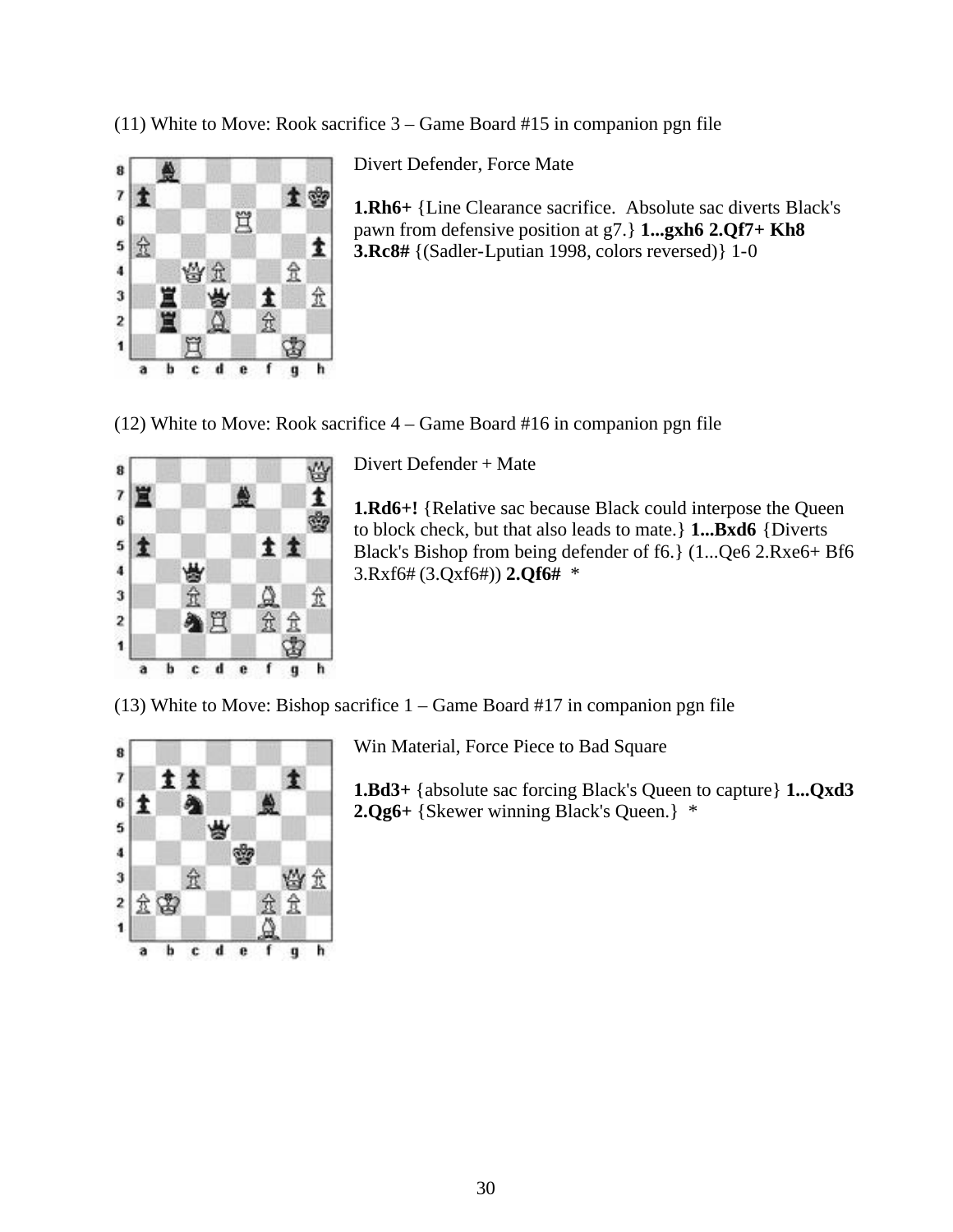(11) White to Move: Rook sacrifice 3 – Game Board #15 in companion pgn file

Divert Defender, Force Mate

**1.Rh6+** {Line Clearance sacrifice. Absolute sac diverts Black's pawn from defensive position at g7.} **1...gxh6 2.Qf7+ Kh8 3.Rc8#** {(Sadler-Lputian 1998, colors reversed)} 1-0

(12) White to Move: Rook sacrifice 4 – Game Board #16 in companion pgn file

Divert Defender + Mate

**1.Rd6+!** {Relative sac because Black could interpose the Queen to block check, but that also leads to mate.} **1...Bxd6** {Diverts Black's Bishop from being defender of f6.} (1...Qe6 2.Rxe6+ Bf6 3.Rxf6# (3.Qxf6#)) **2.Qf6#** *

(13) White to Move: Bishop sacrifice 1 – Game Board #17 in companion pgn file

Win Material, Force Piece to Bad Square

**1.Bd3+** {absolute sac forcing Black's Queen to capture} **1...Qxd3 2.Qg6+** {Skewer winning Black's Queen.} *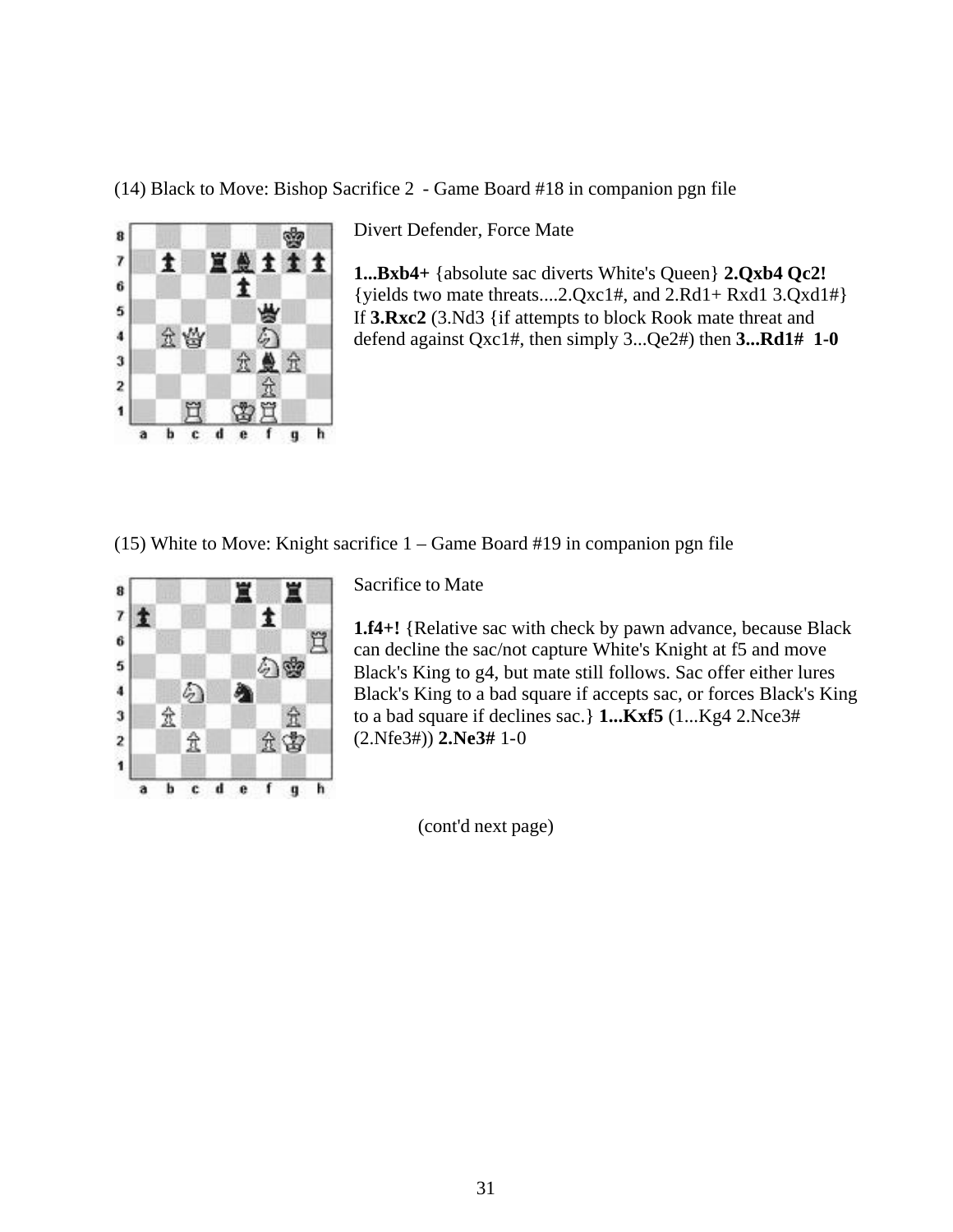(14) Black to Move: Bishop Sacrifice 2 - Game Board #18 in companion pgn file

Divert Defender, Force Mate

**1...Bxb4+** {absolute sac diverts White's Queen} **2.Qxb4 Qc2!** {yields two mate threats....2.Qxc1#, and 2.Rd1+ Rxd1 3.Qxd1#} If **3.Rxc2** (3.Nd3 {if attempts to block Rook mate threat and defend against Qxc1#, then simply 3...Qe2#) then **3...Rd1# 1-0**

(15) White to Move: Knight sacrifice 1 – Game Board #19 in companion pgn file

Sacrifice to Mate

**1.f4+!** {Relative sac with check by pawn advance, because Black can decline the sac/not capture White's Knight at f5 and move Black's King to g4, but mate still follows. Sac offer either lures Black's King to a bad square if accepts sac, or forces Black's King to a bad square if declines sac.} **1...Kxf5** (1...Kg4 2.Nce3# (2.Nfe3#)) **2.Ne3#** 1-0

(cont'd next page)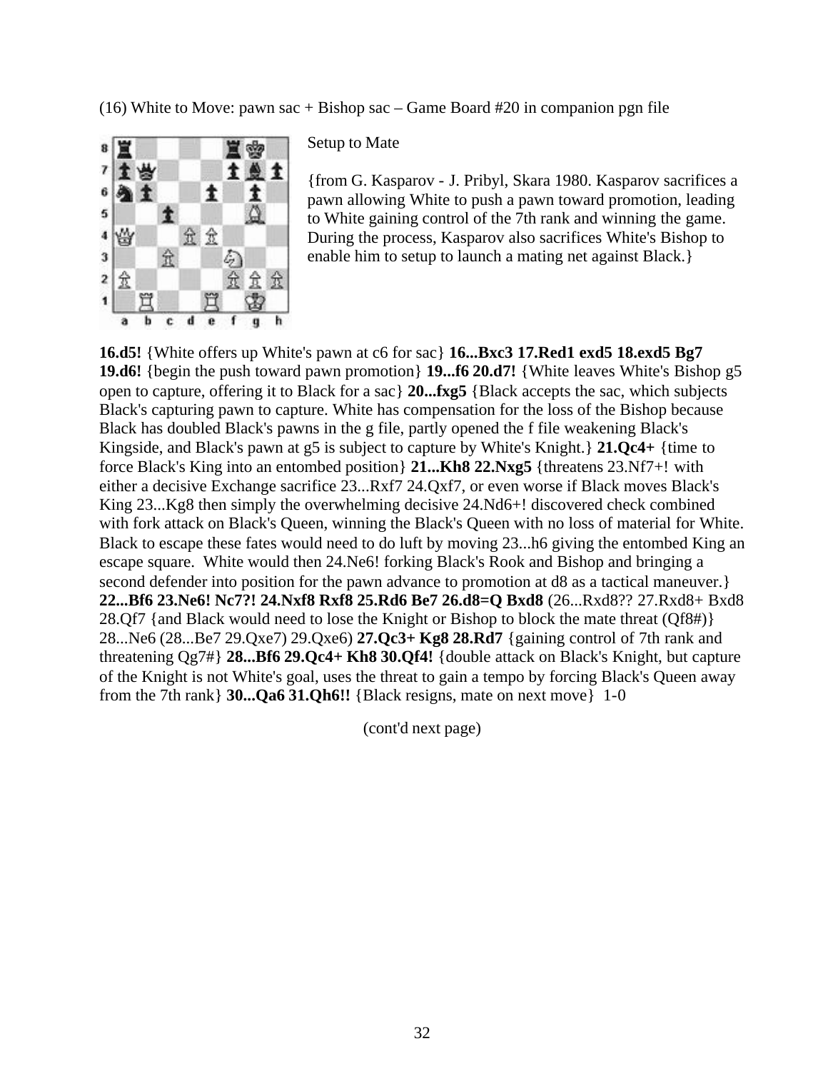(16) White to Move: pawn sac + Bishop sac – Game Board #20 in companion pgn file

Setup to Mate

{from G. Kasparov - J. Pribyl, Skara 1980. Kasparov sacrifices a pawn allowing White to push a pawn toward promotion, leading to White gaining control of the 7th rank and winning the game. During the process, Kasparov also sacrifices White's Bishop to enable him to setup to launch a mating net against Black.}

**16.d5!** {White offers up White's pawn at c6 for sac} **16...Bxc3 17.Red1 exd5 18.exd5 Bg7 19.d6!** {begin the push toward pawn promotion} **19...f6 20.d7!** {White leaves White's Bishop g5 open to capture, offering it to Black for a sac} **20...fxg5** {Black accepts the sac, which subjects Black's capturing pawn to capture. White has compensation for the loss of the Bishop because Black has doubled Black's pawns in the g file, partly opened the f file weakening Black's Kingside, and Black's pawn at g5 is subject to capture by White's Knight.} **21.Qc4+** {time to force Black's King into an entombed position} **21...Kh8 22.Nxg5** {threatens 23.Nf7+! with either a decisive Exchange sacrifice 23...Rxf7 24.Qxf7, or even worse if Black moves Black's King 23...Kg8 then simply the overwhelming decisive 24.Nd6+! discovered check combined with fork attack on Black's Queen, winning the Black's Queen with no loss of material for White. Black to escape these fates would need to do luft by moving 23...h6 giving the entombed King an escape square. White would then 24.Ne6! forking Black's Rook and Bishop and bringing a second defender into position for the pawn advance to promotion at d8 as a tactical maneuver.} **22...Bf6 23.Ne6! Nc7?! 24.Nxf8 Rxf8 25.Rd6 Be7 26.d8=Q Bxd8** (26...Rxd8?? 27.Rxd8+ Bxd8 28.Qf7 {and Black would need to lose the Knight or Bishop to block the mate threat (Qf8#)} 28...Ne6 (28...Be7 29.Qxe7) 29.Qxe6) **27.Qc3+ Kg8 28.Rd7** {gaining control of 7th rank and threatening Qg7#} **28...Bf6 29.Qc4+ Kh8 30.Qf4!** {double attack on Black's Knight, but capture of the Knight is not White's goal, uses the threat to gain a tempo by forcing Black's Queen away from the 7th rank} **30...Qa6 31.Qh6!!** {Black resigns, mate on next move} 1-0

(cont'd next page)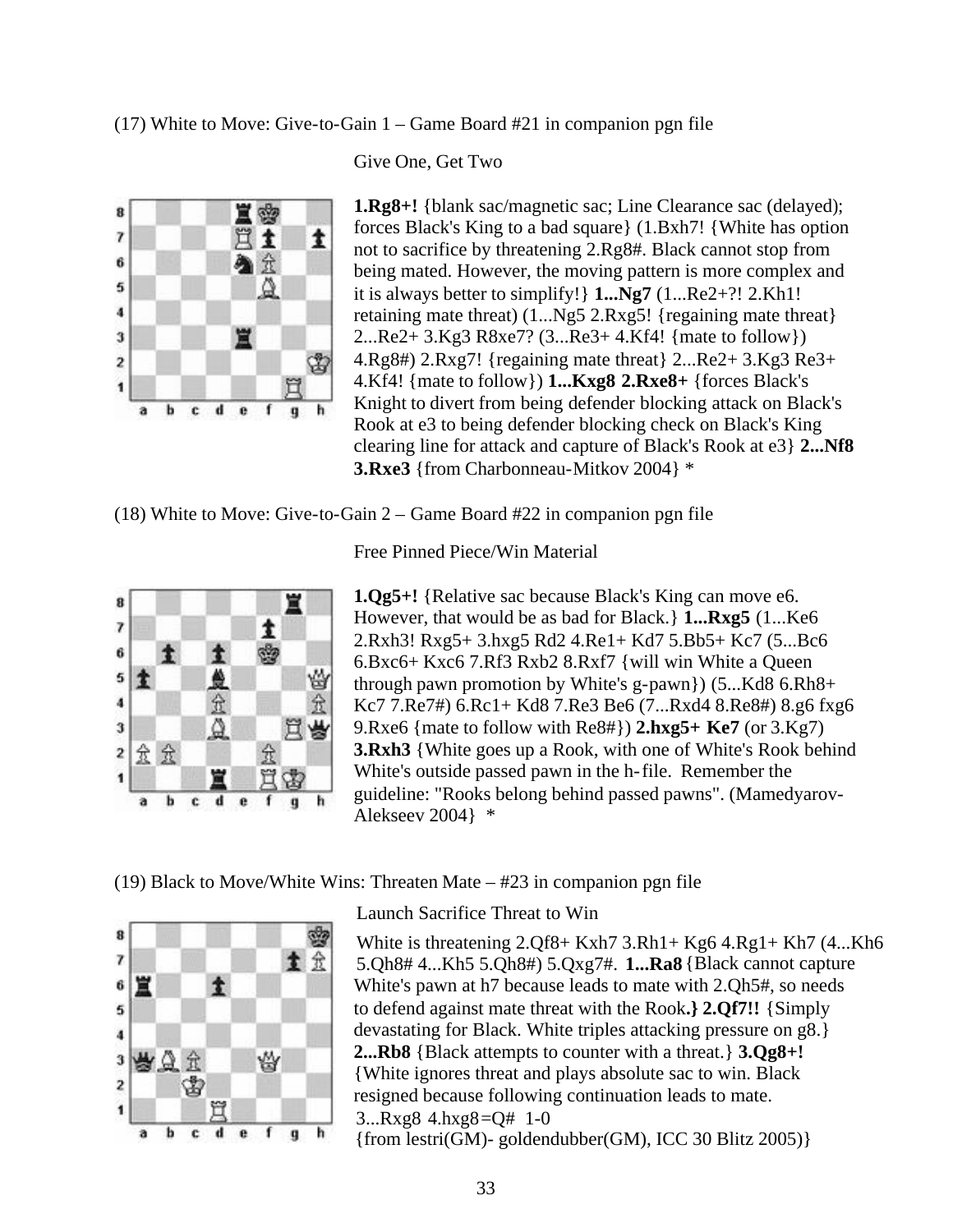(17) White to Move: Give-to-Gain 1 – Game Board #21 in companion pgn file

Give One, Get Two

**1.Rg8+!** {blank sac/magnetic sac; Line Clearance sac (delayed); forces Black's King to a bad square} (1.Bxh7! {White has option not to sacrifice by threatening 2.Rg8#. Black cannot stop from being mated. However, the moving pattern is more complex and it is always better to simplify!} **1...Ng7** (1...Re2+?! 2.Kh1! retaining mate threat) (1...Ng5 2.Rxg5! {regaining mate threat} 2...Re2+ 3.Kg3 R8xe7? (3...Re3+ 4.Kf4! {mate to follow}) 4.Rg8#) 2.Rxg7! {regaining mate threat} 2...Re2+ 3.Kg3 Re3+ 4.Kf4! {mate to follow}) **1...Kxg8 2.Rxe8+** {forces Black's Knight to divert from being defender blocking attack on Black's Rook at e3 to being defender blocking check on Black's King clearing line for attack and capture of Black's Rook at e3} **2...Nf8 3.Rxe3** {from Charbonneau-Mitkov 2004} *

(18) White to Move: Give-to-Gain 2 – Game Board #22 in companion pgn file

Free Pinned Piece/Win Material

**1.Qg5+!** {Relative sac because Black's King can move e6. However, that would be as bad for Black.} **1...Rxg5** (1...Ke6 2.Rxh3! Rxg5+ 3.hxg5 Rd2 4.Re1+ Kd7 5.Bb5+ Kc7 (5...Bc6 6.Bxc6+ Kxc6 7.Rf3 Rxb2 8.Rxf7 {will win White a Queen through pawn promotion by White's g-pawn}) (5...Kd8 6.Rh8+ Kc7 7.Re7#) 6.Rc1+ Kd8 7.Re3 Be6 (7...Rxd4 8.Re8#) 8.g6 fxg6 9.Rxe6 {mate to follow with Re8#}) **2.hxg5+ Ke7** (or 3.Kg7) **3.Rxh3** {White goes up a Rook, with one of White's Rook behind White's outside passed pawn in the h-file. Remember the guideline: "Rooks belong behind passed pawns". (Mamedyarov-Alekseev 2004} *

(19) Black to Move/White Wins: Threaten Mate – #23 in companion pgn file

Launch Sacrifice Threat to Win

White is threatening 2.Qf8+ Kxh7 3.Rh1+ Kg6 4.Rg1+ Kh7 (4...Kh6 5.Qh8# 4...Kh5 5.Qh8#) 5.Qxg7#. **1...Ra8** {Black cannot capture White's pawn at h7 because leads to mate with 2.Qh5#, so needs to defend against mate threat with the Rook.} **2.Qf7!!** {Simply devastating for Black. White triples attacking pressure on g8.} **2...Rb8** {Black attempts to counter with a threat.} **3.Qg8+!** {White ignores threat and plays absolute sac to win. Black resigned because following continuation leads to mate. 3...Rxg8 4.hxg8=Q# 1-0 {from lestri(GM)- goldendubber(GM), ICC 30 Blitz 2005)}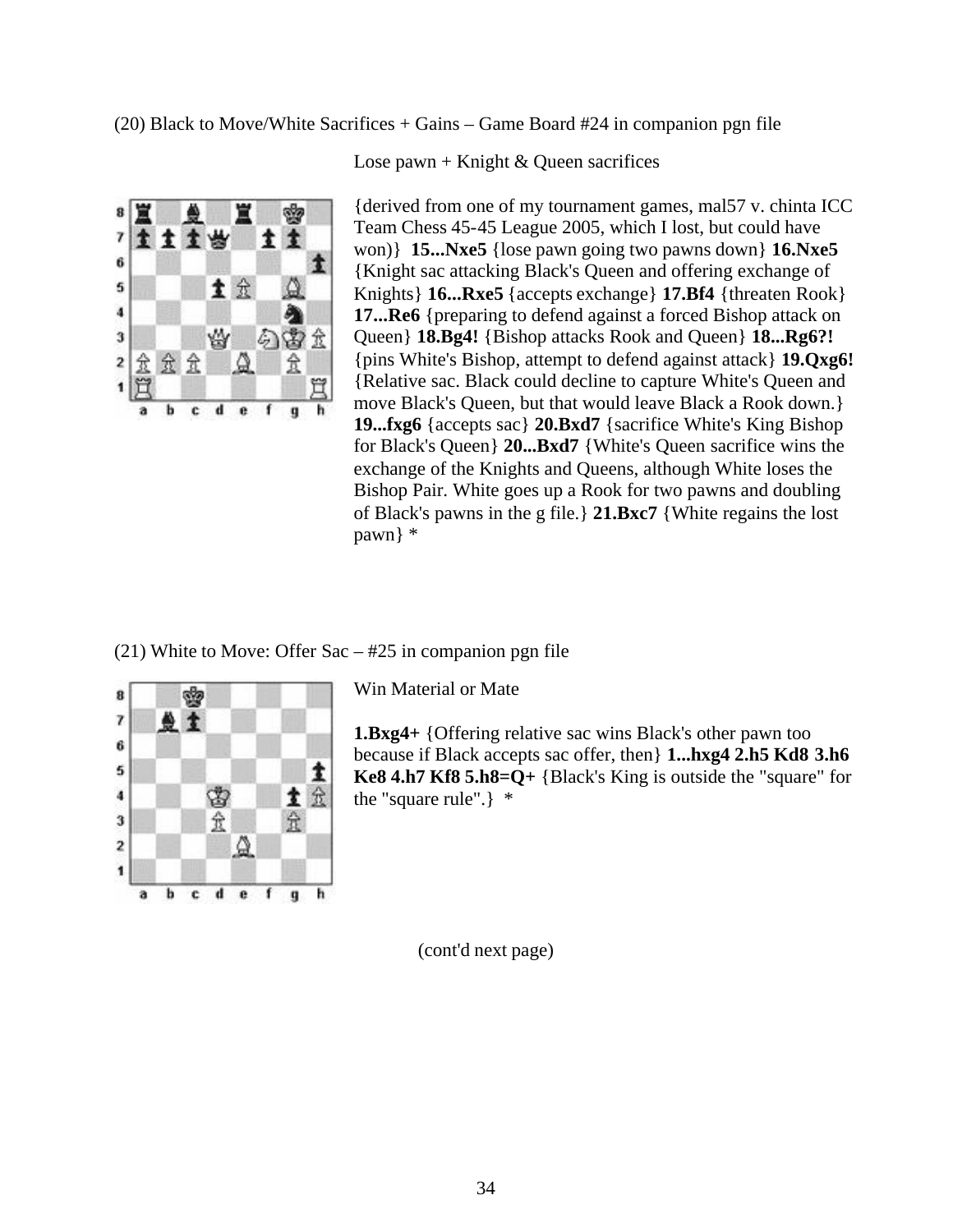(20) Black to Move/White Sacrifices + Gains – Game Board #24 in companion pgn file

Lose pawn + Knight & Queen sacrifices

{derived from one of my tournament games, mal57 v. chinta ICC Team Chess 45-45 League 2005, which I lost, but could have won)} **15...Nxe5** {lose pawn going two pawns down} **16.Nxe5** {Knight sac attacking Black's Queen and offering exchange of Knights} **16...Rxe5** {accepts exchange} **17.Bf4** {threaten Rook} **17...Re6** {preparing to defend against a forced Bishop attack on Queen} **18.Bg4!** {Bishop attacks Rook and Queen} **18...Rg6?!** {pins White's Bishop, attempt to defend against attack} **19.Qxg6!** {Relative sac. Black could decline to capture White's Queen and move Black's Queen, but that would leave Black a Rook down.} **19...fxg6** {accepts sac} **20.Bxd7** {sacrifice White's King Bishop for Black's Queen} **20...Bxd7** {White's Queen sacrifice wins the exchange of the Knights and Queens, although White loses the Bishop Pair. White goes up a Rook for two pawns and doubling of Black's pawns in the g file.} **21.Bxc7** {White regains the lost pawn} *

(21) White to Move: Offer Sac – #25 in companion pgn file

Win Material or Mate

**1.Bxg4+** {Offering relative sac wins Black's other pawn too because if Black accepts sac offer, then} **1...hxg4 2.h5 Kd8 3.h6 Ke8 4.h7 Kf8 5.h8=Q+** {Black's King is outside the "square" for the "square rule".} *

(cont'd next page)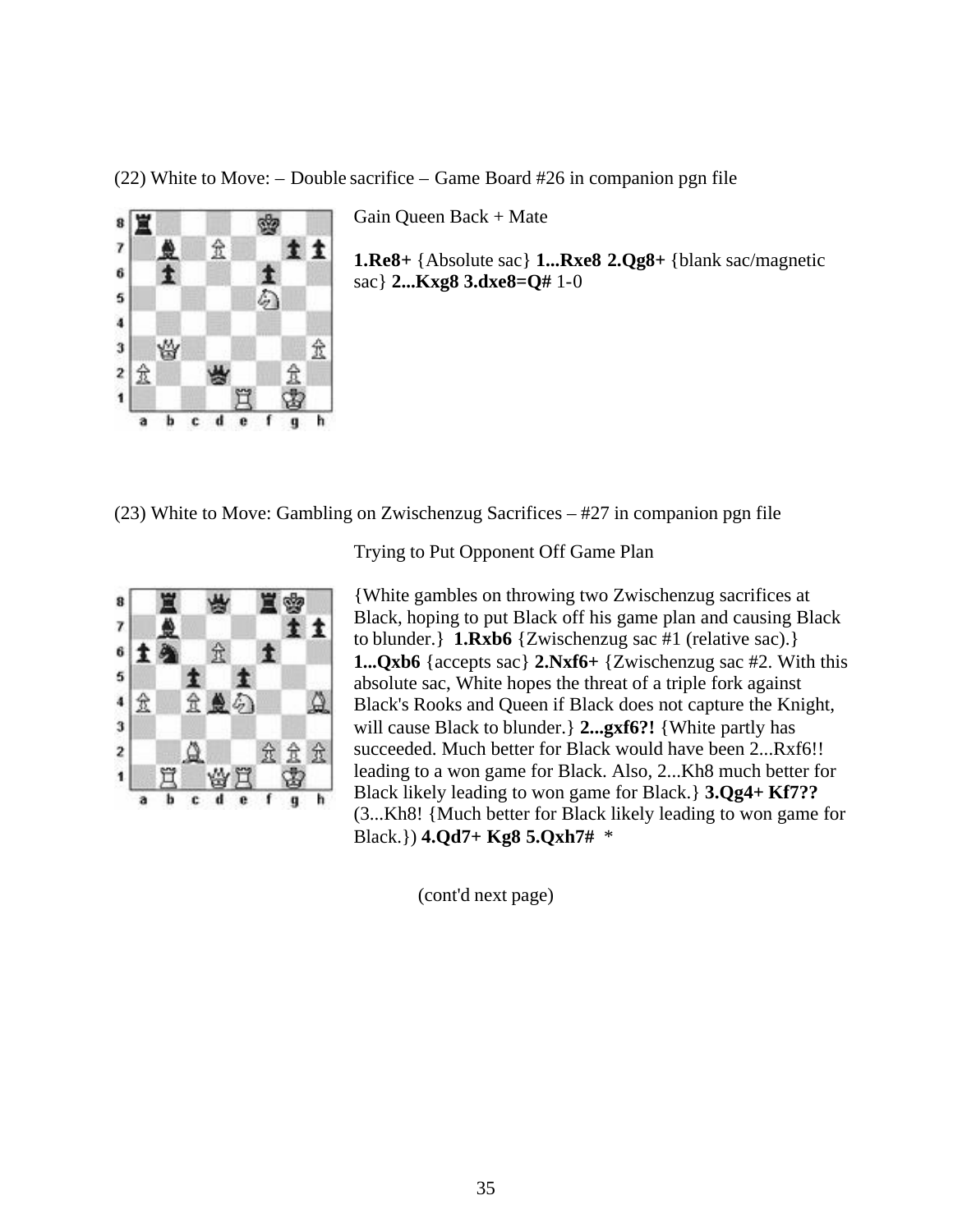(22) White to Move: – Double sacrifice – Game Board #26 in companion pgn file

Gain Queen Back + Mate

**1.Re8+** {Absolute sac} **1...Rxe8 2.Qg8+** {blank sac/magnetic sac} **2...Kxg8 3.dxe8=Q#** 1-0

(23) White to Move: Gambling on Zwischenzug Sacrifices – #27 in companion pgn file

Trying to Put Opponent Off Game Plan

{White gambles on throwing two Zwischenzug sacrifices at Black, hoping to put Black off his game plan and causing Black to blunder.} **1.Rxb6** {Zwischenzug sac #1 (relative sac).} **1...Qxb6** {accepts sac} **2.Nxf6+** {Zwischenzug sac #2. With this absolute sac, White hopes the threat of a triple fork against Black's Rooks and Queen if Black does not capture the Knight, will cause Black to blunder.} **2...gxf6?!** {White partly has succeeded. Much better for Black would have been 2...Rxf6!! leading to a won game for Black. Also, 2...Kh8 much better for Black likely leading to won game for Black.} **3.Qg4+ Kf7??** (3...Kh8! {Much better for Black likely leading to won game for Black.}) **4.Qd7+ Kg8 5.Qxh7#** *

(cont'd next page)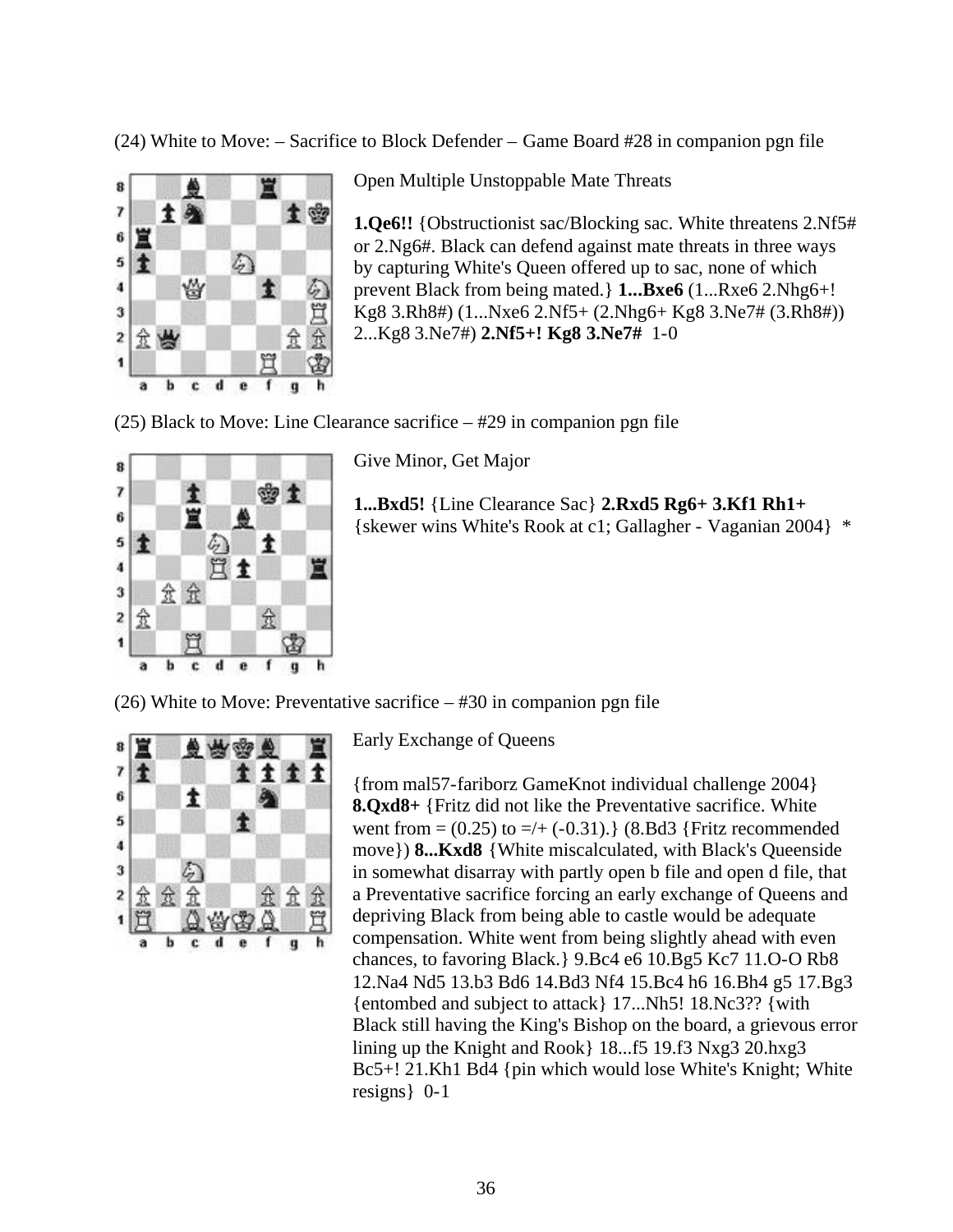(24) White to Move: – Sacrifice to Block Defender – Game Board #28 in companion pgn file

Open Multiple Unstoppable Mate Threats

**1.Qe6!!** {Obstructionist sac/Blocking sac. White threatens 2.Nf5# or 2.Ng6#. Black can defend against mate threats in three ways by capturing White's Queen offered up to sac, none of which prevent Black from being mated.} **1...Bxe6** (1...Rxe6 2.Nhg6+! Kg8 3.Rh8#) (1...Nxe6 2.Nf5+ (2.Nhg6+ Kg8 3.Ne7# (3.Rh8#)) 2...Kg8 3.Ne7#) **2.Nf5+! Kg8 3.Ne7#** 1-0

(25) Black to Move: Line Clearance sacrifice – #29 in companion pgn file

Give Minor, Get Major

**1...Bxd5!** {Line Clearance Sac} **2.Rxd5 Rg6+ 3.Kf1 Rh1+** {skewer wins White's Rook at c1; Gallagher - Vaganian 2004} *

(26) White to Move: Preventative sacrifice – #30 in companion pgn file

Early Exchange of Queens

{from mal57-fariborz GameKnot individual challenge 2004} **8.Qxd8+** {Fritz did not like the Preventative sacrifice. White went from = (0.25) to =/+ (-0.31).} (8.Bd3 {Fritz recommended move}) **8...Kxd8** {White miscalculated, with Black's Queenside in somewhat disarray with partly open b file and open d file, that a Preventative sacrifice forcing an early exchange of Queens and depriving Black from being able to castle would be adequate compensation. White went from being slightly ahead with even chances, to favoring Black.} 9.Bc4 e6 10.Bg5 Kc7 11.O-O Rb8 12.Na4 Nd5 13.b3 Bd6 14.Bd3 Nf4 15.Bc4 h6 16.Bh4 g5 17.Bg3 {entombed and subject to attack} 17...Nh5! 18.Nc3?? {with Black still having the King's Bishop on the board, a grievous error lining up the Knight and Rook} 18...f5 19.f3 Nxg3 20.hxg3 Bc5+! 21.Kh1 Bd4 {pin which would lose White's Knight; White resigns} 0-1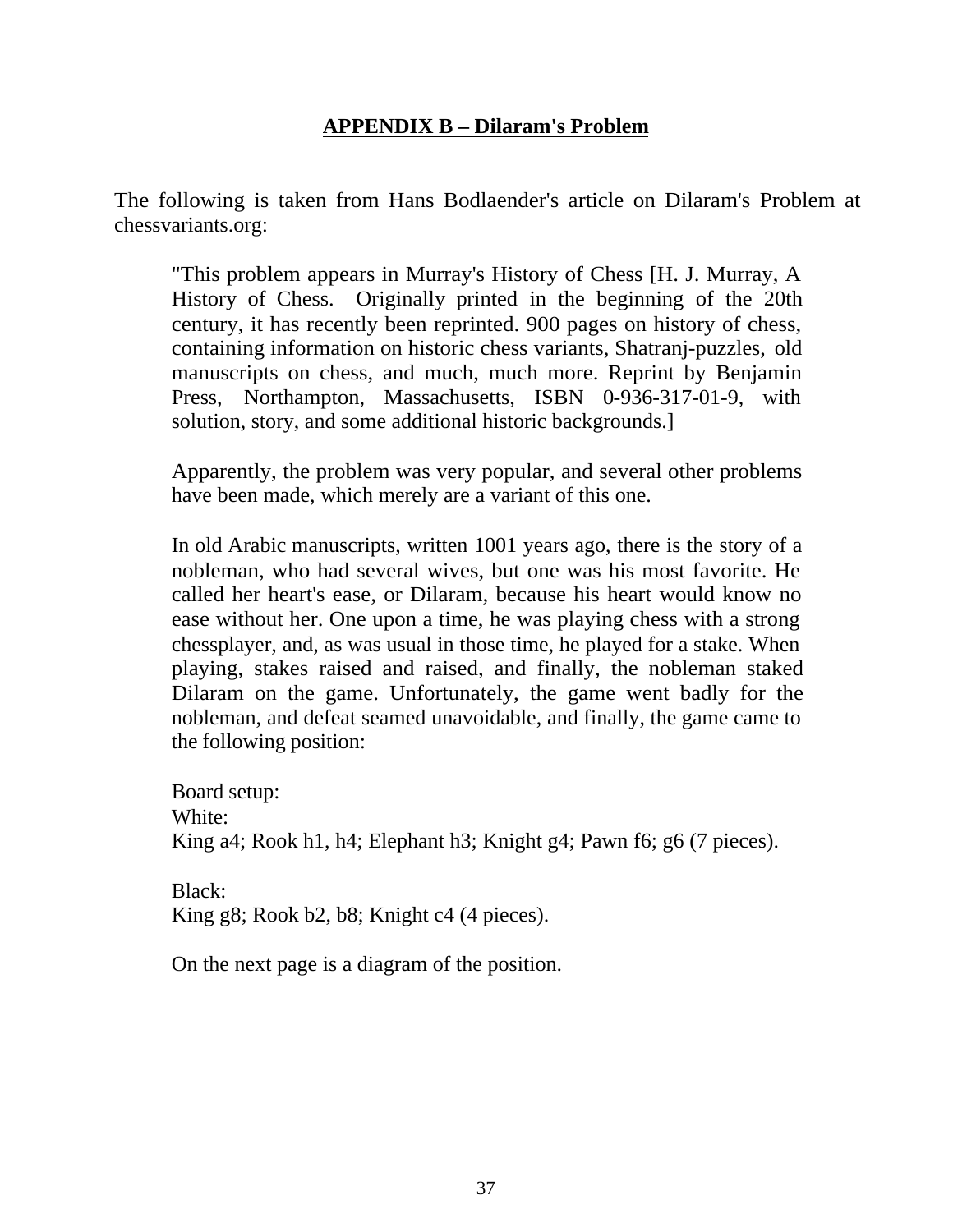## APPENDIX B – Dilaram's Problem

The following is taken from Hans Bodlaender's article on Dilaram's Problem at chessvariants.org:

> "This problem appears in Murray's History of Chess [H. J. Murray, A History of Chess. Originally printed in the beginning of the 20th century, it has recently been reprinted. 900 pages on history of chess, containing information on historic chess variants, Shatranj-puzzles, old manuscripts on chess, and much, much more. Reprint by Benjamin Press, Northampton, Massachusetts, ISBN 0-936-317-01-9, with solution, story, and some additional historic backgrounds.]
>
> Apparently, the problem was very popular, and several other problems have been made, which merely are a variant of this one.
>
> In old Arabic manuscripts, written 1001 years ago, there is the story of a nobleman, who had several wives, but one was his most favorite. He called her heart's ease, or Dilaram, because his heart would know no ease without her. One upon a time, he was playing chess with a strong chessplayer, and, as was usual in those time, he played for a stake. When playing, stakes raised and raised, and finally, the nobleman staked Dilaram on the game. Unfortunately, the game went badly for the nobleman, and defeat seamed unavoidable, and finally, the game came to the following position:
>
> Board setup:
> White:
> King a4; Rook h1, h4; Elephant h3; Knight g4; Pawn f6; g6 (7 pieces).
>
> Black:
> King g8; Rook b2, b8; Knight c4 (4 pieces).
>
> On the next page is a diagram of the position.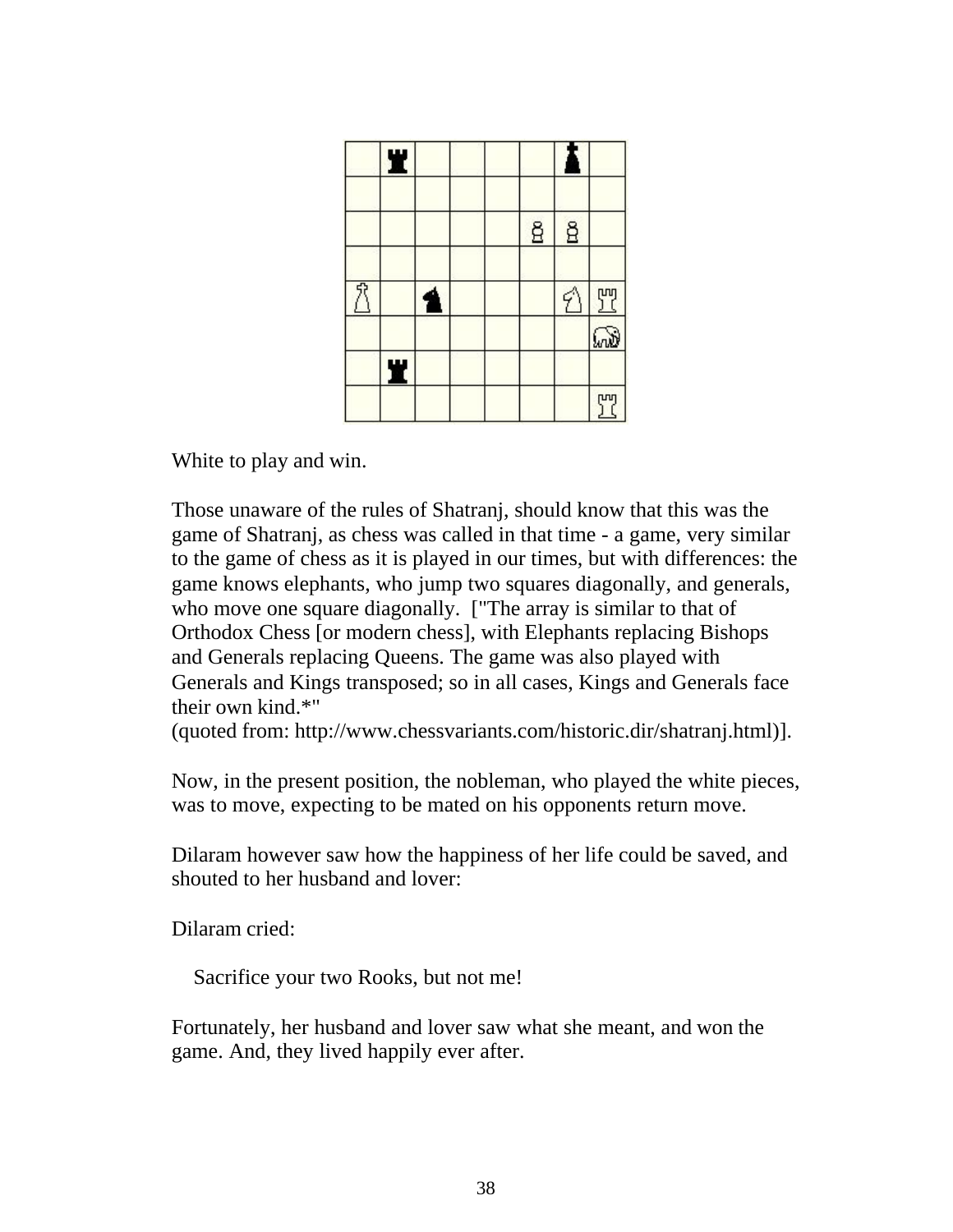White to play and win.

Those unaware of the rules of Shatranj, should know that this was the game of Shatranj, as chess was called in that time - a game, very similar to the game of chess as it is played in our times, but with differences: the game knows elephants, who jump two squares diagonally, and generals, who move one square diagonally. ["The array is similar to that of Orthodox Chess [or modern chess], with Elephants replacing Bishops and Generals replacing Queens. The game was also played with Generals and Kings transposed; so in all cases, Kings and Generals face their own kind.*"
(quoted from: http://www.chessvariants.com/historic.dir/shatranj.html)].

Now, in the present position, the nobleman, who played the white pieces, was to move, expecting to be mated on his opponents return move.

Dilaram however saw how the happiness of her life could be saved, and shouted to her husband and lover:

Dilaram cried:

Sacrifice your two Rooks, but not me!

Fortunately, her husband and lover saw what she meant, and won the game. And, they lived happily ever after.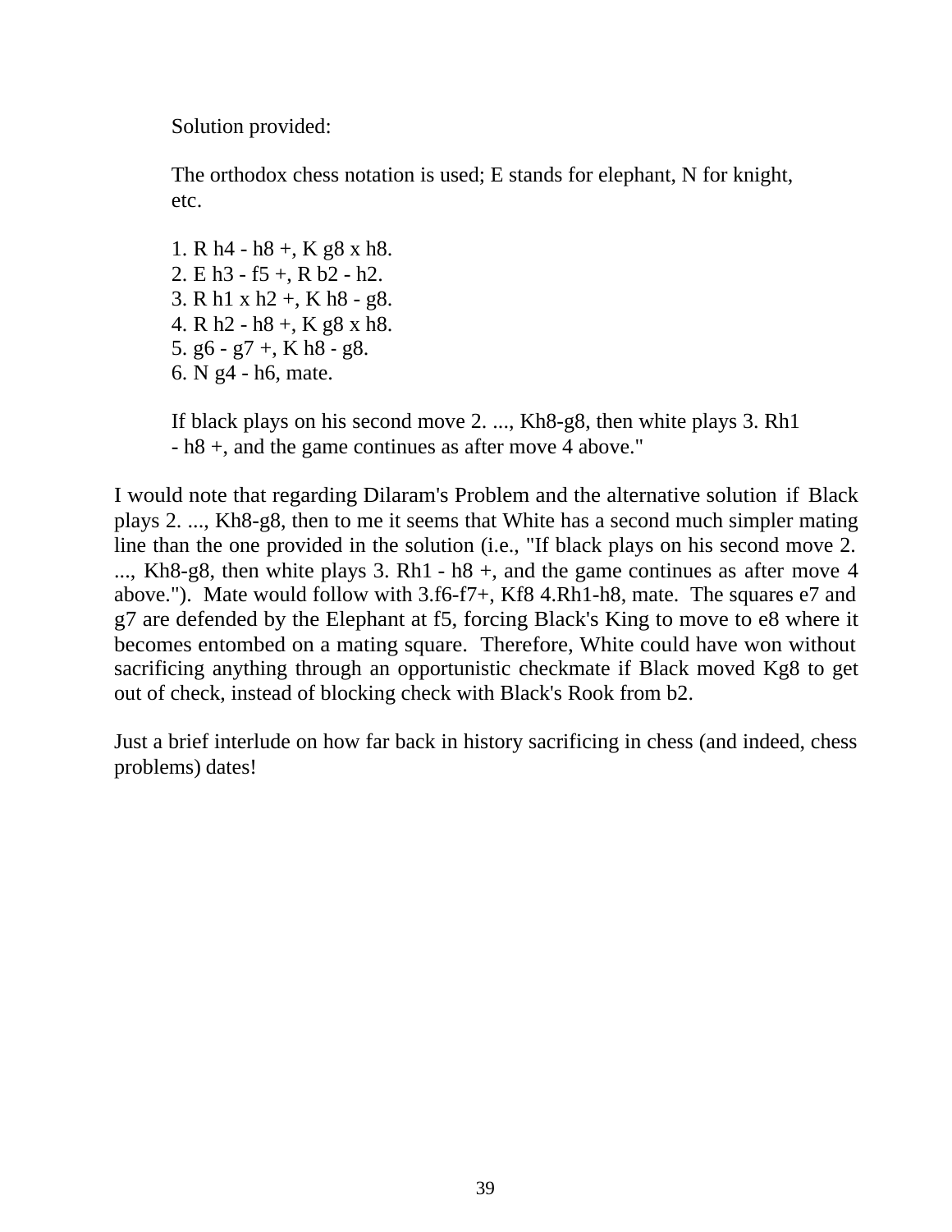Solution provided:

The orthodox chess notation is used; E stands for elephant, N for knight, etc.

1. R h4 - h8 +, K g8 x h8.
2. E h3 - f5 +, R b2 - h2.
3. R h1 x h2 +, K h8 - g8.
4. R h2 - h8 +, K g8 x h8.
5. g6 - g7 +, K h8 - g8.
6. N g4 - h6, mate.

If black plays on his second move 2. ..., Kh8-g8, then white plays 3. Rh1 - h8 +, and the game continues as after move 4 above."

I would note that regarding Dilaram's Problem and the alternative solution if Black plays 2. ..., Kh8-g8, then to me it seems that White has a second much simpler mating line than the one provided in the solution (i.e., "If black plays on his second move 2. ..., Kh8-g8, then white plays 3. Rh1 - h8 +, and the game continues as after move 4 above."). Mate would follow with 3.f6-f7+, Kf8 4.Rh1-h8, mate. The squares e7 and g7 are defended by the Elephant at f5, forcing Black's King to move to e8 where it becomes entombed on a mating square. Therefore, White could have won without sacrificing anything through an opportunistic checkmate if Black moved Kg8 to get out of check, instead of blocking check with Black's Rook from b2.

Just a brief interlude on how far back in history sacrificing in chess (and indeed, chess problems) dates!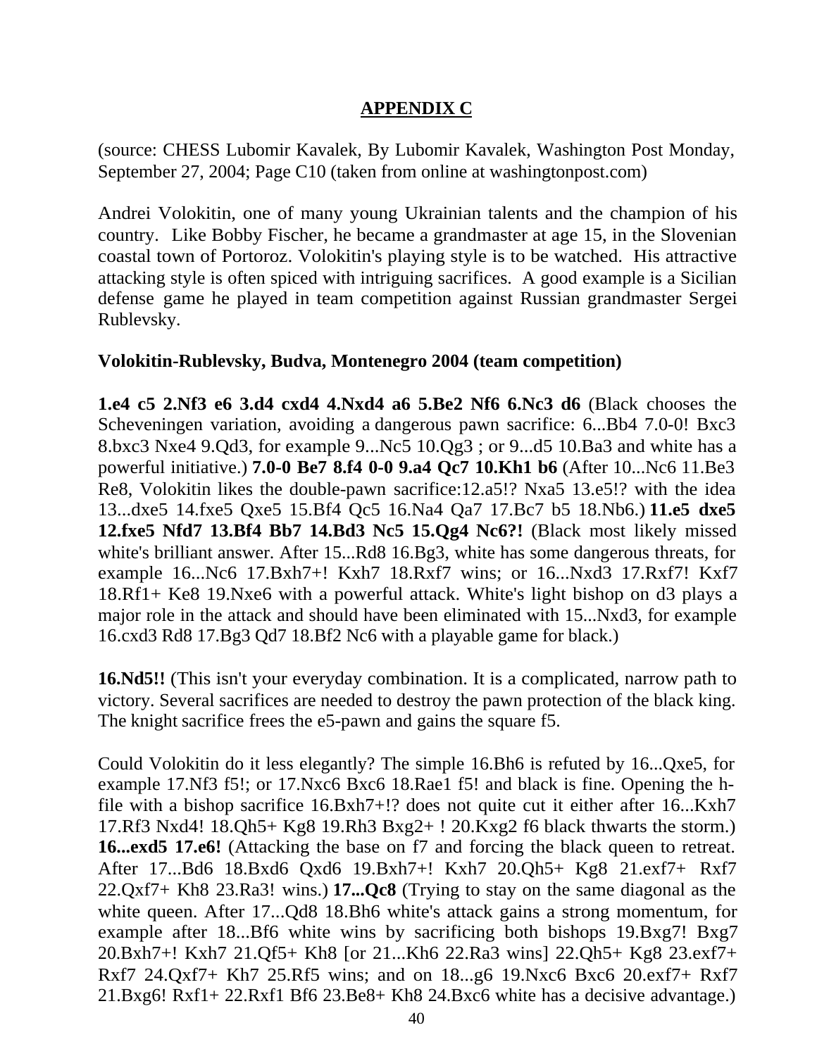## APPENDIX C

(source: CHESS Lubomir Kavalek, By Lubomir Kavalek, Washington Post Monday, September 27, 2004; Page C10 (taken from online at washingtonpost.com)

Andrei Volokitin, one of many young Ukrainian talents and the champion of his country. Like Bobby Fischer, he became a grandmaster at age 15, in the Slovenian coastal town of Portoroz. Volokitin's playing style is to be watched. His attractive attacking style is often spiced with intriguing sacrifices. A good example is a Sicilian defense game he played in team competition against Russian grandmaster Sergei Rublevsky.

**Volokitin-Rublevsky, Budva, Montenegro 2004 (team competition)**

**1.e4 c5 2.Nf3 e6 3.d4 cxd4 4.Nxd4 a6 5.Be2 Nf6 6.Nc3 d6** (Black chooses the Scheveningen variation, avoiding a dangerous pawn sacrifice: 6...Bb4 7.0-0! Bxc3 8.bxc3 Nxe4 9.Qd3, for example 9...Nc5 10.Qg3 ; or 9...d5 10.Ba3 and white has a powerful initiative.) **7.0-0 Be7 8.f4 0-0 9.a4 Qc7 10.Kh1 b6** (After 10...Nc6 11.Be3 Re8, Volokitin likes the double-pawn sacrifice:12.a5!? Nxa5 13.e5!? with the idea 13...dxe5 14.fxe5 Qxe5 15.Bf4 Qc5 16.Na4 Qa7 17.Bc7 b5 18.Nb6.) **11.e5 dxe5 12.fxe5 Nfd7 13.Bf4 Bb7 14.Bd3 Nc5 15.Qg4 Nc6?!** (Black most likely missed white's brilliant answer. After 15...Rd8 16.Bg3, white has some dangerous threats, for example 16...Nc6 17.Bxh7+! Kxh7 18.Rxf7 wins; or 16...Nxd3 17.Rxf7! Kxf7 18.Rf1+ Ke8 19.Nxe6 with a powerful attack. White's light bishop on d3 plays a major role in the attack and should have been eliminated with 15...Nxd3, for example 16.cxd3 Rd8 17.Bg3 Qd7 18.Bf2 Nc6 with a playable game for black.)

**16.Nd5!!** (This isn't your everyday combination. It is a complicated, narrow path to victory. Several sacrifices are needed to destroy the pawn protection of the black king. The knight sacrifice frees the e5-pawn and gains the square f5.

Could Volokitin do it less elegantly? The simple 16.Bh6 is refuted by 16...Qxe5, for example 17.Nf3 f5!; or 17.Nxc6 Bxc6 18.Rae1 f5! and black is fine. Opening the h-file with a bishop sacrifice 16.Bxh7+!? does not quite cut it either after 16...Kxh7 17.Rf3 Nxd4! 18.Qh5+ Kg8 19.Rh3 Bxg2+ ! 20.Kxg2 f6 black thwarts the storm.) **16...exd5 17.e6!** (Attacking the base on f7 and forcing the black queen to retreat. After 17...Bd6 18.Bxd6 Qxd6 19.Bxh7+! Kxh7 20.Qh5+ Kg8 21.exf7+ Rxf7 22.Qxf7+ Kh8 23.Ra3! wins.) **17...Qc8** (Trying to stay on the same diagonal as the white queen. After 17...Qd8 18.Bh6 white's attack gains a strong momentum, for example after 18...Bf6 white wins by sacrificing both bishops 19.Bxg7! Bxg7 20.Bxh7+! Kxh7 21.Qf5+ Kh8 [or 21...Kh6 22.Ra3 wins] 22.Qh5+ Kg8 23.exf7+ Rxf7 24.Qxf7+ Kh7 25.Rf5 wins; and on 18...g6 19.Nxc6 Bxc6 20.exf7+ Rxf7 21.Bxg6! Rxf1+ 22.Rxf1 Bf6 23.Be8+ Kh8 24.Bxc6 white has a decisive advantage.)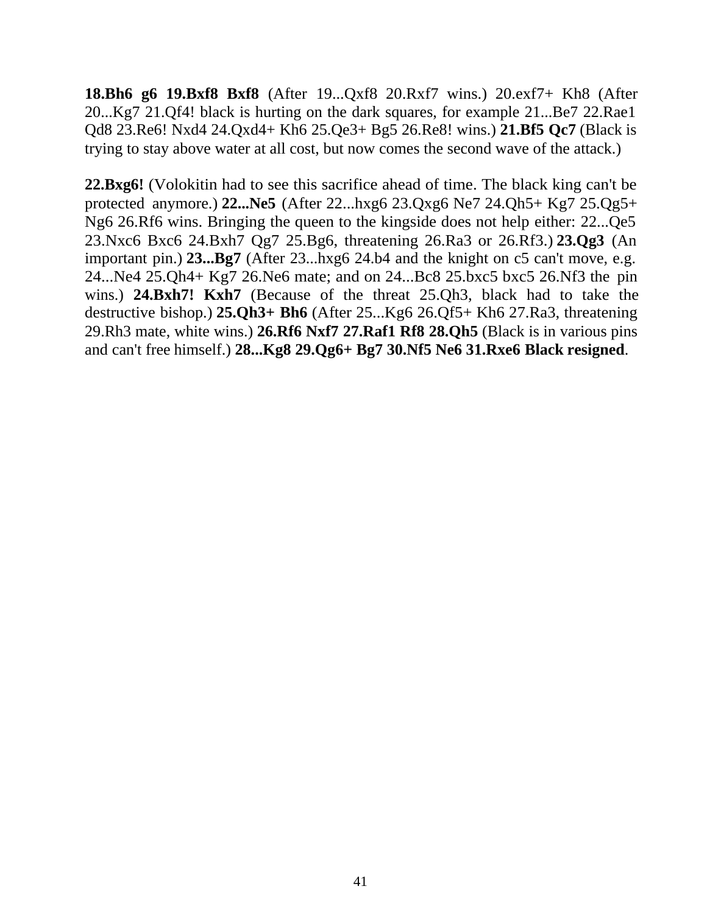**18.Bh6 g6 19.Bxf8 Bxf8** (After 19...Qxf8 20.Rxf7 wins.) 20.exf7+ Kh8 (After 20...Kg7 21.Qf4! black is hurting on the dark squares, for example 21...Be7 22.Rae1 Qd8 23.Re6! Nxd4 24.Qxd4+ Kh6 25.Qe3+ Bg5 26.Re8! wins.) **21.Bf5 Qc7** (Black is trying to stay above water at all cost, but now comes the second wave of the attack.)

**22.Bxg6!** (Volokitin had to see this sacrifice ahead of time. The black king can't be protected anymore.) **22...Ne5** (After 22...hxg6 23.Qxg6 Ne7 24.Qh5+ Kg7 25.Qg5+ Ng6 26.Rf6 wins. Bringing the queen to the kingside does not help either: 22...Qe5 23.Nxc6 Bxc6 24.Bxh7 Qg7 25.Bg6, threatening 26.Ra3 or 26.Rf3.) **23.Qg3** (An important pin.) **23...Bg7** (After 23...hxg6 24.b4 and the knight on c5 can't move, e.g. 24...Ne4 25.Qh4+ Kg7 26.Ne6 mate; and on 24...Bc8 25.bxc5 bxc5 26.Nf3 the pin wins.) **24.Bxh7! Kxh7** (Because of the threat 25.Qh3, black had to take the destructive bishop.) **25.Qh3+ Bh6** (After 25...Kg6 26.Qf5+ Kh6 27.Ra3, threatening 29.Rh3 mate, white wins.) **26.Rf6 Nxf7 27.Raf1 Rf8 28.Qh5** (Black is in various pins and can't free himself.) **28...Kg8 29.Qg6+ Bg7 30.Nf5 Ne6 31.Rxe6 Black resigned**.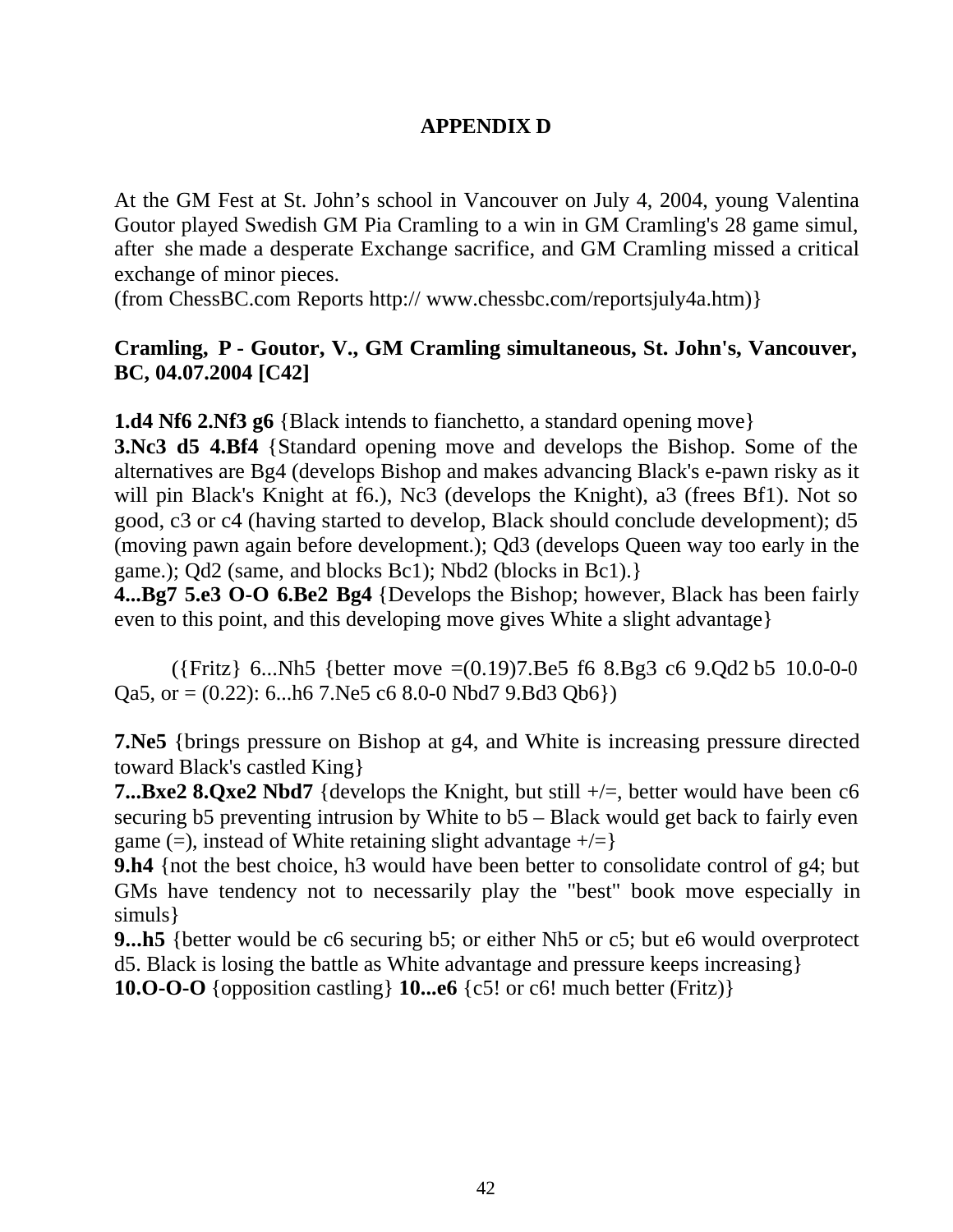## APPENDIX D

At the GM Fest at St. John's school in Vancouver on July 4, 2004, young Valentina Goutor played Swedish GM Pia Cramling to a win in GM Cramling's 28 game simul, after she made a desperate Exchange sacrifice, and GM Cramling missed a critical exchange of minor pieces.
(from ChessBC.com Reports http:// www.chessbc.com/reportsjuly4a.htm)}

**Cramling, P - Goutor, V., GM Cramling simultaneous, St. John's, Vancouver, BC, 04.07.2004 [C42]**

**1.d4 Nf6 2.Nf3 g6** {Black intends to fianchetto, a standard opening move}
**3.Nc3 d5 4.Bf4** {Standard opening move and develops the Bishop. Some of the alternatives are Bg4 (develops Bishop and makes advancing Black's e-pawn risky as it will pin Black's Knight at f6.), Nc3 (develops the Knight), a3 (frees Bf1). Not so good, c3 or c4 (having started to develop, Black should conclude development); d5 (moving pawn again before development.); Qd3 (develops Queen way too early in the game.); Qd2 (same, and blocks Bc1); Nbd2 (blocks in Bc1).}
**4...Bg7 5.e3 O-O 6.Be2 Bg4** {Develops the Bishop; however, Black has been fairly even to this point, and this developing move gives White a slight advantage}

({Fritz} 6...Nh5 {better move =(0.19)7.Be5 f6 8.Bg3 c6 9.Qd2 b5 10.0-0-0 Qa5, or = (0.22): 6...h6 7.Ne5 c6 8.0-0 Nbd7 9.Bd3 Qb6})

**7.Ne5** {brings pressure on Bishop at g4, and White is increasing pressure directed toward Black's castled King}
**7...Bxe2 8.Qxe2 Nbd7** {develops the Knight, but still +/=, better would have been c6 securing b5 preventing intrusion by White to b5 – Black would get back to fairly even game (=), instead of White retaining slight advantage +/=}
**9.h4** {not the best choice, h3 would have been better to consolidate control of g4; but GMs have tendency not to necessarily play the "best" book move especially in simuls}
**9...h5** {better would be c6 securing b5; or either Nh5 or c5; but e6 would overprotect d5. Black is losing the battle as White advantage and pressure keeps increasing}
**10.O-O-O** {opposition castling} **10...e6** {c5! or c6! much better (Fritz)}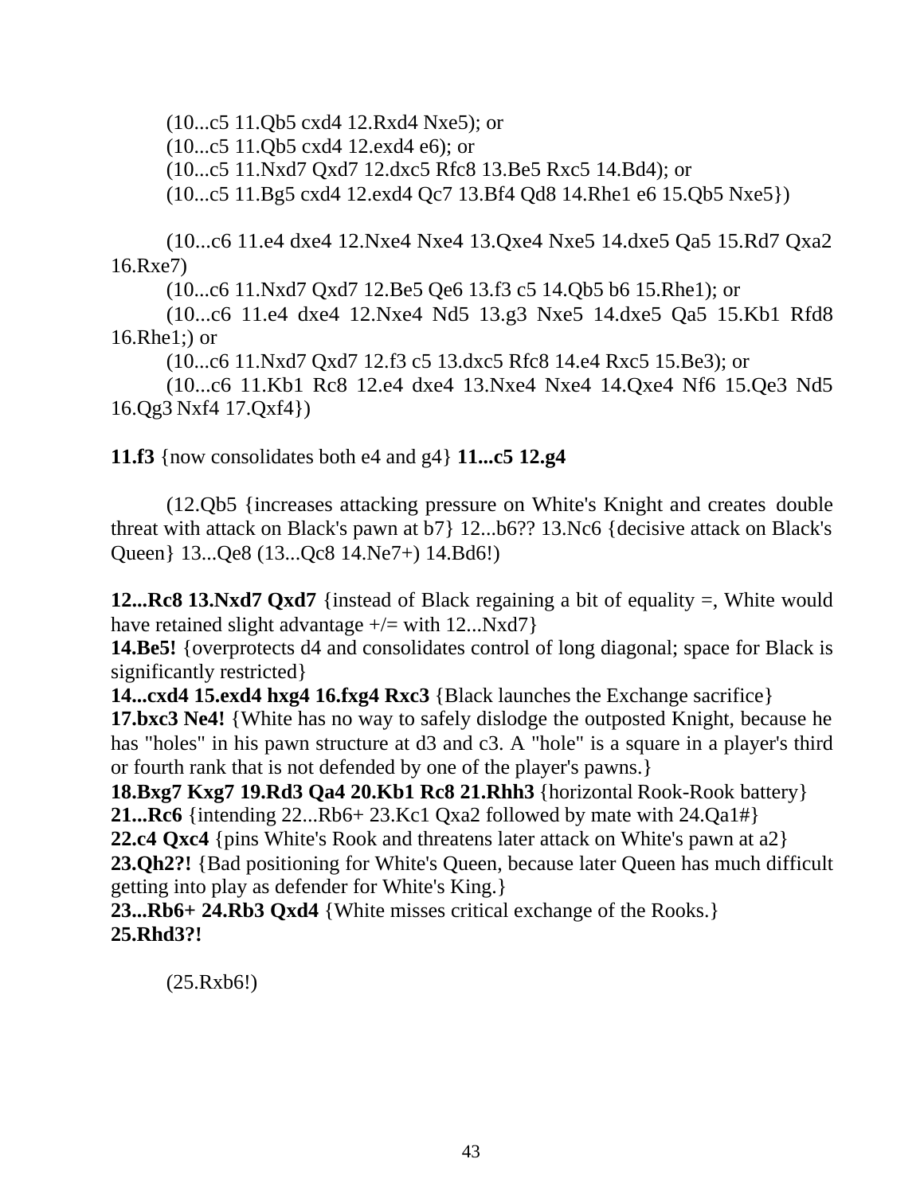(10...c5 11.Qb5 cxd4 12.Rxd4 Nxe5); or

(10...c5 11.Qb5 cxd4 12.exd4 e6); or

(10...c5 11.Nxd7 Qxd7 12.dxc5 Rfc8 13.Be5 Rxc5 14.Bd4); or

(10...c5 11.Bg5 cxd4 12.exd4 Qc7 13.Bf4 Qd8 14.Rhe1 e6 15.Qb5 Nxe5})

(10...c6 11.e4 dxe4 12.Nxe4 Nxe4 13.Qxe4 Nxe5 14.dxe5 Qa5 15.Rd7 Qxa2 16.Rxe7)

(10...c6 11.Nxd7 Qxd7 12.Be5 Qe6 13.f3 c5 14.Qb5 b6 15.Rhe1); or

(10...c6 11.e4 dxe4 12.Nxe4 Nd5 13.g3 Nxe5 14.dxe5 Qa5 15.Kb1 Rfd8 16.Rhe1;) or

(10...c6 11.Nxd7 Qxd7 12.f3 c5 13.dxc5 Rfc8 14.e4 Rxc5 15.Be3); or

(10...c6 11.Kb1 Rc8 12.e4 dxe4 13.Nxe4 Nxe4 14.Qxe4 Nf6 15.Qe3 Nd5 16.Qg3 Nxf4 17.Qxf4})

**11.f3** {now consolidates both e4 and g4} **11...c5 12.g4**

(12.Qb5 {increases attacking pressure on White's Knight and creates double threat with attack on Black's pawn at b7} 12...b6?? 13.Nc6 {decisive attack on Black's Queen} 13...Qe8 (13...Qc8 14.Ne7+) 14.Bd6!)

**12...Rc8 13.Nxd7 Qxd7** {instead of Black regaining a bit of equality =, White would have retained slight advantage +/= with 12...Nxd7}
**14.Be5!** {overprotects d4 and consolidates control of long diagonal; space for Black is significantly restricted}
**14...cxd4 15.exd4 hxg4 16.fxg4 Rxc3** {Black launches the Exchange sacrifice}
**17.bxc3 Ne4!** {White has no way to safely dislodge the outposted Knight, because he has "holes" in his pawn structure at d3 and c3. A "hole" is a square in a player's third or fourth rank that is not defended by one of the player's pawns.}
**18.Bxg7 Kxg7 19.Rd3 Qa4 20.Kb1 Rc8 21.Rhh3** {horizontal Rook-Rook battery}
**21...Rc6** {intending 22...Rb6+ 23.Kc1 Qxa2 followed by mate with 24.Qa1#}
**22.c4 Qxc4** {pins White's Rook and threatens later attack on White's pawn at a2}
**23.Qh2?!** {Bad positioning for White's Queen, because later Queen has much difficult getting into play as defender for White's King.}
**23...Rb6+ 24.Rb3 Qxd4** {White misses critical exchange of the Rooks.}
**25.Rhd3?!**

(25.Rxb6!)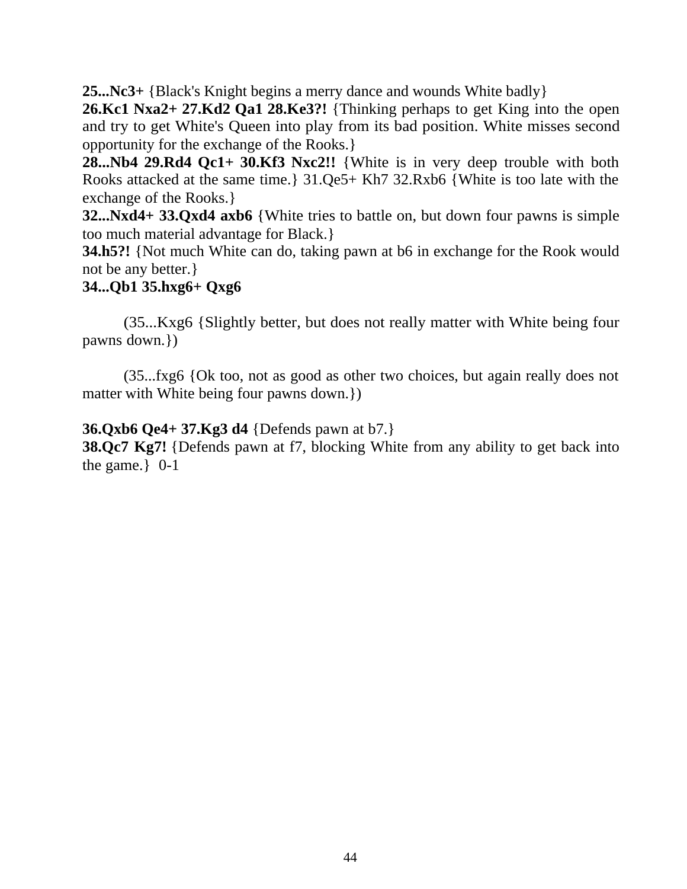**25...Nc3+** {Black's Knight begins a merry dance and wounds White badly}
**26.Kc1 Nxa2+ 27.Kd2 Qa1 28.Ke3?!** {Thinking perhaps to get King into the open and try to get White's Queen into play from its bad position. White misses second opportunity for the exchange of the Rooks.}
**28...Nb4 29.Rd4 Qc1+ 30.Kf3 Nxc2!!** {White is in very deep trouble with both Rooks attacked at the same time.} 31.Qe5+ Kh7 32.Rxb6 {White is too late with the exchange of the Rooks.}
**32...Nxd4+ 33.Qxd4 axb6** {White tries to battle on, but down four pawns is simple too much material advantage for Black.}
**34.h5?!** {Not much White can do, taking pawn at b6 in exchange for the Rook would not be any better.}
**34...Qb1 35.hxg6+ Qxg6**

(35...Kxg6 {Slightly better, but does not really matter with White being four pawns down.})

(35...fxg6 {Ok too, not as good as other two choices, but again really does not matter with White being four pawns down.})

**36.Qxb6 Qe4+ 37.Kg3 d4** {Defends pawn at b7.}
**38.Qc7 Kg7!** {Defends pawn at f7, blocking White from any ability to get back into the game.} 0-1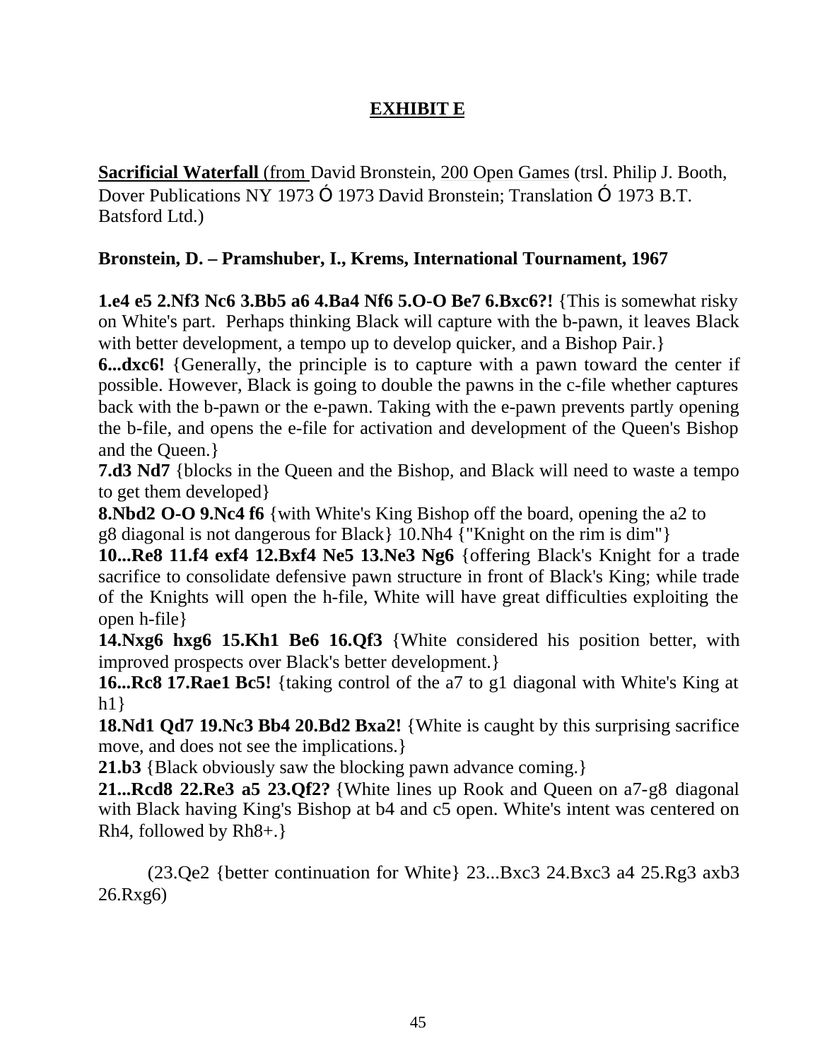## EXHIBIT E

**Sacrificial Waterfall** (from David Bronstein, 200 Open Games (trsl. Philip J. Booth, Dover Publications NY 1973 © 1973 David Bronstein; Translation © 1973 B.T. Batsford Ltd.)

**Bronstein, D. – Pramshuber, I., Krems, International Tournament, 1967**

**1.e4 e5 2.Nf3 Nc6 3.Bb5 a6 4.Ba4 Nf6 5.O-O Be7 6.Bxc6?!** {This is somewhat risky on White's part. Perhaps thinking Black will capture with the b-pawn, it leaves Black with better development, a tempo up to develop quicker, and a Bishop Pair.}
**6...dxc6!** {Generally, the principle is to capture with a pawn toward the center if possible. However, Black is going to double the pawns in the c-file whether captures back with the b-pawn or the e-pawn. Taking with the e-pawn prevents partly opening the b-file, and opens the e-file for activation and development of the Queen's Bishop and the Queen.}
**7.d3 Nd7** {blocks in the Queen and the Bishop, and Black will need to waste a tempo to get them developed}
**8.Nbd2 O-O 9.Nc4 f6** {with White's King Bishop off the board, opening the a2 to g8 diagonal is not dangerous for Black} 10.Nh4 {"Knight on the rim is dim"}
**10...Re8 11.f4 exf4 12.Bxf4 Ne5 13.Ne3 Ng6** {offering Black's Knight for a trade sacrifice to consolidate defensive pawn structure in front of Black's King; while trade of the Knights will open the h-file, White will have great difficulties exploiting the open h-file}
**14.Nxg6 hxg6 15.Kh1 Be6 16.Qf3** {White considered his position better, with improved prospects over Black's better development.}
**16...Rc8 17.Rae1 Bc5!** {taking control of the a7 to g1 diagonal with White's King at h1}
**18.Nd1 Qd7 19.Nc3 Bb4 20.Bd2 Bxa2!** {White is caught by this surprising sacrifice move, and does not see the implications.}
**21.b3** {Black obviously saw the blocking pawn advance coming.}
**21...Rcd8 22.Re3 a5 23.Qf2?** {White lines up Rook and Queen on a7-g8 diagonal with Black having King's Bishop at b4 and c5 open. White's intent was centered on Rh4, followed by Rh8+.}

(23.Qe2 {better continuation for White} 23...Bxc3 24.Bxc3 a4 25.Rg3 axb3 26.Rxg6)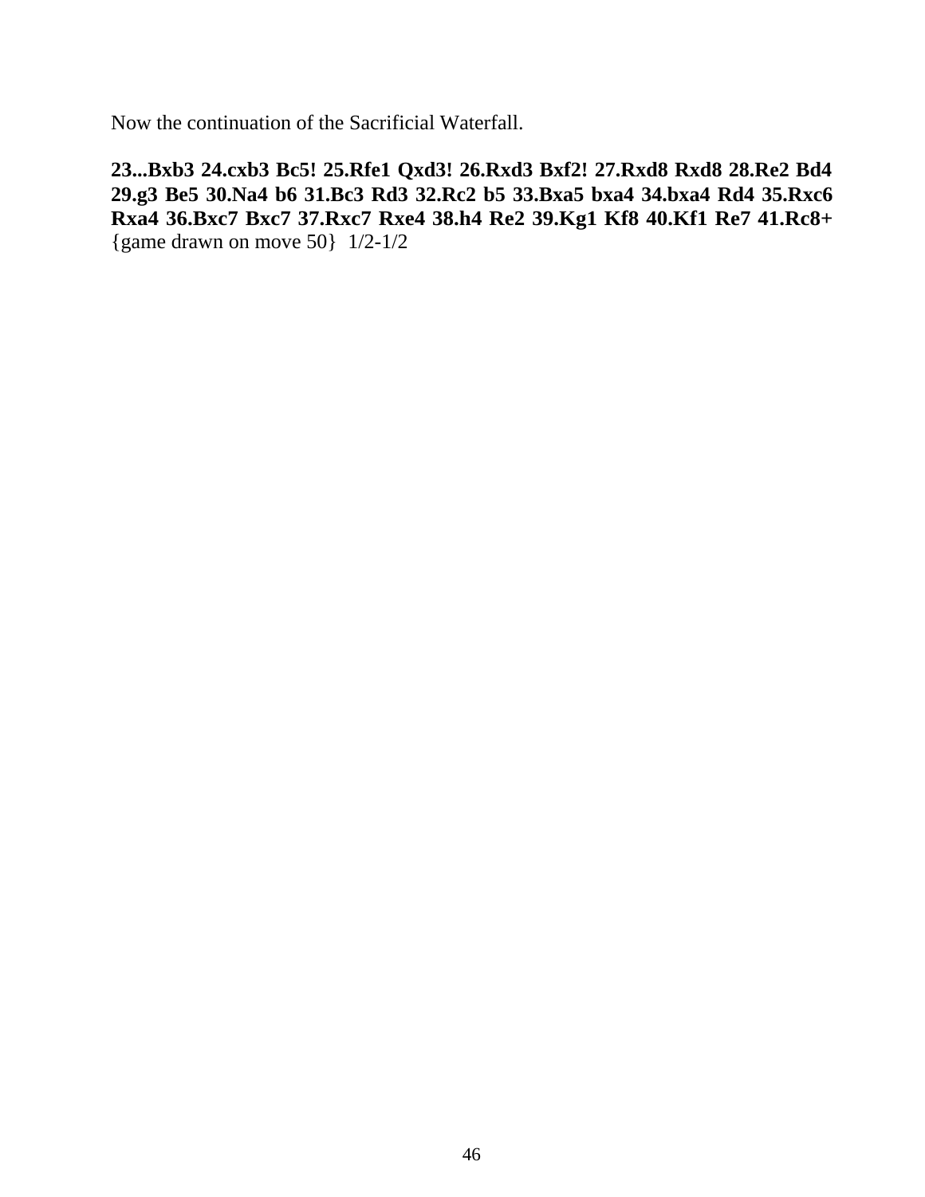Now the continuation of the Sacrificial Waterfall.

**23...Bxb3 24.cxb3 Bc5! 25.Rfe1 Qxd3! 26.Rxd3 Bxf2! 27.Rxd8 Rxd8 28.Re2 Bd4 29.g3 Be5 30.Na4 b6 31.Bc3 Rd3 32.Rc2 b5 33.Bxa5 bxa4 34.bxa4 Rd4 35.Rxc6 Rxa4 36.Bxc7 Bxc7 37.Rxc7 Rxe4 38.h4 Re2 39.Kg1 Kf8 40.Kf1 Re7 41.Rc8+** {game drawn on move 50}  1/2-1/2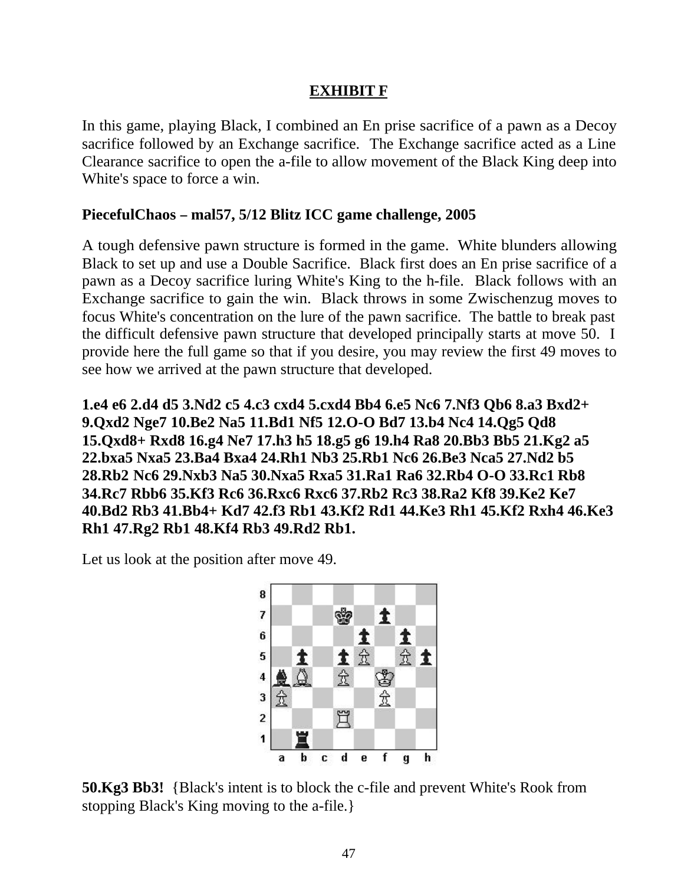## EXHIBIT F

In this game, playing Black, I combined an En prise sacrifice of a pawn as a Decoy sacrifice followed by an Exchange sacrifice. The Exchange sacrifice acted as a Line Clearance sacrifice to open the a-file to allow movement of the Black King deep into White's space to force a win.

**PiecefulChaos – mal57, 5/12 Blitz ICC game challenge, 2005**

A tough defensive pawn structure is formed in the game. White blunders allowing Black to set up and use a Double Sacrifice. Black first does an En prise sacrifice of a pawn as a Decoy sacrifice luring White's King to the h-file. Black follows with an Exchange sacrifice to gain the win. Black throws in some Zwischenzug moves to focus White's concentration on the lure of the pawn sacrifice. The battle to break past the difficult defensive pawn structure that developed principally starts at move 50. I provide here the full game so that if you desire, you may review the first 49 moves to see how we arrived at the pawn structure that developed.

**1.e4 e6 2.d4 d5 3.Nd2 c5 4.c3 cxd4 5.cxd4 Bb4 6.e5 Nc6 7.Nf3 Qb6 8.a3 Bxd2+ 9.Qxd2 Nge7 10.Be2 Na5 11.Bd1 Nf5 12.O-O Bd7 13.b4 Nc4 14.Qg5 Qd8 15.Qxd8+ Rxd8 16.g4 Ne7 17.h3 h5 18.g5 g6 19.h4 Ra8 20.Bb3 Bb5 21.Kg2 a5 22.bxa5 Nxa5 23.Ba4 Bxa4 24.Rh1 Nb3 25.Rb1 Nc6 26.Be3 Nca5 27.Nd2 b5 28.Rb2 Nc6 29.Nxb3 Na5 30.Nxa5 Rxa5 31.Ra1 Ra6 32.Rb4 O-O 33.Rc1 Rb8 34.Rc7 Rbb6 35.Kf3 Rc6 36.Rxc6 Rxc6 37.Rb2 Rc3 38.Ra2 Kf8 39.Ke2 Ke7 40.Bd2 Rb3 41.Bb4+ Kd7 42.f3 Rb1 43.Kf2 Rd1 44.Ke3 Rh1 45.Kf2 Rxh4 46.Ke3 Rh1 47.Rg2 Rb1 48.Kf4 Rb3 49.Rd2 Rb1.**

Let us look at the position after move 49.

**50.Kg3 Bb3!** {Black's intent is to block the c-file and prevent White's Rook from stopping Black's King moving to the a-file.}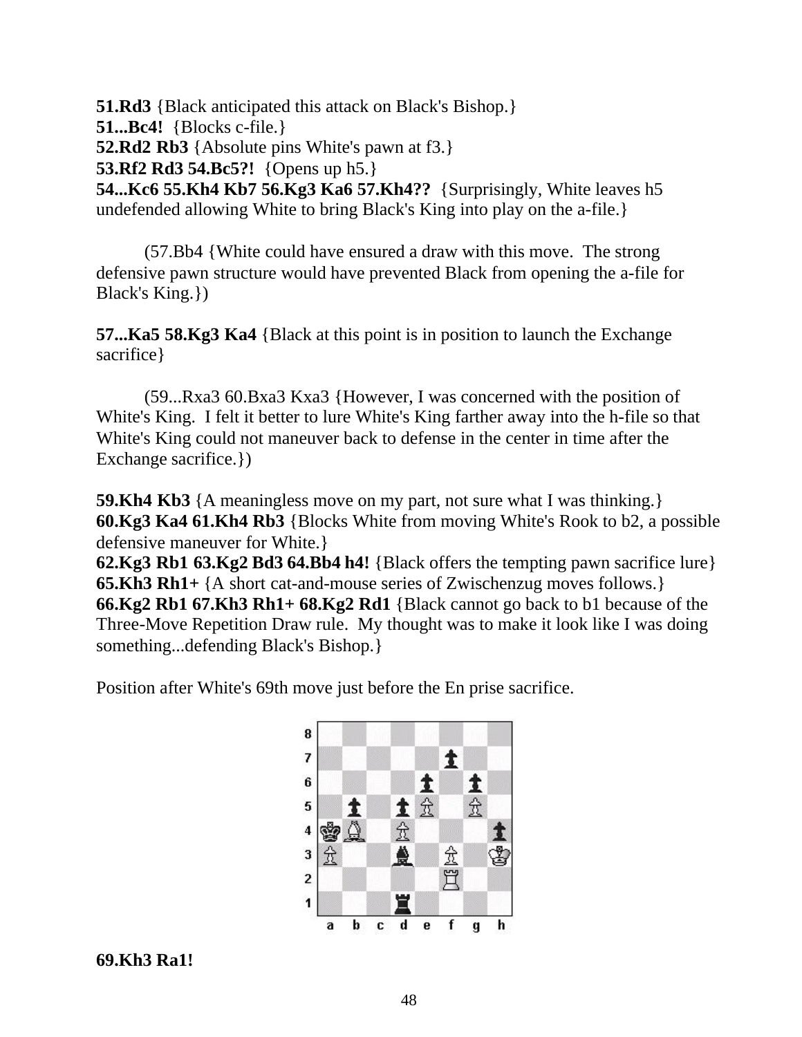**51.Rd3** {Black anticipated this attack on Black's Bishop.}
**51...Bc4!** {Blocks c-file.}
**52.Rd2 Rb3** {Absolute pins White's pawn at f3.}
**53.Rf2 Rd3 54.Bc5?!** {Opens up h5.}
**54...Kc6 55.Kh4 Kb7 56.Kg3 Ka6 57.Kh4??** {Surprisingly, White leaves h5 undefended allowing White to bring Black's King into play on the a-file.}

(57.Bb4 {White could have ensured a draw with this move. The strong defensive pawn structure would have prevented Black from opening the a-file for Black's King.})

**57...Ka5 58.Kg3 Ka4** {Black at this point is in position to launch the Exchange sacrifice}

(59...Rxa3 60.Bxa3 Kxa3 {However, I was concerned with the position of White's King. I felt it better to lure White's King farther away into the h-file so that White's King could not maneuver back to defense in the center in time after the Exchange sacrifice.})

**59.Kh4 Kb3** {A meaningless move on my part, not sure what I was thinking.}
**60.Kg3 Ka4 61.Kh4 Rb3** {Blocks White from moving White's Rook to b2, a possible defensive maneuver for White.}
**62.Kg3 Rb1 63.Kg2 Bd3 64.Bb4 h4!** {Black offers the tempting pawn sacrifice lure}
**65.Kh3 Rh1+** {A short cat-and-mouse series of Zwischenzug moves follows.}
**66.Kg2 Rb1 67.Kh3 Rh1+ 68.Kg2 Rd1** {Black cannot go back to b1 because of the Three-Move Repetition Draw rule. My thought was to make it look like I was doing something...defending Black's Bishop.}

Position after White's 69th move just before the En prise sacrifice.

**69.Kh3 Ra1!**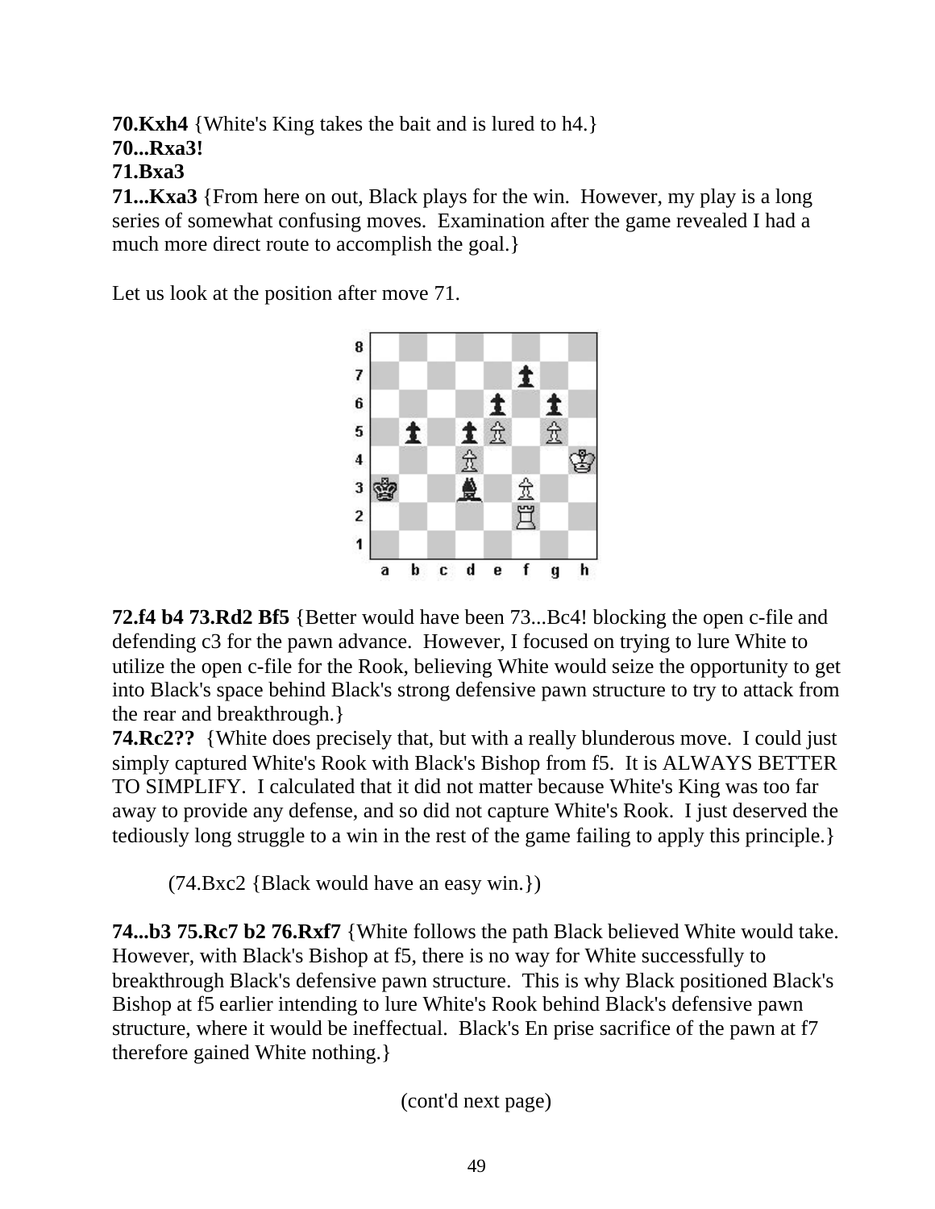**70.Kxh4** {White's King takes the bait and is lured to h4.}
**70...Rxa3!**
**71.Bxa3**
**71...Kxa3** {From here on out, Black plays for the win. However, my play is a long series of somewhat confusing moves. Examination after the game revealed I had a much more direct route to accomplish the goal.}

Let us look at the position after move 71.

**72.f4 b4 73.Rd2 Bf5** {Better would have been 73...Bc4! blocking the open c-file and defending c3 for the pawn advance. However, I focused on trying to lure White to utilize the open c-file for the Rook, believing White would seize the opportunity to get into Black's space behind Black's strong defensive pawn structure to try to attack from the rear and breakthrough.}
**74.Rc2??** {White does precisely that, but with a really blunderous move. I could just simply captured White's Rook with Black's Bishop from f5. It is ALWAYS BETTER TO SIMPLIFY. I calculated that it did not matter because White's King was too far away to provide any defense, and so did not capture White's Rook. I just deserved the tediously long struggle to a win in the rest of the game failing to apply this principle.}

(74.Bxc2 {Black would have an easy win.})

**74...b3 75.Rc7 b2 76.Rxf7** {White follows the path Black believed White would take. However, with Black's Bishop at f5, there is no way for White successfully to breakthrough Black's defensive pawn structure. This is why Black positioned Black's Bishop at f5 earlier intending to lure White's Rook behind Black's defensive pawn structure, where it would be ineffectual. Black's En prise sacrifice of the pawn at f7 therefore gained White nothing.}

(cont'd next page)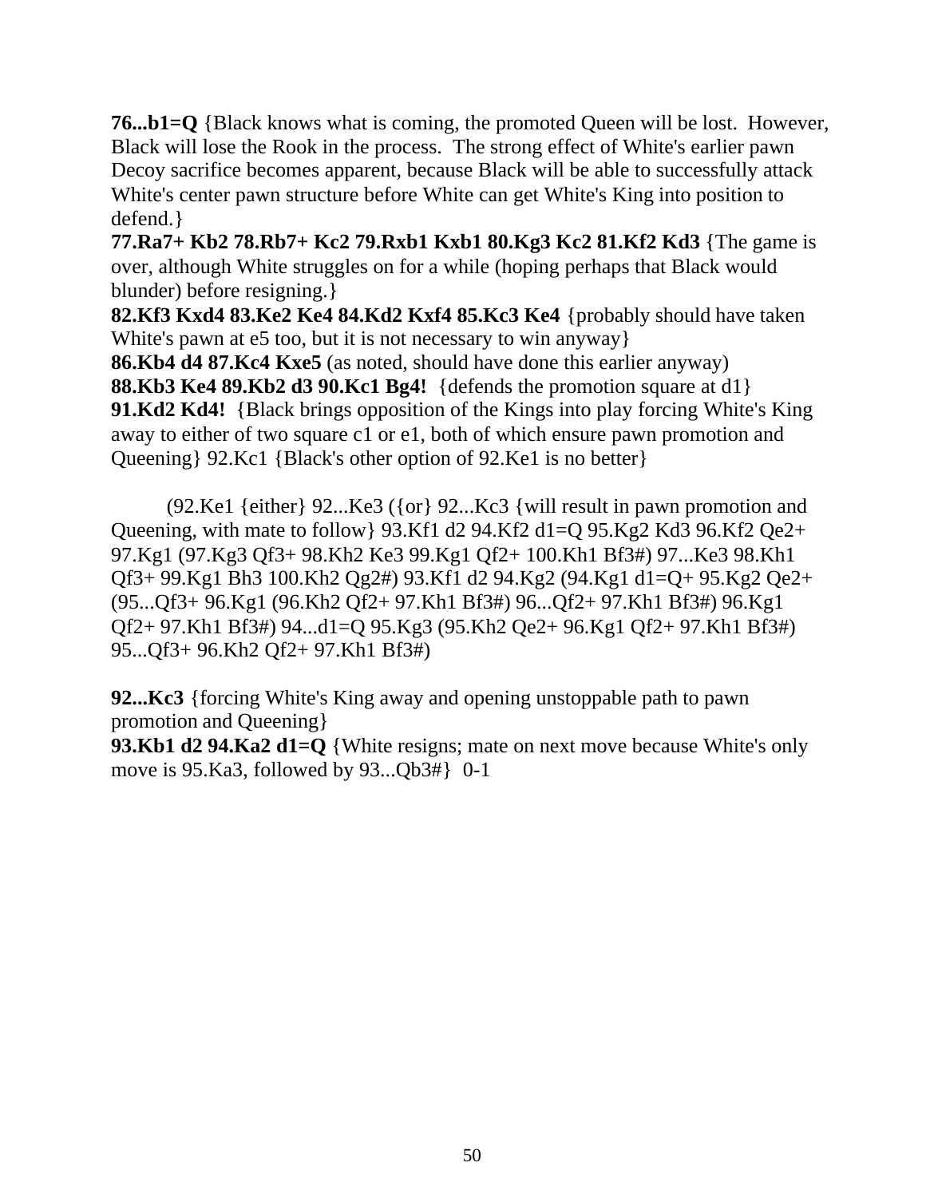**76...b1=Q** {Black knows what is coming, the promoted Queen will be lost.  However, Black will lose the Rook in the process.  The strong effect of White's earlier pawn Decoy sacrifice becomes apparent, because Black will be able to successfully attack White's center pawn structure before White can get White's King into position to defend.}
**77.Ra7+ Kb2 78.Rb7+ Kc2 79.Rxb1 Kxb1 80.Kg3 Kc2 81.Kf2 Kd3** {The game is over, although White struggles on for a while (hoping perhaps that Black would blunder) before resigning.}
**82.Kf3 Kxd4 83.Ke2 Ke4 84.Kd2 Kxf4 85.Kc3 Ke4** {probably should have taken White's pawn at e5 too, but it is not necessary to win anyway}
**86.Kb4 d4 87.Kc4 Kxe5** (as noted, should have done this earlier anyway)
**88.Kb3 Ke4 89.Kb2 d3 90.Kc1 Bg4!** {defends the promotion square at d1}
**91.Kd2 Kd4!** {Black brings opposition of the Kings into play forcing White's King away to either of two square c1 or e1, both of which ensure pawn promotion and Queening} 92.Kc1 {Black's other option of 92.Ke1 is no better}

(92.Ke1 {either} 92...Ke3 ({or} 92...Kc3 {will result in pawn promotion and Queening, with mate to follow} 93.Kf1 d2 94.Kf2 d1=Q 95.Kg2 Kd3 96.Kf2 Qe2+ 97.Kg1 (97.Kg3 Qf3+ 98.Kh2 Ke3 99.Kg1 Qf2+ 100.Kh1 Bf3#) 97...Ke3 98.Kh1 Qf3+ 99.Kg1 Bh3 100.Kh2 Qg2#) 93.Kf1 d2 94.Kg2 (94.Kg1 d1=Q+ 95.Kg2 Qe2+ (95...Qf3+ 96.Kg1 (96.Kh2 Qf2+ 97.Kh1 Bf3#) 96...Qf2+ 97.Kh1 Bf3#) 96.Kg1 Qf2+ 97.Kh1 Bf3#) 94...d1=Q 95.Kg3 (95.Kh2 Qe2+ 96.Kg1 Qf2+ 97.Kh1 Bf3#) 95...Qf3+ 96.Kh2 Qf2+ 97.Kh1 Bf3#)

**92...Kc3** {forcing White's King away and opening unstoppable path to pawn promotion and Queening}
**93.Kb1 d2 94.Ka2 d1=Q** {White resigns; mate on next move because White's only move is 95.Ka3, followed by 93...Qb3#}  0-1